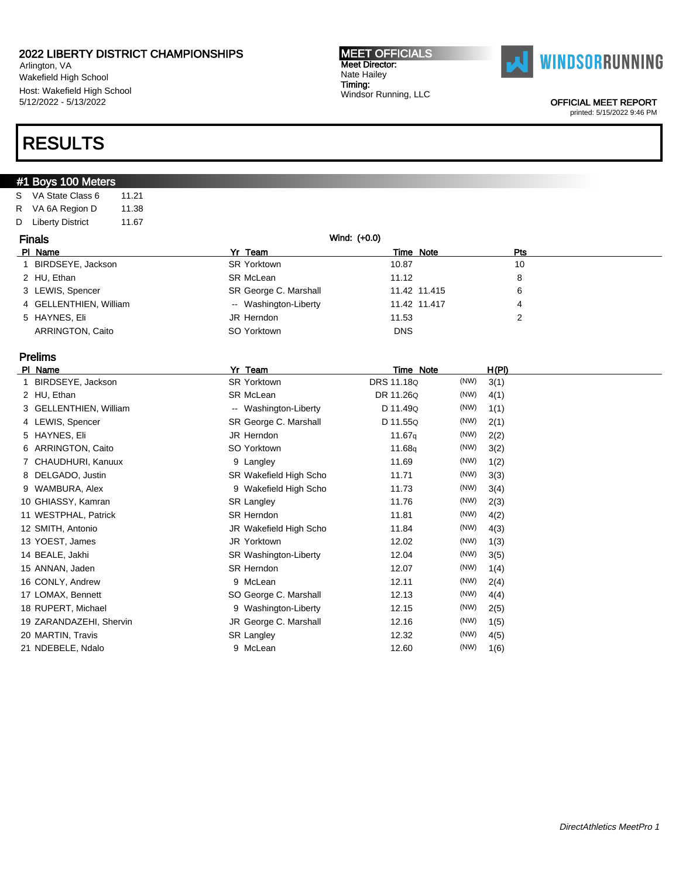2022 LIBERTY DISTRICT CHAMPIONSHIPS
Arlington, VA
Wakefield High School
Host: Wakefield High School
5/12/2022 - 5/13/2022

**MEET OFFICIALS**
Meet Director:
Nate Hailey
Timing:
Windsor Running, LLC

WINDSORRUNNING

OFFICIAL MEET REPORT
printed: 5/15/2022 9:46 PM

# RESULTS

## #1 Boys 100 Meters

| | | |
|---|---|---|
| S | VA State Class 6 | 11.21 |
| R | VA 6A Region D | 11.38 |
| D | Liberty District | 11.67 |

### Finals

Wind: (+0.0)

| Pl | Name | Yr | Team | Time | Note | Pts |
|---|---|---|---|---|---|---|
| 1 | BIRDSEYE, Jackson | SR | Yorktown | 10.87 | | 10 |
| 2 | HU, Ethan | SR | McLean | 11.12 | | 8 |
| 3 | LEWIS, Spencer | SR | George C. Marshall | 11.42 | 11.415 | 6 |
| 4 | GELLENTHIEN, William | -- | Washington-Liberty | 11.42 | 11.417 | 4 |
| 5 | HAYNES, Eli | JR | Herndon | 11.53 | | 2 |
| | ARRINGTON, Caito | SO | Yorktown | DNS | | |

### Prelims

| Pl | Name | Yr | Team | Time | Note | | H(Pl) |
|---|---|---|---|---|---|---|---|
| 1 | BIRDSEYE, Jackson | SR | Yorktown | DRS 11.18Q | | (NW) | 3(1) |
| 2 | HU, Ethan | SR | McLean | DR 11.26Q | | (NW) | 4(1) |
| 3 | GELLENTHIEN, William | -- | Washington-Liberty | D 11.49Q | | (NW) | 1(1) |
| 4 | LEWIS, Spencer | SR | George C. Marshall | D 11.55Q | | (NW) | 2(1) |
| 5 | HAYNES, Eli | JR | Herndon | 11.67q | | (NW) | 2(2) |
| 6 | ARRINGTON, Caito | SO | Yorktown | 11.68q | | (NW) | 3(2) |
| 7 | CHAUDHURI, Kanuux | 9 | Langley | 11.69 | | (NW) | 1(2) |
| 8 | DELGADO, Justin | SR | Wakefield High Scho | 11.71 | | (NW) | 3(3) |
| 9 | WAMBURA, Alex | 9 | Wakefield High Scho | 11.73 | | (NW) | 3(4) |
| 10 | GHIASSY, Kamran | SR | Langley | 11.76 | | (NW) | 2(3) |
| 11 | WESTPHAL, Patrick | SR | Herndon | 11.81 | | (NW) | 4(2) |
| 12 | SMITH, Antonio | JR | Wakefield High Scho | 11.84 | | (NW) | 4(3) |
| 13 | YOEST, James | JR | Yorktown | 12.02 | | (NW) | 1(3) |
| 14 | BEALE, Jakhi | SR | Washington-Liberty | 12.04 | | (NW) | 3(5) |
| 15 | ANNAN, Jaden | SR | Herndon | 12.07 | | (NW) | 1(4) |
| 16 | CONLY, Andrew | 9 | McLean | 12.11 | | (NW) | 2(4) |
| 17 | LOMAX, Bennett | SO | George C. Marshall | 12.13 | | (NW) | 4(4) |
| 18 | RUPERT, Michael | 9 | Washington-Liberty | 12.15 | | (NW) | 2(5) |
| 19 | ZARANDAZEHI, Shervin | JR | George C. Marshall | 12.16 | | (NW) | 1(5) |
| 20 | MARTIN, Travis | SR | Langley | 12.32 | | (NW) | 4(5) |
| 21 | NDEBELE, Ndalo | 9 | McLean | 12.60 | | (NW) | 1(6) |

*DirectAthletics MeetPro 1*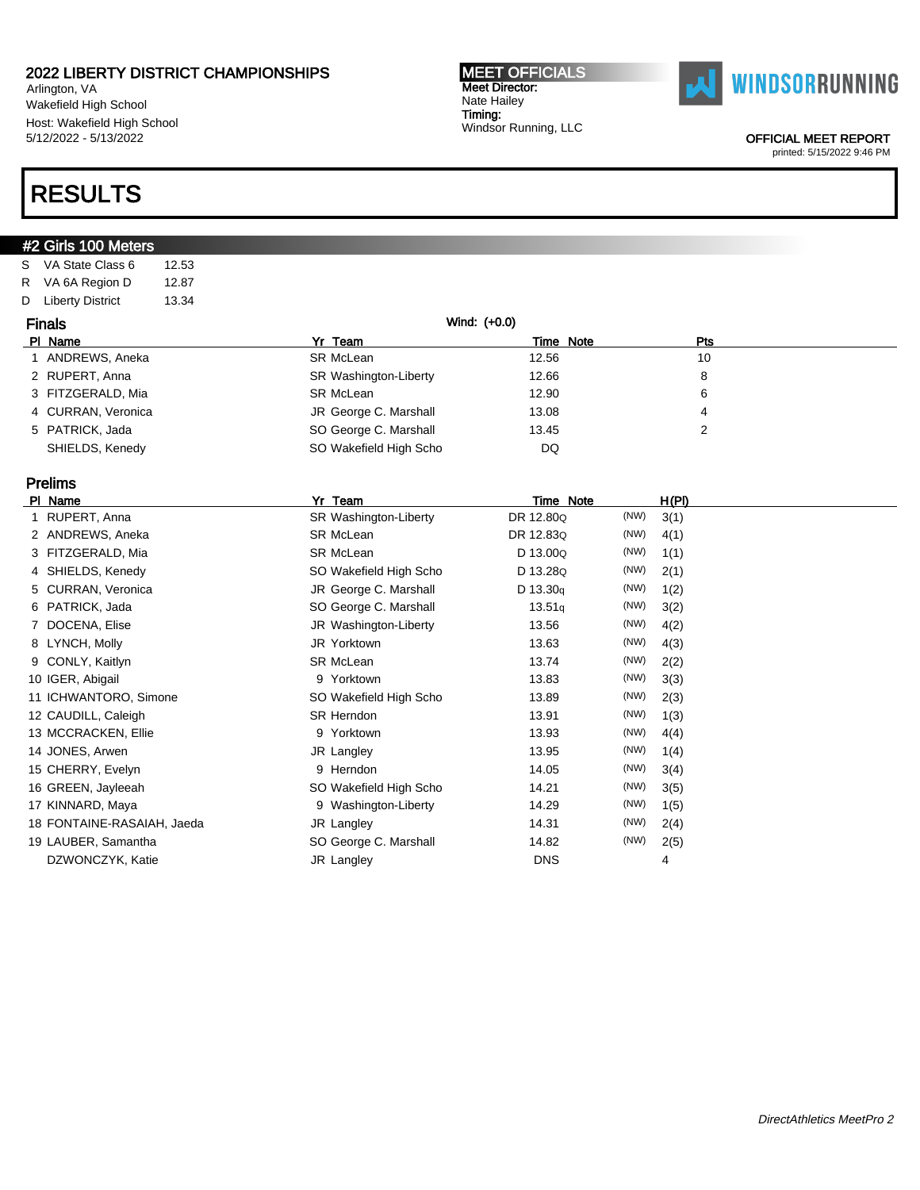2022 LIBERTY DISTRICT CHAMPIONSHIPS
Arlington, VA
Wakefield High School
Host: Wakefield High School
5/12/2022 - 5/13/2022

**MEET OFFICIALS**
Meet Director:
Nate Hailey
Timing:
Windsor Running, LLC

OFFICIAL MEET REPORT
printed: 5/15/2022 9:46 PM

# RESULTS

## #2 Girls 100 Meters

| | | |
|---|---|---|
| S | VA State Class 6 | 12.53 |
| R | VA 6A Region D | 12.87 |
| D | Liberty District | 13.34 |

### Finals

Wind: (+0.0)

| Pl | Name | Yr | Team | Time | Note | Pts |
|---|---|---|---|---|---|---|
| 1 | ANDREWS, Aneka | SR | McLean | 12.56 | | 10 |
| 2 | RUPERT, Anna | SR | Washington-Liberty | 12.66 | | 8 |
| 3 | FITZGERALD, Mia | SR | McLean | 12.90 | | 6 |
| 4 | CURRAN, Veronica | JR | George C. Marshall | 13.08 | | 4 |
| 5 | PATRICK, Jada | SO | George C. Marshall | 13.45 | | 2 |
| | SHIELDS, Kenedy | SO | Wakefield High Scho | DQ | | |

### Prelims

| Pl | Name | Yr | Team | Time | Note | | H(Pl) |
|---|---|---|---|---|---|---|---|
| 1 | RUPERT, Anna | SR | Washington-Liberty | DR 12.80Q | | (NW) | 3(1) |
| 2 | ANDREWS, Aneka | SR | McLean | DR 12.83Q | | (NW) | 4(1) |
| 3 | FITZGERALD, Mia | SR | McLean | D 13.00Q | | (NW) | 1(1) |
| 4 | SHIELDS, Kenedy | SO | Wakefield High Scho | D 13.28Q | | (NW) | 2(1) |
| 5 | CURRAN, Veronica | JR | George C. Marshall | D 13.30q | | (NW) | 1(2) |
| 6 | PATRICK, Jada | SO | George C. Marshall | 13.51q | | (NW) | 3(2) |
| 7 | DOCENA, Elise | JR | Washington-Liberty | 13.56 | | (NW) | 4(2) |
| 8 | LYNCH, Molly | JR | Yorktown | 13.63 | | (NW) | 4(3) |
| 9 | CONLY, Kaitlyn | SR | McLean | 13.74 | | (NW) | 2(2) |
| 10 | IGER, Abigail | 9 | Yorktown | 13.83 | | (NW) | 3(3) |
| 11 | ICHWANTORO, Simone | SO | Wakefield High Scho | 13.89 | | (NW) | 2(3) |
| 12 | CAUDILL, Caleigh | SR | Herndon | 13.91 | | (NW) | 1(3) |
| 13 | MCCRACKEN, Ellie | 9 | Yorktown | 13.93 | | (NW) | 4(4) |
| 14 | JONES, Arwen | JR | Langley | 13.95 | | (NW) | 1(4) |
| 15 | CHERRY, Evelyn | 9 | Herndon | 14.05 | | (NW) | 3(4) |
| 16 | GREEN, Jayleeah | SO | Wakefield High Scho | 14.21 | | (NW) | 3(5) |
| 17 | KINNARD, Maya | 9 | Washington-Liberty | 14.29 | | (NW) | 1(5) |
| 18 | FONTAINE-RASAIAH, Jaeda | JR | Langley | 14.31 | | (NW) | 2(4) |
| 19 | LAUBER, Samantha | SO | George C. Marshall | 14.82 | | (NW) | 2(5) |
| | DZWONCZYK, Katie | JR | Langley | DNS | | | 4 |

*DirectAthletics MeetPro 2*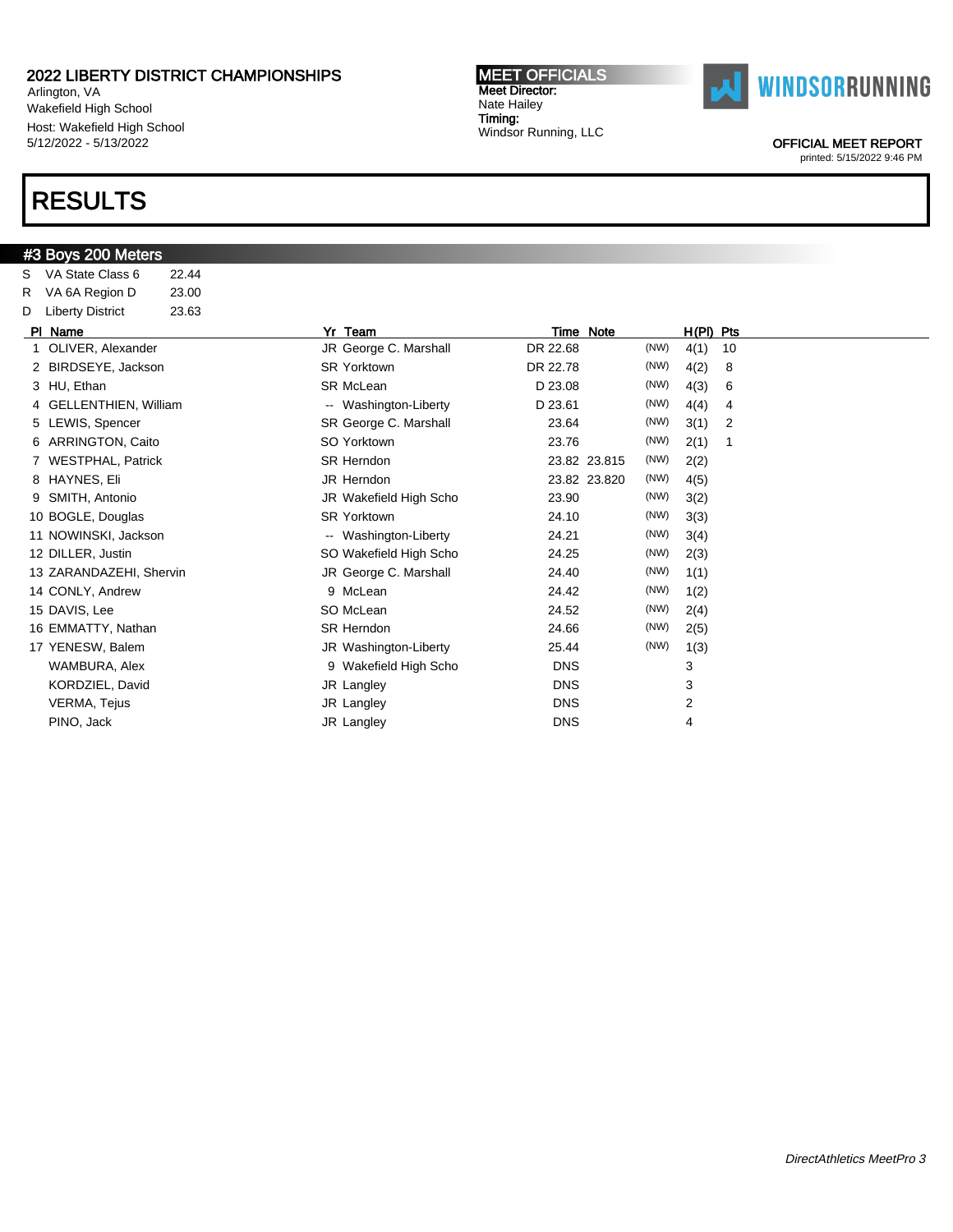# 2022 LIBERTY DISTRICT CHAMPIONSHIPS

Arlington, VA
Wakefield High School
Host: Wakefield High School
5/12/2022 - 5/13/2022

**MEET OFFICIALS**
Meet Director:
Nate Hailey
Timing:
Windsor Running, LLC

WINDSORRUNNING

OFFICIAL MEET REPORT
printed: 5/15/2022 9:46 PM

# RESULTS

## #3 Boys 200 Meters

| | | |
|---|---|---|
| S | VA State Class 6 | 22.44 |
| R | VA 6A Region D | 23.00 |
| D | Liberty District | 23.63 |

| Pl | Name | Yr | Team | Time | Note | | H(Pl) | Pts |
|---|---|---|---|---|---|---|---|---|
| 1 | OLIVER, Alexander | JR | George C. Marshall | DR 22.68 | | (NW) | 4(1) | 10 |
| 2 | BIRDSEYE, Jackson | SR | Yorktown | DR 22.78 | | (NW) | 4(2) | 8 |
| 3 | HU, Ethan | SR | McLean | D 23.08 | | (NW) | 4(3) | 6 |
| 4 | GELLENTHIEN, William | -- | Washington-Liberty | D 23.61 | | (NW) | 4(4) | 4 |
| 5 | LEWIS, Spencer | SR | George C. Marshall | 23.64 | | (NW) | 3(1) | 2 |
| 6 | ARRINGTON, Caito | SO | Yorktown | 23.76 | | (NW) | 2(1) | 1 |
| 7 | WESTPHAL, Patrick | SR | Herndon | 23.82 | 23.815 | (NW) | 2(2) | |
| 8 | HAYNES, Eli | JR | Herndon | 23.82 | 23.820 | (NW) | 4(5) | |
| 9 | SMITH, Antonio | JR | Wakefield High Scho | 23.90 | | (NW) | 3(2) | |
| 10 | BOGLE, Douglas | SR | Yorktown | 24.10 | | (NW) | 3(3) | |
| 11 | NOWINSKI, Jackson | -- | Washington-Liberty | 24.21 | | (NW) | 3(4) | |
| 12 | DILLER, Justin | SO | Wakefield High Scho | 24.25 | | (NW) | 2(3) | |
| 13 | ZARANDAZEHI, Shervin | JR | George C. Marshall | 24.40 | | (NW) | 1(1) | |
| 14 | CONLY, Andrew | 9 | McLean | 24.42 | | (NW) | 1(2) | |
| 15 | DAVIS, Lee | SO | McLean | 24.52 | | (NW) | 2(4) | |
| 16 | EMMATTY, Nathan | SR | Herndon | 24.66 | | (NW) | 2(5) | |
| 17 | YENESW, Balem | JR | Washington-Liberty | 25.44 | | (NW) | 1(3) | |
| | WAMBURA, Alex | 9 | Wakefield High Scho | DNS | | | 3 | |
| | KORDZIEL, David | JR | Langley | DNS | | | 3 | |
| | VERMA, Tejus | JR | Langley | DNS | | | 2 | |
| | PINO, Jack | JR | Langley | DNS | | | 4 | |

*DirectAthletics MeetPro 3*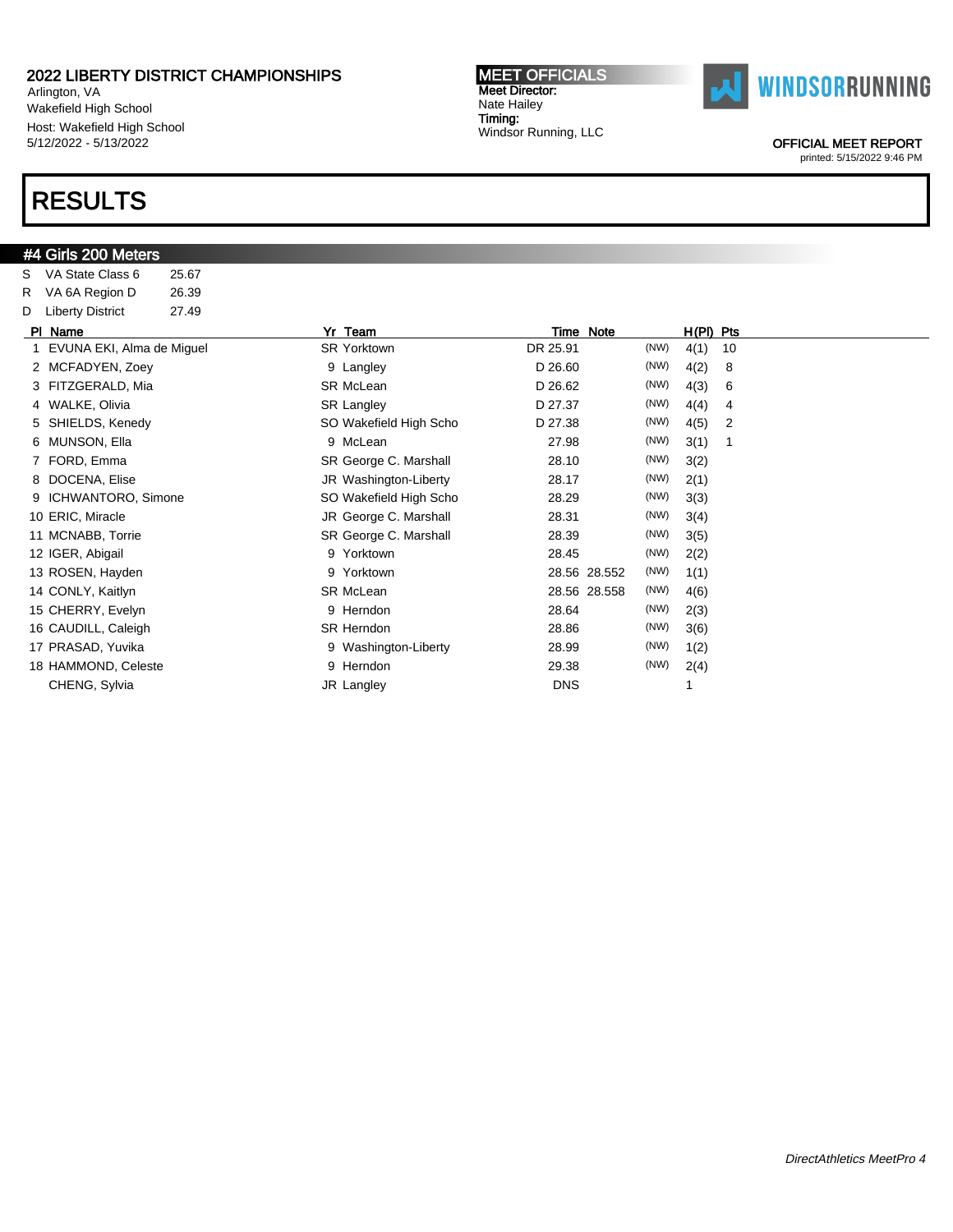2022 LIBERTY DISTRICT CHAMPIONSHIPS
Arlington, VA
Wakefield High School
Host: Wakefield High School
5/12/2022 - 5/13/2022

**MEET OFFICIALS**
Meet Director:
Nate Hailey
Timing:
Windsor Running, LLC

WINDSORRUNNING

OFFICIAL MEET REPORT
printed: 5/15/2022 9:46 PM

# RESULTS

## #4 Girls 200 Meters

| | | |
|---|---|---|
| S | VA State Class 6 | 25.67 |
| R | VA 6A Region D | 26.39 |
| D | Liberty District | 27.49 |

| Pl | Name | Yr | Team | Time | Note | | H(Pl) | Pts |
|---|---|---|---|---|---|---|---|---|
| 1 | EVUNA EKI, Alma de Miguel | SR | Yorktown | DR 25.91 | | (NW) | 4(1) | 10 |
| 2 | MCFADYEN, Zoey | 9 | Langley | D 26.60 | | (NW) | 4(2) | 8 |
| 3 | FITZGERALD, Mia | SR | McLean | D 26.62 | | (NW) | 4(3) | 6 |
| 4 | WALKE, Olivia | SR | Langley | D 27.37 | | (NW) | 4(4) | 4 |
| 5 | SHIELDS, Kenedy | SO | Wakefield High Scho | D 27.38 | | (NW) | 4(5) | 2 |
| 6 | MUNSON, Ella | 9 | McLean | 27.98 | | (NW) | 3(1) | 1 |
| 7 | FORD, Emma | SR | George C. Marshall | 28.10 | | (NW) | 3(2) | |
| 8 | DOCENA, Elise | JR | Washington-Liberty | 28.17 | | (NW) | 2(1) | |
| 9 | ICHWANTORO, Simone | SO | Wakefield High Scho | 28.29 | | (NW) | 3(3) | |
| 10 | ERIC, Miracle | JR | George C. Marshall | 28.31 | | (NW) | 3(4) | |
| 11 | MCNABB, Torrie | SR | George C. Marshall | 28.39 | | (NW) | 3(5) | |
| 12 | IGER, Abigail | 9 | Yorktown | 28.45 | | (NW) | 2(2) | |
| 13 | ROSEN, Hayden | 9 | Yorktown | 28.56 | 28.552 | (NW) | 1(1) | |
| 14 | CONLY, Kaitlyn | SR | McLean | 28.56 | 28.558 | (NW) | 4(6) | |
| 15 | CHERRY, Evelyn | 9 | Herndon | 28.64 | | (NW) | 2(3) | |
| 16 | CAUDILL, Caleigh | SR | Herndon | 28.86 | | (NW) | 3(6) | |
| 17 | PRASAD, Yuvika | 9 | Washington-Liberty | 28.99 | | (NW) | 1(2) | |
| 18 | HAMMOND, Celeste | 9 | Herndon | 29.38 | | (NW) | 2(4) | |
| | CHENG, Sylvia | JR | Langley | DNS | | | 1 | |

*DirectAthletics MeetPro 4*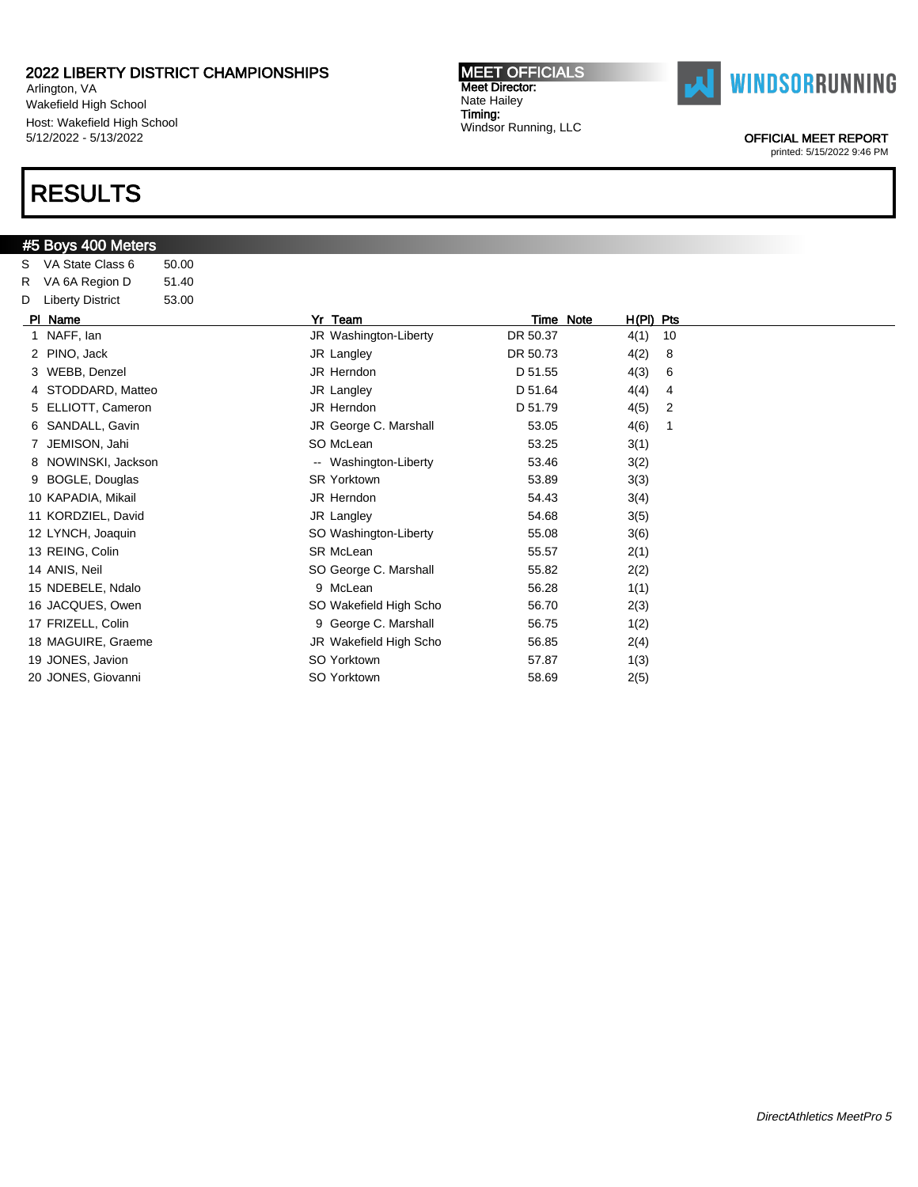2022 LIBERTY DISTRICT CHAMPIONSHIPS
Arlington, VA
Wakefield High School
Host: Wakefield High School
5/12/2022 - 5/13/2022

**MEET OFFICIALS**
Meet Director:
Nate Hailey
Timing:
Windsor Running, LLC

WINDSORRUNNING

OFFICIAL MEET REPORT
printed: 5/15/2022 9:46 PM

# RESULTS

## #5 Boys 400 Meters

| | | |
|---|---|---|
| S | VA State Class 6 | 50.00 |
| R | VA 6A Region D | 51.40 |
| D | Liberty District | 53.00 |

| Pl | Name | Yr | Team | Time | Note | H(Pl) | Pts |
|---|---|---|---|---|---|---|---|
| 1 | NAFF, Ian | JR | Washington-Liberty | DR 50.37 | | 4(1) | 10 |
| 2 | PINO, Jack | JR | Langley | DR 50.73 | | 4(2) | 8 |
| 3 | WEBB, Denzel | JR | Herndon | D 51.55 | | 4(3) | 6 |
| 4 | STODDARD, Matteo | JR | Langley | D 51.64 | | 4(4) | 4 |
| 5 | ELLIOTT, Cameron | JR | Herndon | D 51.79 | | 4(5) | 2 |
| 6 | SANDALL, Gavin | JR | George C. Marshall | 53.05 | | 4(6) | 1 |
| 7 | JEMISON, Jahi | SO | McLean | 53.25 | | 3(1) | |
| 8 | NOWINSKI, Jackson | -- | Washington-Liberty | 53.46 | | 3(2) | |
| 9 | BOGLE, Douglas | SR | Yorktown | 53.89 | | 3(3) | |
| 10 | KAPADIA, Mikail | JR | Herndon | 54.43 | | 3(4) | |
| 11 | KORDZIEL, David | JR | Langley | 54.68 | | 3(5) | |
| 12 | LYNCH, Joaquin | SO | Washington-Liberty | 55.08 | | 3(6) | |
| 13 | REING, Colin | SR | McLean | 55.57 | | 2(1) | |
| 14 | ANIS, Neil | SO | George C. Marshall | 55.82 | | 2(2) | |
| 15 | NDEBELE, Ndalo | 9 | McLean | 56.28 | | 1(1) | |
| 16 | JACQUES, Owen | SO | Wakefield High Scho | 56.70 | | 2(3) | |
| 17 | FRIZELL, Colin | 9 | George C. Marshall | 56.75 | | 1(2) | |
| 18 | MAGUIRE, Graeme | JR | Wakefield High Scho | 56.85 | | 2(4) | |
| 19 | JONES, Javion | SO | Yorktown | 57.87 | | 1(3) | |
| 20 | JONES, Giovanni | SO | Yorktown | 58.69 | | 2(5) | |

*DirectAthletics MeetPro 5*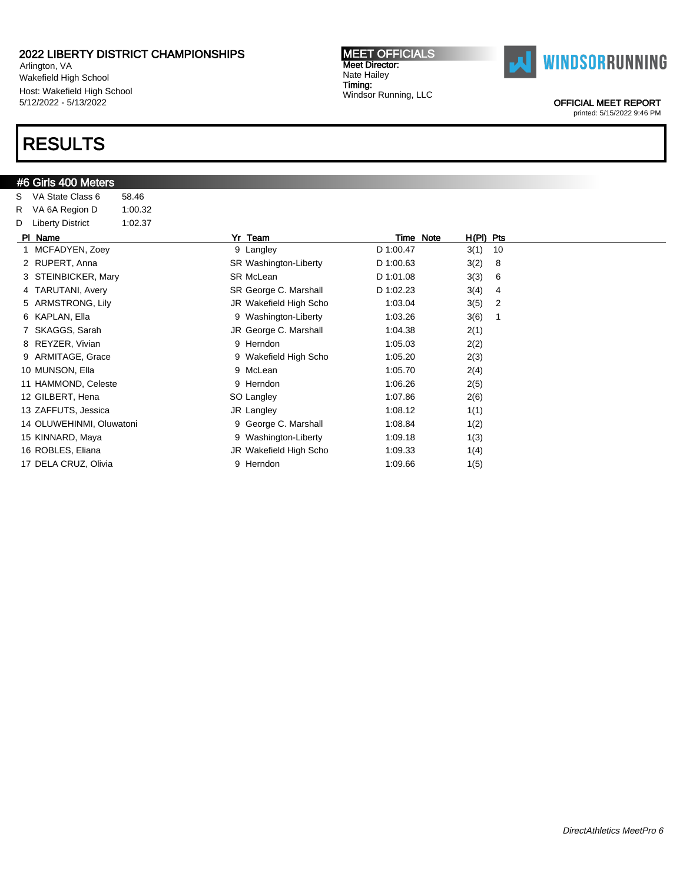# 2022 LIBERTY DISTRICT CHAMPIONSHIPS

Arlington, VA
Wakefield High School
Host: Wakefield High School
5/12/2022 - 5/13/2022

**MEET OFFICIALS**
Meet Director:
Nate Hailey
Timing:
Windsor Running, LLC

OFFICIAL MEET REPORT
printed: 5/15/2022 9:46 PM

# RESULTS

## #6 Girls 400 Meters

| | | |
|---|---|---|
| S | VA State Class 6 | 58.46 |
| R | VA 6A Region D | 1:00.32 |
| D | Liberty District | 1:02.37 |

| Pl | Name | Yr | Team | Time | Note | H(Pl) | Pts |
|---|---|---|---|---|---|---|---|
| 1 | MCFADYEN, Zoey | 9 | Langley | D 1:00.47 | | 3(1) | 10 |
| 2 | RUPERT, Anna | SR | Washington-Liberty | D 1:00.63 | | 3(2) | 8 |
| 3 | STEINBICKER, Mary | SR | McLean | D 1:01.08 | | 3(3) | 6 |
| 4 | TARUTANI, Avery | SR | George C. Marshall | D 1:02.23 | | 3(4) | 4 |
| 5 | ARMSTRONG, Lily | JR | Wakefield High Scho | 1:03.04 | | 3(5) | 2 |
| 6 | KAPLAN, Ella | 9 | Washington-Liberty | 1:03.26 | | 3(6) | 1 |
| 7 | SKAGGS, Sarah | JR | George C. Marshall | 1:04.38 | | 2(1) | |
| 8 | REYZER, Vivian | 9 | Herndon | 1:05.03 | | 2(2) | |
| 9 | ARMITAGE, Grace | 9 | Wakefield High Scho | 1:05.20 | | 2(3) | |
| 10 | MUNSON, Ella | 9 | McLean | 1:05.70 | | 2(4) | |
| 11 | HAMMOND, Celeste | 9 | Herndon | 1:06.26 | | 2(5) | |
| 12 | GILBERT, Hena | SO | Langley | 1:07.86 | | 2(6) | |
| 13 | ZAFFUTS, Jessica | JR | Langley | 1:08.12 | | 1(1) | |
| 14 | OLUWEHINMI, Oluwatoni | 9 | George C. Marshall | 1:08.84 | | 1(2) | |
| 15 | KINNARD, Maya | 9 | Washington-Liberty | 1:09.18 | | 1(3) | |
| 16 | ROBLES, Eliana | JR | Wakefield High Scho | 1:09.33 | | 1(4) | |
| 17 | DELA CRUZ, Olivia | 9 | Herndon | 1:09.66 | | 1(5) | |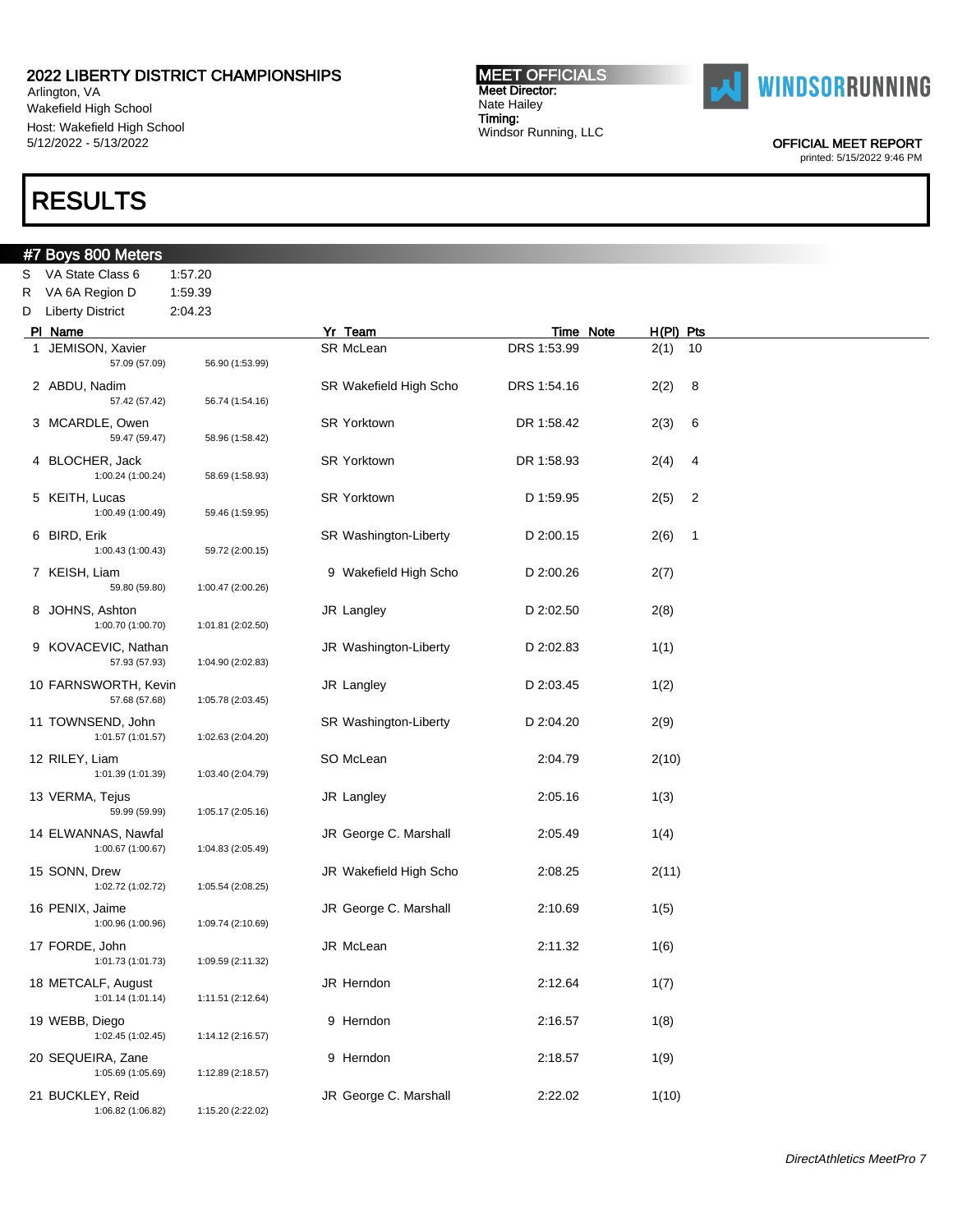## 2022 LIBERTY DISTRICT CHAMPIONSHIPS

Arlington, VA
Wakefield High School
Host: Wakefield High School
5/12/2022 - 5/13/2022

**MEET OFFICIALS**
Meet Director:
Nate Hailey
Timing:
Windsor Running, LLC

OFFICIAL MEET REPORT
printed: 5/15/2022 9:46 PM

# RESULTS

## #7 Boys 800 Meters

| | | |
|---|---|---|
| S | VA State Class 6 | 1:57.20 |
| R | VA 6A Region D | 1:59.39 |
| D | Liberty District | 2:04.23 |

| Pl | Name | Splits | | Yr | Team | Time | Note | H(Pl) | Pts |
|---|---|---|---|---|---|---|---|---|---|
| 1 | JEMISON, Xavier | 57.09 (57.09) | 56.90 (1:53.99) | SR | McLean | DRS 1:53.99 | | 2(1) | 10 |
| 2 | ABDU, Nadim | 57.42 (57.42) | 56.74 (1:54.16) | SR | Wakefield High Scho | DRS 1:54.16 | | 2(2) | 8 |
| 3 | MCARDLE, Owen | 59.47 (59.47) | 58.96 (1:58.42) | SR | Yorktown | DR 1:58.42 | | 2(3) | 6 |
| 4 | BLOCHER, Jack | 1:00.24 (1:00.24) | 58.69 (1:58.93) | SR | Yorktown | DR 1:58.93 | | 2(4) | 4 |
| 5 | KEITH, Lucas | 1:00.49 (1:00.49) | 59.46 (1:59.95) | SR | Yorktown | D 1:59.95 | | 2(5) | 2 |
| 6 | BIRD, Erik | 1:00.43 (1:00.43) | 59.72 (2:00.15) | SR | Washington-Liberty | D 2:00.15 | | 2(6) | 1 |
| 7 | KEISH, Liam | 59.80 (59.80) | 1:00.47 (2:00.26) | 9 | Wakefield High Scho | D 2:00.26 | | 2(7) | |
| 8 | JOHNS, Ashton | 1:00.70 (1:00.70) | 1:01.81 (2:02.50) | JR | Langley | D 2:02.50 | | 2(8) | |
| 9 | KOVACEVIC, Nathan | 57.93 (57.93) | 1:04.90 (2:02.83) | JR | Washington-Liberty | D 2:02.83 | | 1(1) | |
| 10 | FARNSWORTH, Kevin | 57.68 (57.68) | 1:05.78 (2:03.45) | JR | Langley | D 2:03.45 | | 1(2) | |
| 11 | TOWNSEND, John | 1:01.57 (1:01.57) | 1:02.63 (2:04.20) | SR | Washington-Liberty | D 2:04.20 | | 2(9) | |
| 12 | RILEY, Liam | 1:01.39 (1:01.39) | 1:03.40 (2:04.79) | SO | McLean | 2:04.79 | | 2(10) | |
| 13 | VERMA, Tejus | 59.99 (59.99) | 1:05.17 (2:05.16) | JR | Langley | 2:05.16 | | 1(3) | |
| 14 | ELWANNAS, Nawfal | 1:00.67 (1:00.67) | 1:04.83 (2:05.49) | JR | George C. Marshall | 2:05.49 | | 1(4) | |
| 15 | SONN, Drew | 1:02.72 (1:02.72) | 1:05.54 (2:08.25) | JR | Wakefield High Scho | 2:08.25 | | 2(11) | |
| 16 | PENIX, Jaime | 1:00.96 (1:00.96) | 1:09.74 (2:10.69) | JR | George C. Marshall | 2:10.69 | | 1(5) | |
| 17 | FORDE, John | 1:01.73 (1:01.73) | 1:09.59 (2:11.32) | JR | McLean | 2:11.32 | | 1(6) | |
| 18 | METCALF, August | 1:01.14 (1:01.14) | 1:11.51 (2:12.64) | JR | Herndon | 2:12.64 | | 1(7) | |
| 19 | WEBB, Diego | 1:02.45 (1:02.45) | 1:14.12 (2:16.57) | 9 | Herndon | 2:16.57 | | 1(8) | |
| 20 | SEQUEIRA, Zane | 1:05.69 (1:05.69) | 1:12.89 (2:18.57) | 9 | Herndon | 2:18.57 | | 1(9) | |
| 21 | BUCKLEY, Reid | 1:06.82 (1:06.82) | 1:15.20 (2:22.02) | JR | George C. Marshall | 2:22.02 | | 1(10) | |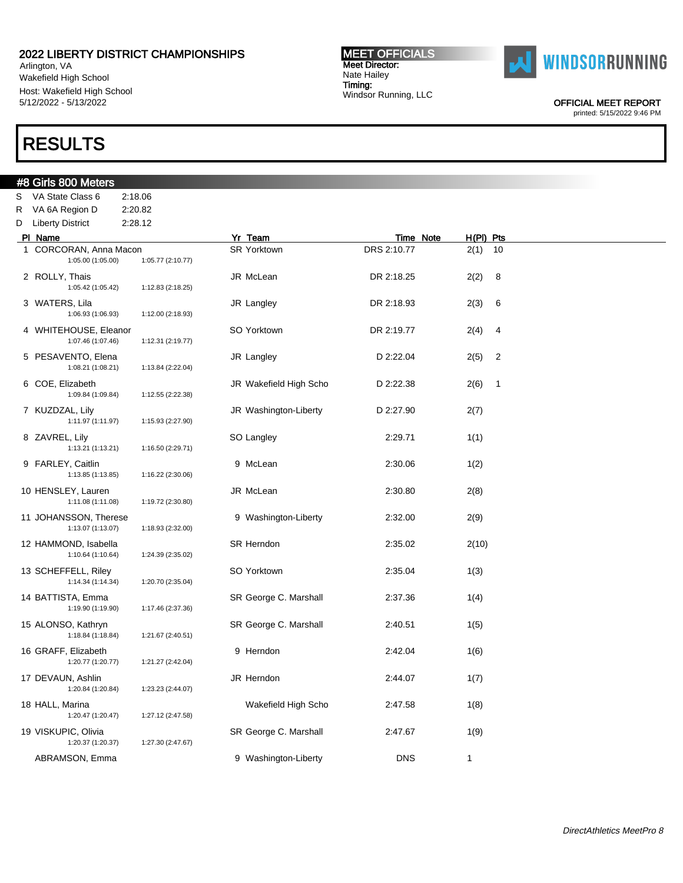2022 LIBERTY DISTRICT CHAMPIONSHIPS
Arlington, VA
Wakefield High School
Host: Wakefield High School
5/12/2022 - 5/13/2022

**MEET OFFICIALS**
Meet Director:
Nate Hailey
Timing:
Windsor Running, LLC

OFFICIAL MEET REPORT
printed: 5/15/2022 9:46 PM

# RESULTS

## #8 Girls 800 Meters

| | | |
|---|---|---|
| S | VA State Class 6 | 2:18.06 |
| R | VA 6A Region D | 2:20.82 |
| D | Liberty District | 2:28.12 |

| Pl | Name | Splits | Yr | Team | Time | Note | H(Pl) | Pts |
|---|---|---|---|---|---|---|---|---|
| 1 | CORCORAN, Anna Macon | 1:05.00 (1:05.00) 1:05.77 (2:10.77) | SR | Yorktown | DRS 2:10.77 | | 2(1) | 10 |
| 2 | ROLLY, Thais | 1:05.42 (1:05.42) 1:12.83 (2:18.25) | JR | McLean | DR 2:18.25 | | 2(2) | 8 |
| 3 | WATERS, Lila | 1:06.93 (1:06.93) 1:12.00 (2:18.93) | JR | Langley | DR 2:18.93 | | 2(3) | 6 |
| 4 | WHITEHOUSE, Eleanor | 1:07.46 (1:07.46) 1:12.31 (2:19.77) | SO | Yorktown | DR 2:19.77 | | 2(4) | 4 |
| 5 | PESAVENTO, Elena | 1:08.21 (1:08.21) 1:13.84 (2:22.04) | JR | Langley | D 2:22.04 | | 2(5) | 2 |
| 6 | COE, Elizabeth | 1:09.84 (1:09.84) 1:12.55 (2:22.38) | JR | Wakefield High Scho | D 2:22.38 | | 2(6) | 1 |
| 7 | KUZDZAL, Lily | 1:11.97 (1:11.97) 1:15.93 (2:27.90) | JR | Washington-Liberty | D 2:27.90 | | 2(7) | |
| 8 | ZAVREL, Lily | 1:13.21 (1:13.21) 1:16.50 (2:29.71) | SO | Langley | 2:29.71 | | 1(1) | |
| 9 | FARLEY, Caitlin | 1:13.85 (1:13.85) 1:16.22 (2:30.06) | 9 | McLean | 2:30.06 | | 1(2) | |
| 10 | HENSLEY, Lauren | 1:11.08 (1:11.08) 1:19.72 (2:30.80) | JR | McLean | 2:30.80 | | 2(8) | |
| 11 | JOHANSSON, Therese | 1:13.07 (1:13.07) 1:18.93 (2:32.00) | 9 | Washington-Liberty | 2:32.00 | | 2(9) | |
| 12 | HAMMOND, Isabella | 1:10.64 (1:10.64) 1:24.39 (2:35.02) | SR | Herndon | 2:35.02 | | 2(10) | |
| 13 | SCHEFFELL, Riley | 1:14.34 (1:14.34) 1:20.70 (2:35.04) | SO | Yorktown | 2:35.04 | | 1(3) | |
| 14 | BATTISTA, Emma | 1:19.90 (1:19.90) 1:17.46 (2:37.36) | SR | George C. Marshall | 2:37.36 | | 1(4) | |
| 15 | ALONSO, Kathryn | 1:18.84 (1:18.84) 1:21.67 (2:40.51) | SR | George C. Marshall | 2:40.51 | | 1(5) | |
| 16 | GRAFF, Elizabeth | 1:20.77 (1:20.77) 1:21.27 (2:42.04) | 9 | Herndon | 2:42.04 | | 1(6) | |
| 17 | DEVAUN, Ashlin | 1:20.84 (1:20.84) 1:23.23 (2:44.07) | JR | Herndon | 2:44.07 | | 1(7) | |
| 18 | HALL, Marina | 1:20.47 (1:20.47) 1:27.12 (2:47.58) | | Wakefield High Scho | 2:47.58 | | 1(8) | |
| 19 | VISKUPIC, Olivia | 1:20.37 (1:20.37) 1:27.30 (2:47.67) | SR | George C. Marshall | 2:47.67 | | 1(9) | |
| | ABRAMSON, Emma | | 9 | Washington-Liberty | DNS | | 1 | |

*DirectAthletics MeetPro 8*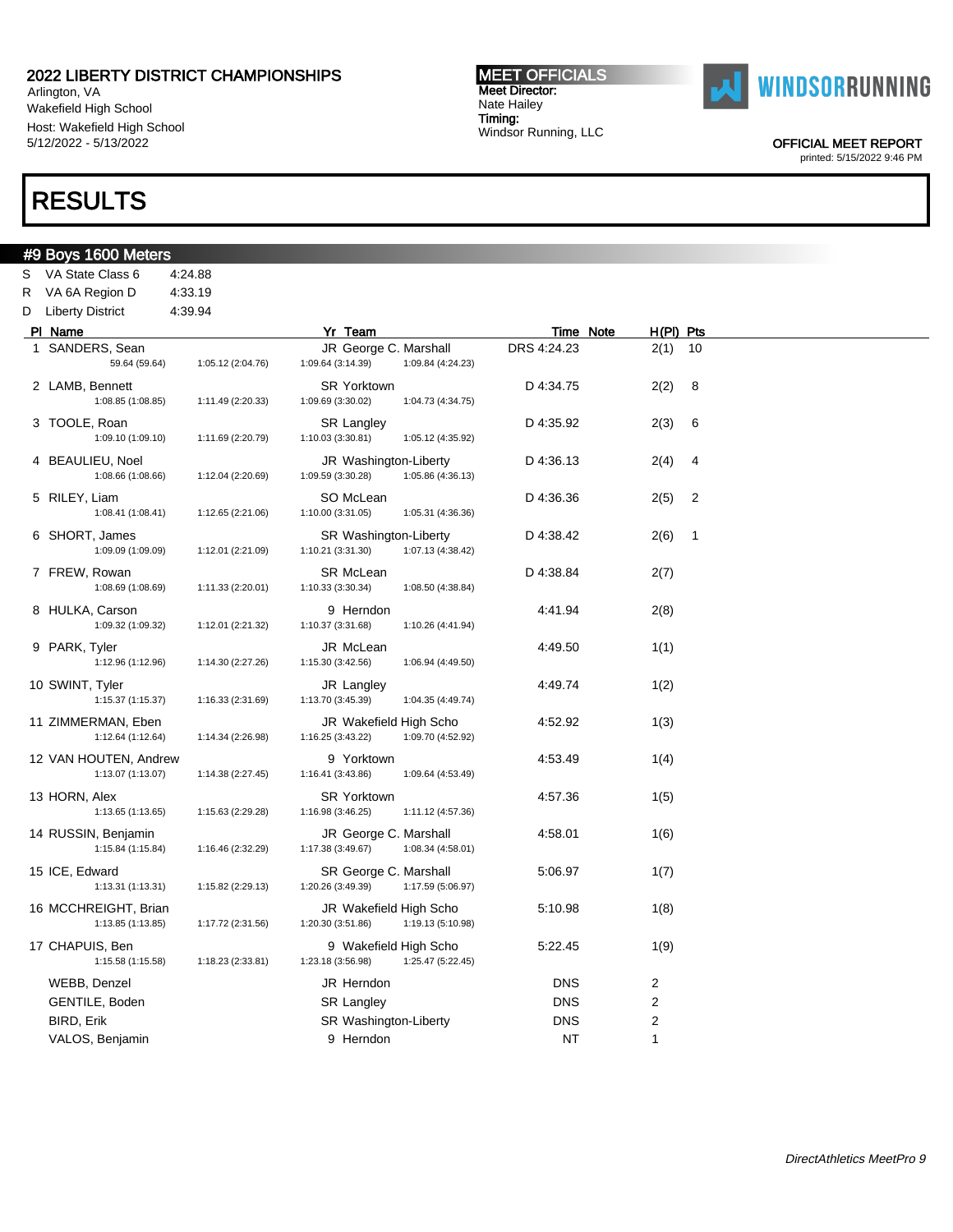2022 LIBERTY DISTRICT CHAMPIONSHIPS
Arlington, VA
Wakefield High School
Host: Wakefield High School
5/12/2022 - 5/13/2022

**MEET OFFICIALS**
Meet Director:
Nate Hailey
Timing:
Windsor Running, LLC

OFFICIAL MEET REPORT
printed: 5/15/2022 9:46 PM

# RESULTS

## #9 Boys 1600 Meters

| | | |
|---|---|---|
| S | VA State Class 6 | 4:24.88 |
| R | VA 6A Region D | 4:33.19 |
| D | Liberty District | 4:39.94 |

| Pl | Name | Yr | Team | Time | Note | H(Pl) | Pts |
|---|---|---|---|---|---|---|---|
| 1 | SANDERS, Sean | JR | George C. Marshall | 4:24.23 | DRS | 2(1) | 10 |
| | 59.64 (59.64) 1:05.12 (2:04.76) 1:09.64 (3:14.39) 1:09.84 (4:24.23) | | | | | | |
| 2 | LAMB, Bennett | SR | Yorktown | 4:34.75 | D | 2(2) | 8 |
| | 1:08.85 (1:08.85) 1:11.49 (2:20.33) 1:09.69 (3:30.02) 1:04.73 (4:34.75) | | | | | | |
| 3 | TOOLE, Roan | SR | Langley | 4:35.92 | D | 2(3) | 6 |
| | 1:09.10 (1:09.10) 1:11.69 (2:20.79) 1:10.03 (3:30.81) 1:05.12 (4:35.92) | | | | | | |
| 4 | BEAULIEU, Noel | JR | Washington-Liberty | 4:36.13 | D | 2(4) | 4 |
| | 1:08.66 (1:08.66) 1:12.04 (2:20.69) 1:09.59 (3:30.28) 1:05.86 (4:36.13) | | | | | | |
| 5 | RILEY, Liam | SO | McLean | 4:36.36 | D | 2(5) | 2 |
| | 1:08.41 (1:08.41) 1:12.65 (2:21.06) 1:10.00 (3:31.05) 1:05.31 (4:36.36) | | | | | | |
| 6 | SHORT, James | SR | Washington-Liberty | 4:38.42 | D | 2(6) | 1 |
| | 1:09.09 (1:09.09) 1:12.01 (2:21.09) 1:10.21 (3:31.30) 1:07.13 (4:38.42) | | | | | | |
| 7 | FREW, Rowan | SR | McLean | 4:38.84 | D | 2(7) | |
| | 1:08.69 (1:08.69) 1:11.33 (2:20.01) 1:10.33 (3:30.34) 1:08.50 (4:38.84) | | | | | | |
| 8 | HULKA, Carson | 9 | Herndon | 4:41.94 | | 2(8) | |
| | 1:09.32 (1:09.32) 1:12.01 (2:21.32) 1:10.37 (3:31.68) 1:10.26 (4:41.94) | | | | | | |
| 9 | PARK, Tyler | JR | McLean | 4:49.50 | | 1(1) | |
| | 1:12.96 (1:12.96) 1:14.30 (2:27.26) 1:15.30 (3:42.56) 1:06.94 (4:49.50) | | | | | | |
| 10 | SWINT, Tyler | JR | Langley | 4:49.74 | | 1(2) | |
| | 1:15.37 (1:15.37) 1:16.33 (2:31.69) 1:13.70 (3:45.39) 1:04.35 (4:49.74) | | | | | | |
| 11 | ZIMMERMAN, Eben | JR | Wakefield High Scho | 4:52.92 | | 1(3) | |
| | 1:12.64 (1:12.64) 1:14.34 (2:26.98) 1:16.25 (3:43.22) 1:09.70 (4:52.92) | | | | | | |
| 12 | VAN HOUTEN, Andrew | 9 | Yorktown | 4:53.49 | | 1(4) | |
| | 1:13.07 (1:13.07) 1:14.38 (2:27.45) 1:16.41 (3:43.86) 1:09.64 (4:53.49) | | | | | | |
| 13 | HORN, Alex | SR | Yorktown | 4:57.36 | | 1(5) | |
| | 1:13.65 (1:13.65) 1:15.63 (2:29.28) 1:16.98 (3:46.25) 1:11.12 (4:57.36) | | | | | | |
| 14 | RUSSIN, Benjamin | JR | George C. Marshall | 4:58.01 | | 1(6) | |
| | 1:15.84 (1:15.84) 1:16.46 (2:32.29) 1:17.38 (3:49.67) 1:08.34 (4:58.01) | | | | | | |
| 15 | ICE, Edward | SR | George C. Marshall | 5:06.97 | | 1(7) | |
| | 1:13.31 (1:13.31) 1:15.82 (2:29.13) 1:20.26 (3:49.39) 1:17.59 (5:06.97) | | | | | | |
| 16 | MCCHREIGHT, Brian | JR | Wakefield High Scho | 5:10.98 | | 1(8) | |
| | 1:13.85 (1:13.85) 1:17.72 (2:31.56) 1:20.30 (3:51.86) 1:19.13 (5:10.98) | | | | | | |
| 17 | CHAPUIS, Ben | 9 | Wakefield High Scho | 5:22.45 | | 1(9) | |
| | 1:15.58 (1:15.58) 1:18.23 (2:33.81) 1:23.18 (3:56.98) 1:25.47 (5:22.45) | | | | | | |
| | WEBB, Denzel | JR | Herndon | DNS | | 2 | |
| | GENTILE, Boden | SR | Langley | DNS | | 2 | |
| | BIRD, Erik | SR | Washington-Liberty | DNS | | 2 | |
| | VALOS, Benjamin | 9 | Herndon | NT | | 1 | |

*DirectAthletics MeetPro 9*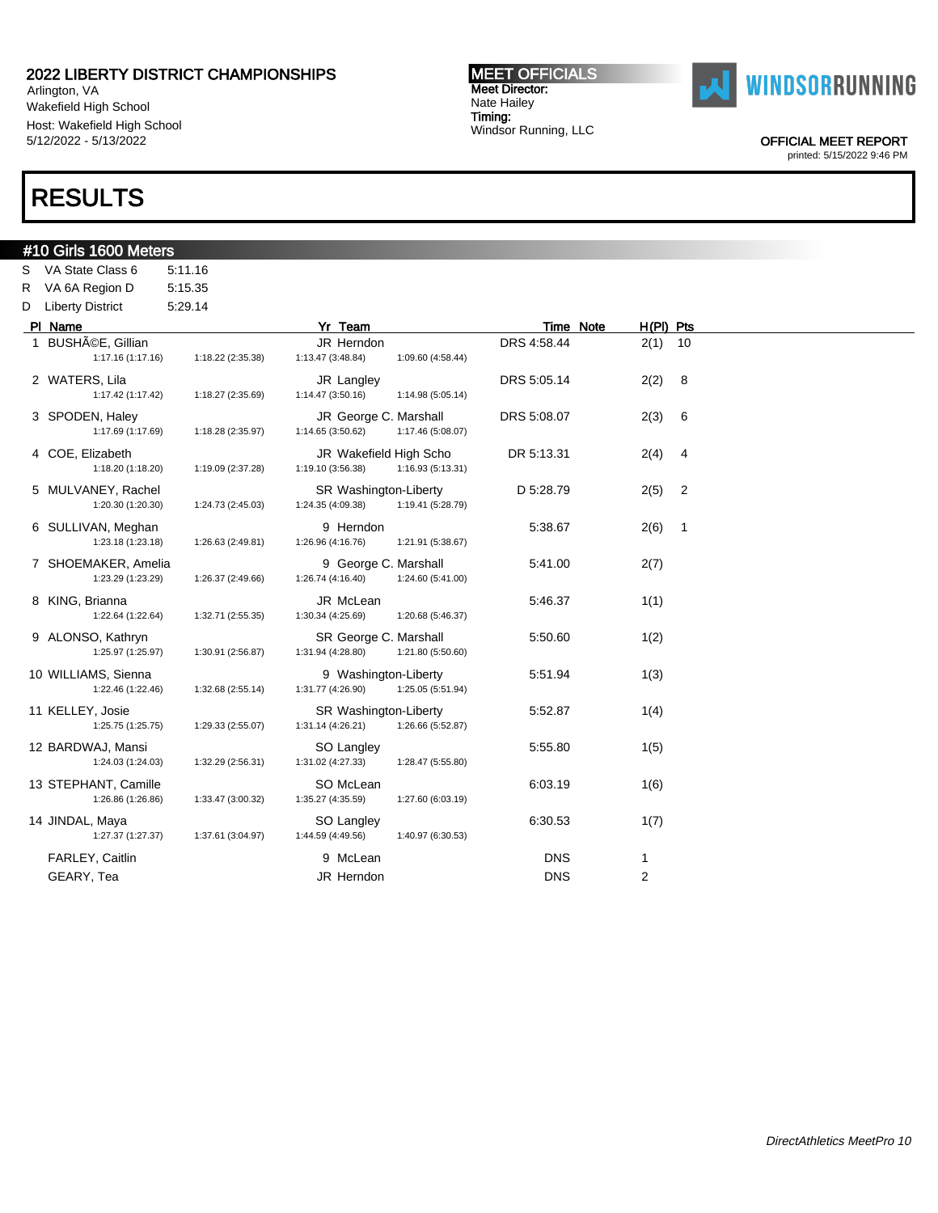## 2022 LIBERTY DISTRICT CHAMPIONSHIPS

Arlington, VA
Wakefield High School
Host: Wakefield High School
5/12/2022 - 5/13/2022

**MEET OFFICIALS**
Meet Director:
Nate Hailey
Timing:
Windsor Running, LLC

WINDSORRUNNING

OFFICIAL MEET REPORT
printed: 5/15/2022 9:46 PM

# RESULTS

## #10 Girls 1600 Meters

| | | |
|---|---|---|
| S | VA State Class 6 | 5:11.16 |
| R | VA 6A Region D | 5:15.35 |
| D | Liberty District | 5:29.14 |

| Pl | Name | Yr | Team | Time | Note | H(Pl) | Pts |
|---|---|---|---|---|---|---|---|
| 1 | BUSHÃ©E, Gillian | JR | Herndon | DRS 4:58.44 | | 2(1) | 10 |
| | 1:17.16 (1:17.16) 1:18.22 (2:35.38) 1:13.47 (3:48.84) 1:09.60 (4:58.44) | | | | | | |
| 2 | WATERS, Lila | JR | Langley | DRS 5:05.14 | | 2(2) | 8 |
| | 1:17.42 (1:17.42) 1:18.27 (2:35.69) 1:14.47 (3:50.16) 1:14.98 (5:05.14) | | | | | | |
| 3 | SPODEN, Haley | JR | George C. Marshall | DRS 5:08.07 | | 2(3) | 6 |
| | 1:17.69 (1:17.69) 1:18.28 (2:35.97) 1:14.65 (3:50.62) 1:17.46 (5:08.07) | | | | | | |
| 4 | COE, Elizabeth | JR | Wakefield High Scho | DR 5:13.31 | | 2(4) | 4 |
| | 1:18.20 (1:18.20) 1:19.09 (2:37.28) 1:19.10 (3:56.38) 1:16.93 (5:13.31) | | | | | | |
| 5 | MULVANEY, Rachel | SR | Washington-Liberty | D 5:28.79 | | 2(5) | 2 |
| | 1:20.30 (1:20.30) 1:24.73 (2:45.03) 1:24.35 (4:09.38) 1:19.41 (5:28.79) | | | | | | |
| 6 | SULLIVAN, Meghan | 9 | Herndon | 5:38.67 | | 2(6) | 1 |
| | 1:23.18 (1:23.18) 1:26.63 (2:49.81) 1:26.96 (4:16.76) 1:21.91 (5:38.67) | | | | | | |
| 7 | SHOEMAKER, Amelia | 9 | George C. Marshall | 5:41.00 | | 2(7) | |
| | 1:23.29 (1:23.29) 1:26.37 (2:49.66) 1:26.74 (4:16.40) 1:24.60 (5:41.00) | | | | | | |
| 8 | KING, Brianna | JR | McLean | 5:46.37 | | 1(1) | |
| | 1:22.64 (1:22.64) 1:32.71 (2:55.35) 1:30.34 (4:25.69) 1:20.68 (5:46.37) | | | | | | |
| 9 | ALONSO, Kathryn | SR | George C. Marshall | 5:50.60 | | 1(2) | |
| | 1:25.97 (1:25.97) 1:30.91 (2:56.87) 1:31.94 (4:28.80) 1:21.80 (5:50.60) | | | | | | |
| 10 | WILLIAMS, Sienna | 9 | Washington-Liberty | 5:51.94 | | 1(3) | |
| | 1:22.46 (1:22.46) 1:32.68 (2:55.14) 1:31.77 (4:26.90) 1:25.05 (5:51.94) | | | | | | |
| 11 | KELLEY, Josie | SR | Washington-Liberty | 5:52.87 | | 1(4) | |
| | 1:25.75 (1:25.75) 1:29.33 (2:55.07) 1:31.14 (4:26.21) 1:26.66 (5:52.87) | | | | | | |
| 12 | BARDWAJ, Mansi | SO | Langley | 5:55.80 | | 1(5) | |
| | 1:24.03 (1:24.03) 1:32.29 (2:56.31) 1:31.02 (4:27.33) 1:28.47 (5:55.80) | | | | | | |
| 13 | STEPHANT, Camille | SO | McLean | 6:03.19 | | 1(6) | |
| | 1:26.86 (1:26.86) 1:33.47 (3:00.32) 1:35.27 (4:35.59) 1:27.60 (6:03.19) | | | | | | |
| 14 | JINDAL, Maya | SO | Langley | 6:30.53 | | 1(7) | |
| | 1:27.37 (1:27.37) 1:37.61 (3:04.97) 1:44.59 (4:49.56) 1:40.97 (6:30.53) | | | | | | |
| | FARLEY, Caitlin | 9 | McLean | DNS | | 1 | |
| | GEARY, Tea | JR | Herndon | DNS | | 2 | |

*DirectAthletics MeetPro 10*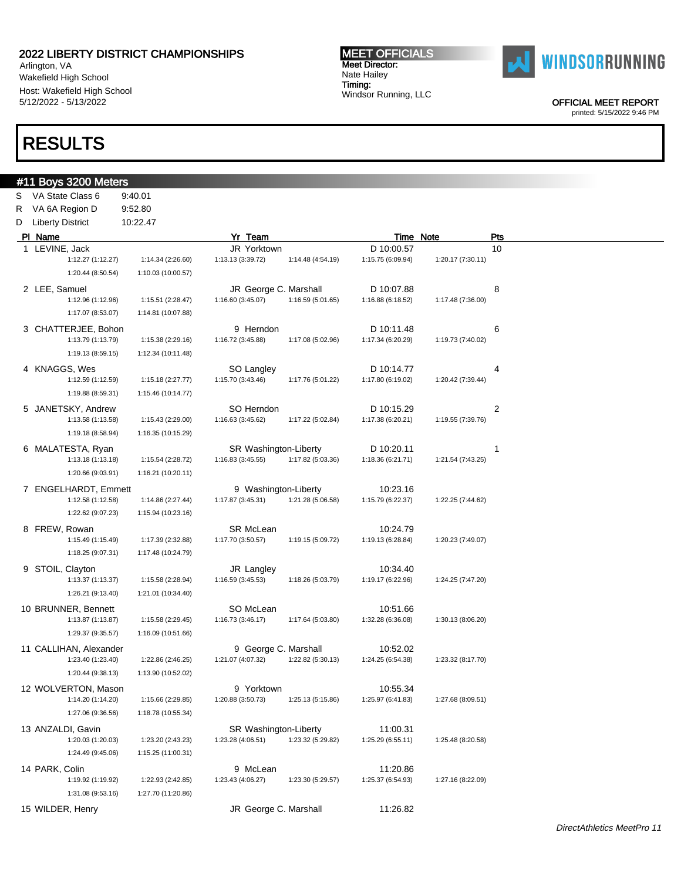## 2022 LIBERTY DISTRICT CHAMPIONSHIPS

Arlington, VA
Wakefield High School
Host: Wakefield High School
5/12/2022 - 5/13/2022

**MEET OFFICIALS**
Meet Director:
Nate Hailey
Timing:
Windsor Running, LLC

OFFICIAL MEET REPORT
printed: 5/15/2022 9:46 PM

# RESULTS

## #11 Boys 3200 Meters

| | | |
|---|---|---|
| S | VA State Class 6 | 9:40.01 |
| R | VA 6A Region D | 9:52.80 |
| D | Liberty District | 10:22.47 |

| Pl | Name | Yr | Team | Time | Note | Pts |
|---|---|---|---|---|---|---|
| 1 | LEVINE, Jack | JR | Yorktown | D 10:00.57 | | 10 |
| | 1:12.27 (1:12.27) 1:14.34 (2:26.60) 1:13.13 (3:39.72) 1:14.48 (4:54.19) 1:15.75 (6:09.94) 1:20.17 (7:30.11) 1:20.44 (8:50.54) 1:10.03 (10:00.57) | | | | | |
| 2 | LEE, Samuel | JR | George C. Marshall | D 10:07.88 | | 8 |
| | 1:12.96 (1:12.96) 1:15.51 (2:28.47) 1:16.60 (3:45.07) 1:16.59 (5:01.65) 1:16.88 (6:18.52) 1:17.48 (7:36.00) 1:17.07 (8:53.07) 1:14.81 (10:07.88) | | | | | |
| 3 | CHATTERJEE, Bohon | 9 | Herndon | D 10:11.48 | | 6 |
| | 1:13.79 (1:13.79) 1:15.38 (2:29.16) 1:16.72 (3:45.88) 1:17.08 (5:02.96) 1:17.34 (6:20.29) 1:19.73 (7:40.02) 1:19.13 (8:59.15) 1:12.34 (10:11.48) | | | | | |
| 4 | KNAGGS, Wes | SO | Langley | D 10:14.77 | | 4 |
| | 1:12.59 (1:12.59) 1:15.18 (2:27.77) 1:15.70 (3:43.46) 1:17.76 (5:01.22) 1:17.80 (6:19.02) 1:20.42 (7:39.44) 1:19.88 (8:59.31) 1:15.46 (10:14.77) | | | | | |
| 5 | JANETSKY, Andrew | SO | Herndon | D 10:15.29 | | 2 |
| | 1:13.58 (1:13.58) 1:15.43 (2:29.00) 1:16.63 (3:45.62) 1:17.22 (5:02.84) 1:17.38 (6:20.21) 1:19.55 (7:39.76) 1:19.18 (8:58.94) 1:16.35 (10:15.29) | | | | | |
| 6 | MALATESTA, Ryan | SR | Washington-Liberty | D 10:20.11 | | 1 |
| | 1:13.18 (1:13.18) 1:15.54 (2:28.72) 1:16.83 (3:45.55) 1:17.82 (5:03.36) 1:18.36 (6:21.71) 1:21.54 (7:43.25) 1:20.66 (9:03.91) 1:16.21 (10:20.11) | | | | | |
| 7 | ENGELHARDT, Emmett | 9 | Washington-Liberty | 10:23.16 | | |
| | 1:12.58 (1:12.58) 1:14.86 (2:27.44) 1:17.87 (3:45.31) 1:21.28 (5:06.58) 1:15.79 (6:22.37) 1:22.25 (7:44.62) 1:22.62 (9:07.23) 1:15.94 (10:23.16) | | | | | |
| 8 | FREW, Rowan | SR | McLean | 10:24.79 | | |
| | 1:15.49 (1:15.49) 1:17.39 (2:32.88) 1:17.70 (3:50.57) 1:19.15 (5:09.72) 1:19.13 (6:28.84) 1:20.23 (7:49.07) 1:18.25 (9:07.31) 1:17.48 (10:24.79) | | | | | |
| 9 | STOIL, Clayton | JR | Langley | 10:34.40 | | |
| | 1:13.37 (1:13.37) 1:15.58 (2:28.94) 1:16.59 (3:45.53) 1:18.26 (5:03.79) 1:19.17 (6:22.96) 1:24.25 (7:47.20) 1:26.21 (9:13.40) 1:21.01 (10:34.40) | | | | | |
| 10 | BRUNNER, Bennett | SO | McLean | 10:51.66 | | |
| | 1:13.87 (1:13.87) 1:15.58 (2:29.45) 1:16.73 (3:46.17) 1:17.64 (5:03.80) 1:32.28 (6:36.08) 1:30.13 (8:06.20) 1:29.37 (9:35.57) 1:16.09 (10:51.66) | | | | | |
| 11 | CALLIHAN, Alexander | 9 | George C. Marshall | 10:52.02 | | |
| | 1:23.40 (1:23.40) 1:22.86 (2:46.25) 1:21.07 (4:07.32) 1:22.82 (5:30.13) 1:24.25 (6:54.38) 1:23.32 (8:17.70) 1:20.44 (9:38.13) 1:13.90 (10:52.02) | | | | | |
| 12 | WOLVERTON, Mason | 9 | Yorktown | 10:55.34 | | |
| | 1:14.20 (1:14.20) 1:15.66 (2:29.85) 1:20.88 (3:50.73) 1:25.13 (5:15.86) 1:25.97 (6:41.83) 1:27.68 (8:09.51) 1:27.06 (9:36.56) 1:18.78 (10:55.34) | | | | | |
| 13 | ANZALDI, Gavin | SR | Washington-Liberty | 11:00.31 | | |
| | 1:20.03 (1:20.03) 1:23.20 (2:43.23) 1:23.28 (4:06.51) 1:23.32 (5:29.82) 1:25.29 (6:55.11) 1:25.48 (8:20.58) 1:24.49 (9:45.06) 1:15.25 (11:00.31) | | | | | |
| 14 | PARK, Colin | 9 | McLean | 11:20.86 | | |
| | 1:19.92 (1:19.92) 1:22.93 (2:42.85) 1:23.43 (4:06.27) 1:23.30 (5:29.57) 1:25.37 (6:54.93) 1:27.16 (8:22.09) 1:31.08 (9:53.16) 1:27.70 (11:20.86) | | | | | |
| 15 | WILDER, Henry | JR | George C. Marshall | 11:26.82 | | |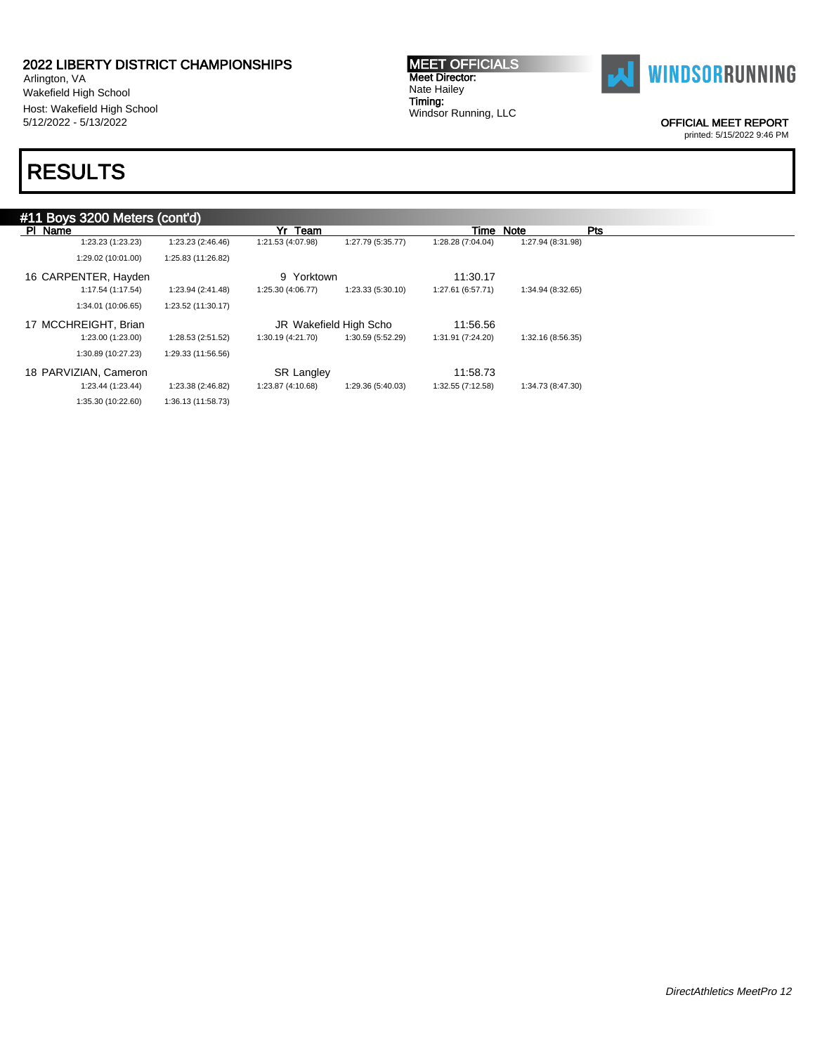2022 LIBERTY DISTRICT CHAMPIONSHIPS
Arlington, VA
Wakefield High School
Host: Wakefield High School
5/12/2022 - 5/13/2022

MEET OFFICIALS
Meet Director:
Nate Hailey
Timing:
Windsor Running, LLC

OFFICIAL MEET REPORT
printed: 5/15/2022 9:46 PM

# RESULTS

## #11 Boys 3200 Meters (cont'd)

| Pl | Name | Yr | Team | Time | Note | Pts |
|---|---|---|---|---|---|---|
| | 1:23.23 (1:23.23) 1:23.23 (2:46.46) 1:21.53 (4:07.98) 1:27.79 (5:35.77) 1:28.28 (7:04.04) 1:27.94 (8:31.98) 1:29.02 (10:01.00) 1:25.83 (11:26.82) | | | | | |
| 16 | CARPENTER, Hayden | 9 | Yorktown | 11:30.17 | | |
| | 1:17.54 (1:17.54) 1:23.94 (2:41.48) 1:25.30 (4:06.77) 1:23.33 (5:30.10) 1:27.61 (6:57.71) 1:34.94 (8:32.65) 1:34.01 (10:06.65) 1:23.52 (11:30.17) | | | | | |
| 17 | MCCHREIGHT, Brian | JR | Wakefield High Scho | 11:56.56 | | |
| | 1:23.00 (1:23.00) 1:28.53 (2:51.52) 1:30.19 (4:21.70) 1:30.59 (5:52.29) 1:31.91 (7:24.20) 1:32.16 (8:56.35) 1:30.89 (10:27.23) 1:29.33 (11:56.56) | | | | | |
| 18 | PARVIZIAN, Cameron | SR | Langley | 11:58.73 | | |
| | 1:23.44 (1:23.44) 1:23.38 (2:46.82) 1:23.87 (4:10.68) 1:29.36 (5:40.03) 1:32.55 (7:12.58) 1:34.73 (8:47.30) 1:35.30 (10:22.60) 1:36.13 (11:58.73) | | | | | |

*DirectAthletics MeetPro 12*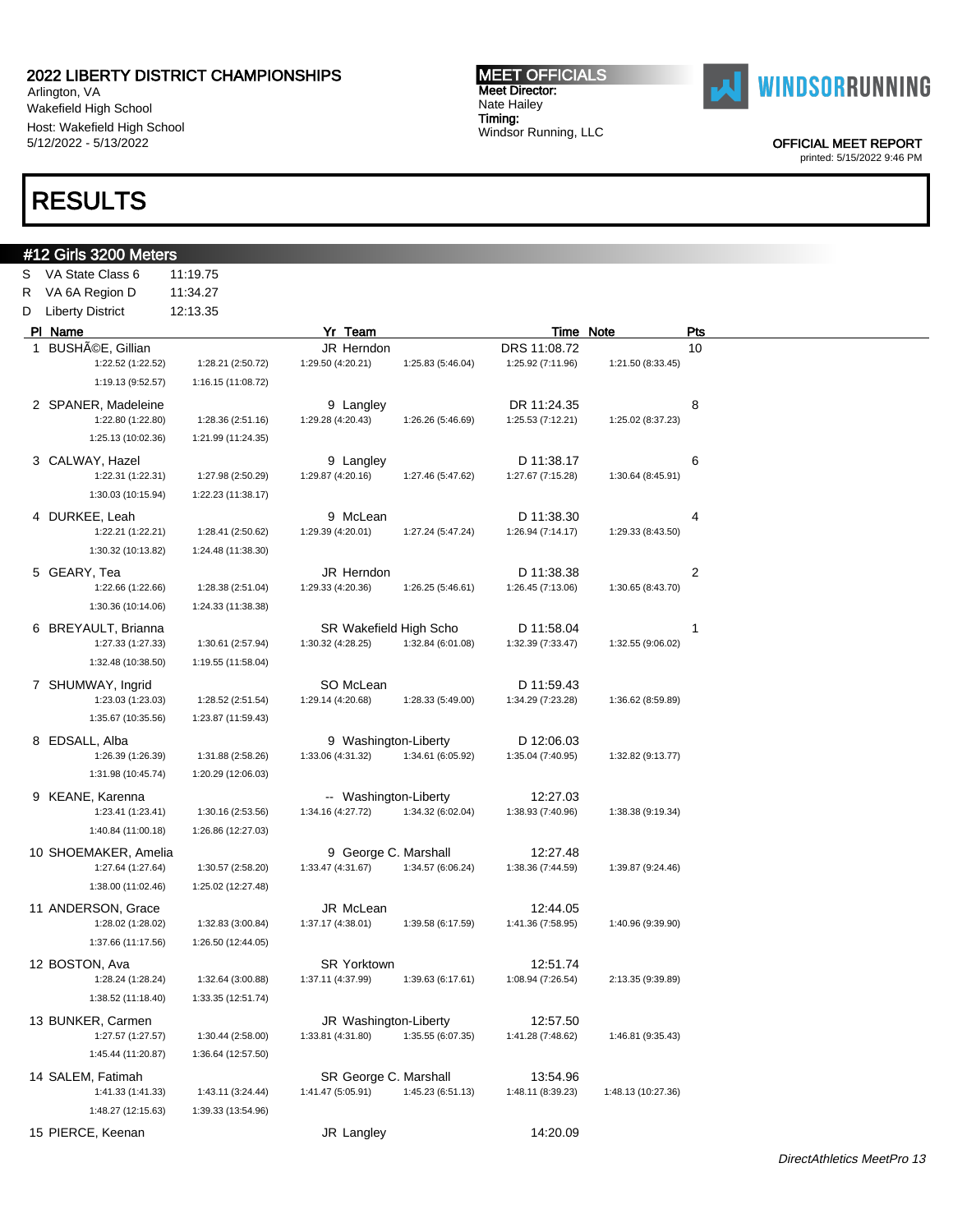2022 LIBERTY DISTRICT CHAMPIONSHIPS
Arlington, VA
Wakefield High School
Host: Wakefield High School
5/12/2022 - 5/13/2022

**MEET OFFICIALS**
Meet Director:
Nate Hailey
Timing:
Windsor Running, LLC

OFFICIAL MEET REPORT
printed: 5/15/2022 9:46 PM

# RESULTS

## #12 Girls 3200 Meters

| | | |
|---|---|---|
| S | VA State Class 6 | 11:19.75 |
| R | VA 6A Region D | 11:34.27 |
| D | Liberty District | 12:13.35 |

| Pl | Name | Yr | Team | Time | Note | Pts |
|---|---|---|---|---|---|---|
| 1 | BUSHÃ©E, Gillian | JR | Herndon | 11:08.72 | DRS | 10 |
| | 1:22.52 (1:22.52), 1:28.21 (2:50.72), 1:29.50 (4:20.21), 1:25.83 (5:46.04), 1:25.92 (7:11.96), 1:21.50 (8:33.45), 1:19.13 (9:52.57), 1:16.15 (11:08.72) | | | | | |
| 2 | SPANER, Madeleine | 9 | Langley | 11:24.35 | DR | 8 |
| | 1:22.80 (1:22.80), 1:28.36 (2:51.16), 1:29.28 (4:20.43), 1:26.26 (5:46.69), 1:25.53 (7:12.21), 1:25.02 (8:37.23), 1:25.13 (10:02.36), 1:21.99 (11:24.35) | | | | | |
| 3 | CALWAY, Hazel | 9 | Langley | 11:38.17 | D | 6 |
| | 1:22.31 (1:22.31), 1:27.98 (2:50.29), 1:29.87 (4:20.16), 1:27.46 (5:47.62), 1:27.67 (7:15.28), 1:30.64 (8:45.91), 1:30.03 (10:15.94), 1:22.23 (11:38.17) | | | | | |
| 4 | DURKEE, Leah | 9 | McLean | 11:38.30 | D | 4 |
| | 1:22.21 (1:22.21), 1:28.41 (2:50.62), 1:29.39 (4:20.01), 1:27.24 (5:47.24), 1:26.94 (7:14.17), 1:29.33 (8:43.50), 1:30.32 (10:13.82), 1:24.48 (11:38.30) | | | | | |
| 5 | GEARY, Tea | JR | Herndon | 11:38.38 | D | 2 |
| | 1:22.66 (1:22.66), 1:28.38 (2:51.04), 1:29.33 (4:20.36), 1:26.25 (5:46.61), 1:26.45 (7:13.06), 1:30.65 (8:43.70), 1:30.36 (10:14.06), 1:24.33 (11:38.38) | | | | | |
| 6 | BREYAULT, Brianna | SR | Wakefield High Scho | 11:58.04 | D | 1 |
| | 1:27.33 (1:27.33), 1:30.61 (2:57.94), 1:30.32 (4:28.25), 1:32.84 (6:01.08), 1:32.39 (7:33.47), 1:32.55 (9:06.02), 1:32.48 (10:38.50), 1:19.55 (11:58.04) | | | | | |
| 7 | SHUMWAY, Ingrid | SO | McLean | 11:59.43 | D | |
| | 1:23.03 (1:23.03), 1:28.52 (2:51.54), 1:29.14 (4:20.68), 1:28.33 (5:49.00), 1:34.29 (7:23.28), 1:36.62 (8:59.89), 1:35.67 (10:35.56), 1:23.87 (11:59.43) | | | | | |
| 8 | EDSALL, Alba | 9 | Washington-Liberty | 12:06.03 | D | |
| | 1:26.39 (1:26.39), 1:31.88 (2:58.26), 1:33.06 (4:31.32), 1:34.61 (6:05.92), 1:35.04 (7:40.95), 1:32.82 (9:13.77), 1:31.98 (10:45.74), 1:20.29 (12:06.03) | | | | | |
| 9 | KEANE, Karenna | -- | Washington-Liberty | 12:27.03 | | |
| | 1:23.41 (1:23.41), 1:30.16 (2:53.56), 1:34.16 (4:27.72), 1:34.32 (6:02.04), 1:38.93 (7:40.96), 1:38.38 (9:19.34), 1:40.84 (11:00.18), 1:26.86 (12:27.03) | | | | | |
| 10 | SHOEMAKER, Amelia | 9 | George C. Marshall | 12:27.48 | | |
| | 1:27.64 (1:27.64), 1:30.57 (2:58.20), 1:33.47 (4:31.67), 1:34.57 (6:06.24), 1:38.36 (7:44.59), 1:39.87 (9:24.46), 1:38.00 (11:02.46), 1:25.02 (12:27.48) | | | | | |
| 11 | ANDERSON, Grace | JR | McLean | 12:44.05 | | |
| | 1:28.02 (1:28.02), 1:32.83 (3:00.84), 1:37.17 (4:38.01), 1:39.58 (6:17.59), 1:41.36 (7:58.95), 1:40.96 (9:39.90), 1:37.66 (11:17.56), 1:26.50 (12:44.05) | | | | | |
| 12 | BOSTON, Ava | SR | Yorktown | 12:51.74 | | |
| | 1:28.24 (1:28.24), 1:32.64 (3:00.88), 1:37.11 (4:37.99), 1:39.63 (6:17.61), 1:08.94 (7:26.54), 2:13.35 (9:39.89), 1:38.52 (11:18.40), 1:33.35 (12:51.74) | | | | | |
| 13 | BUNKER, Carmen | JR | Washington-Liberty | 12:57.50 | | |
| | 1:27.57 (1:27.57), 1:30.44 (2:58.00), 1:33.81 (4:31.80), 1:35.55 (6:07.35), 1:41.28 (7:48.62), 1:46.81 (9:35.43), 1:45.44 (11:20.87), 1:36.64 (12:57.50) | | | | | |
| 14 | SALEM, Fatimah | SR | George C. Marshall | 13:54.96 | | |
| | 1:41.33 (1:41.33), 1:43.11 (3:24.44), 1:41.47 (5:05.91), 1:45.23 (6:51.13), 1:48.11 (8:39.23), 1:48.13 (10:27.36), 1:48.27 (12:15.63), 1:39.33 (13:54.96) | | | | | |
| 15 | PIERCE, Keenan | JR | Langley | 14:20.09 | | |

*DirectAthletics MeetPro 13*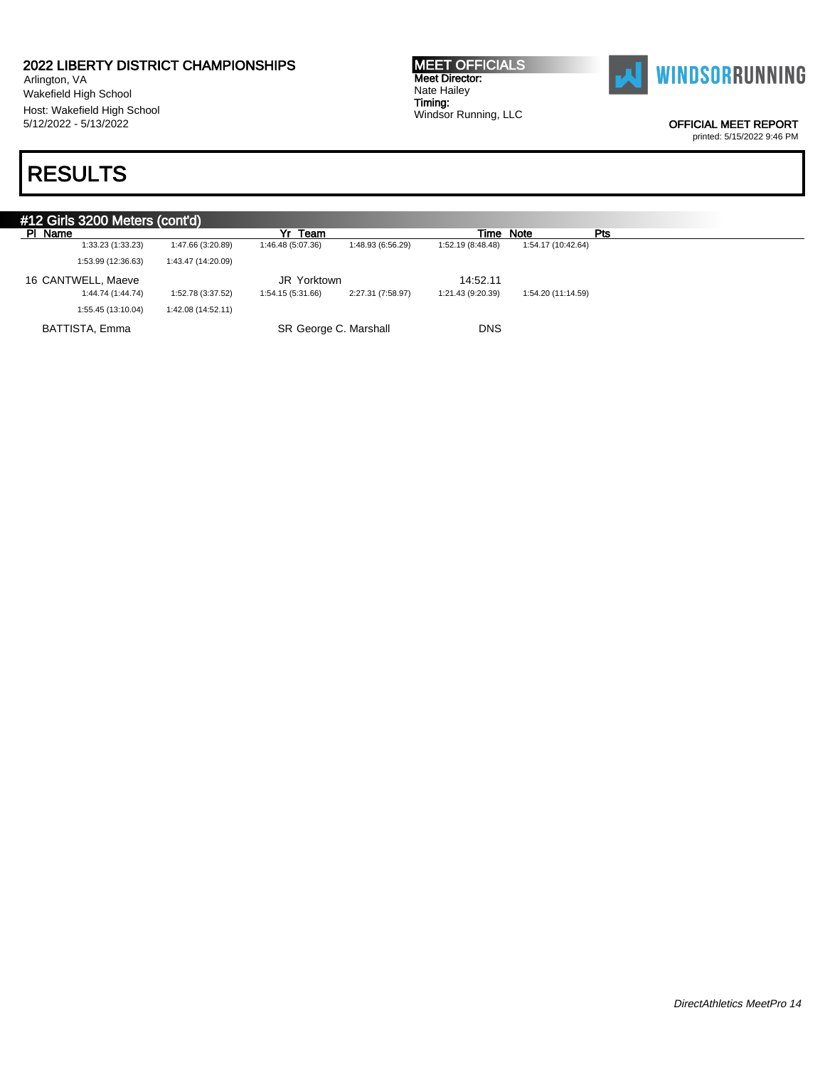## RESULTS

### #12 Girls 3200 Meters (cont'd)

| Pl | Name | Yr | Team | Time | Note | Pts |
|---|---|---|---|---|---|---|
| | 1:33.23 (1:33.23) 1:47.66 (3:20.89) 1:46.48 (5:07.36) 1:48.93 (6:56.29) 1:52.19 (8:48.48) 1:54.17 (10:42.64) 1:53.99 (12:36.63) 1:43.47 (14:20.09) | | | | | |
| 16 | CANTWELL, Maeve | JR | Yorktown | 14:52.11 | | |
| | 1:44.74 (1:44.74) 1:52.78 (3:37.52) 1:54.15 (5:31.66) 2:27.31 (7:58.97) 1:21.43 (9:20.39) 1:54.20 (11:14.59) 1:55.45 (13:10.04) 1:42.08 (14:52.11) | | | | | |
| | BATTISTA, Emma | SR | George C. Marshall | DNS | | |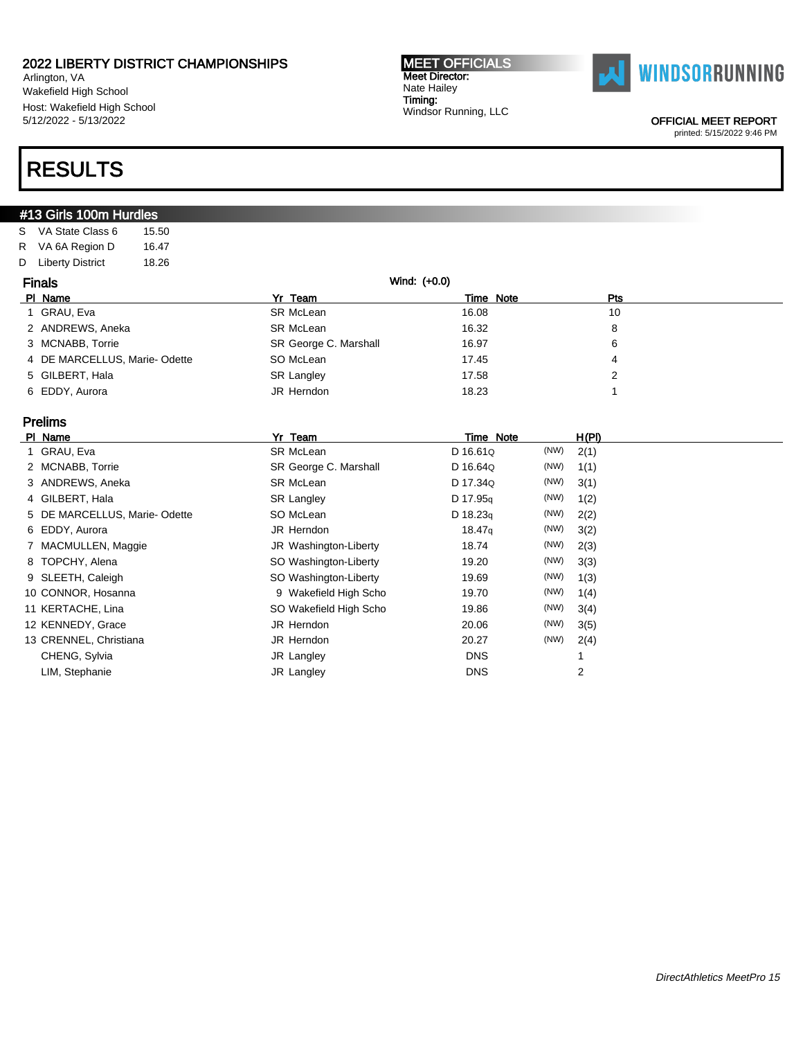# 2022 LIBERTY DISTRICT CHAMPIONSHIPS

Arlington, VA
Wakefield High School
Host: Wakefield High School
5/12/2022 - 5/13/2022

**MEET OFFICIALS**
Meet Director:
Nate Hailey
Timing:
Windsor Running, LLC

WINDSORRUNNING

OFFICIAL MEET REPORT
printed: 5/15/2022 9:46 PM

# RESULTS

## #13 Girls 100m Hurdles

| | | |
|---|---|---|
| S | VA State Class 6 | 15.50 |
| R | VA 6A Region D | 16.47 |
| D | Liberty District | 18.26 |

### Finals

Wind: (+0.0)

| Pl | Name | Yr | Team | Time | Note | Pts |
|---|---|---|---|---|---|---|
| 1 | GRAU, Eva | SR | McLean | 16.08 | | 10 |
| 2 | ANDREWS, Aneka | SR | McLean | 16.32 | | 8 |
| 3 | MCNABB, Torrie | SR | George C. Marshall | 16.97 | | 6 |
| 4 | DE MARCELLUS, Marie- Odette | SO | McLean | 17.45 | | 4 |
| 5 | GILBERT, Hala | SR | Langley | 17.58 | | 2 |
| 6 | EDDY, Aurora | JR | Herndon | 18.23 | | 1 |

### Prelims

| Pl | Name | Yr | Team | Time | Note | | H(Pl) |
|---|---|---|---|---|---|---|---|
| 1 | GRAU, Eva | SR | McLean | D 16.61Q | | (NW) | 2(1) |
| 2 | MCNABB, Torrie | SR | George C. Marshall | D 16.64Q | | (NW) | 1(1) |
| 3 | ANDREWS, Aneka | SR | McLean | D 17.34Q | | (NW) | 3(1) |
| 4 | GILBERT, Hala | SR | Langley | D 17.95q | | (NW) | 1(2) |
| 5 | DE MARCELLUS, Marie- Odette | SO | McLean | D 18.23q | | (NW) | 2(2) |
| 6 | EDDY, Aurora | JR | Herndon | 18.47q | | (NW) | 3(2) |
| 7 | MACMULLEN, Maggie | JR | Washington-Liberty | 18.74 | | (NW) | 2(3) |
| 8 | TOPCHY, Alena | SO | Washington-Liberty | 19.20 | | (NW) | 3(3) |
| 9 | SLEETH, Caleigh | SO | Washington-Liberty | 19.69 | | (NW) | 1(3) |
| 10 | CONNOR, Hosanna | 9 | Wakefield High Scho | 19.70 | | (NW) | 1(4) |
| 11 | KERTACHE, Lina | SO | Wakefield High Scho | 19.86 | | (NW) | 3(4) |
| 12 | KENNEDY, Grace | JR | Herndon | 20.06 | | (NW) | 3(5) |
| 13 | CRENNEL, Christiana | JR | Herndon | 20.27 | | (NW) | 2(4) |
| | CHENG, Sylvia | JR | Langley | DNS | | | 1 |
| | LIM, Stephanie | JR | Langley | DNS | | | 2 |

*DirectAthletics MeetPro 15*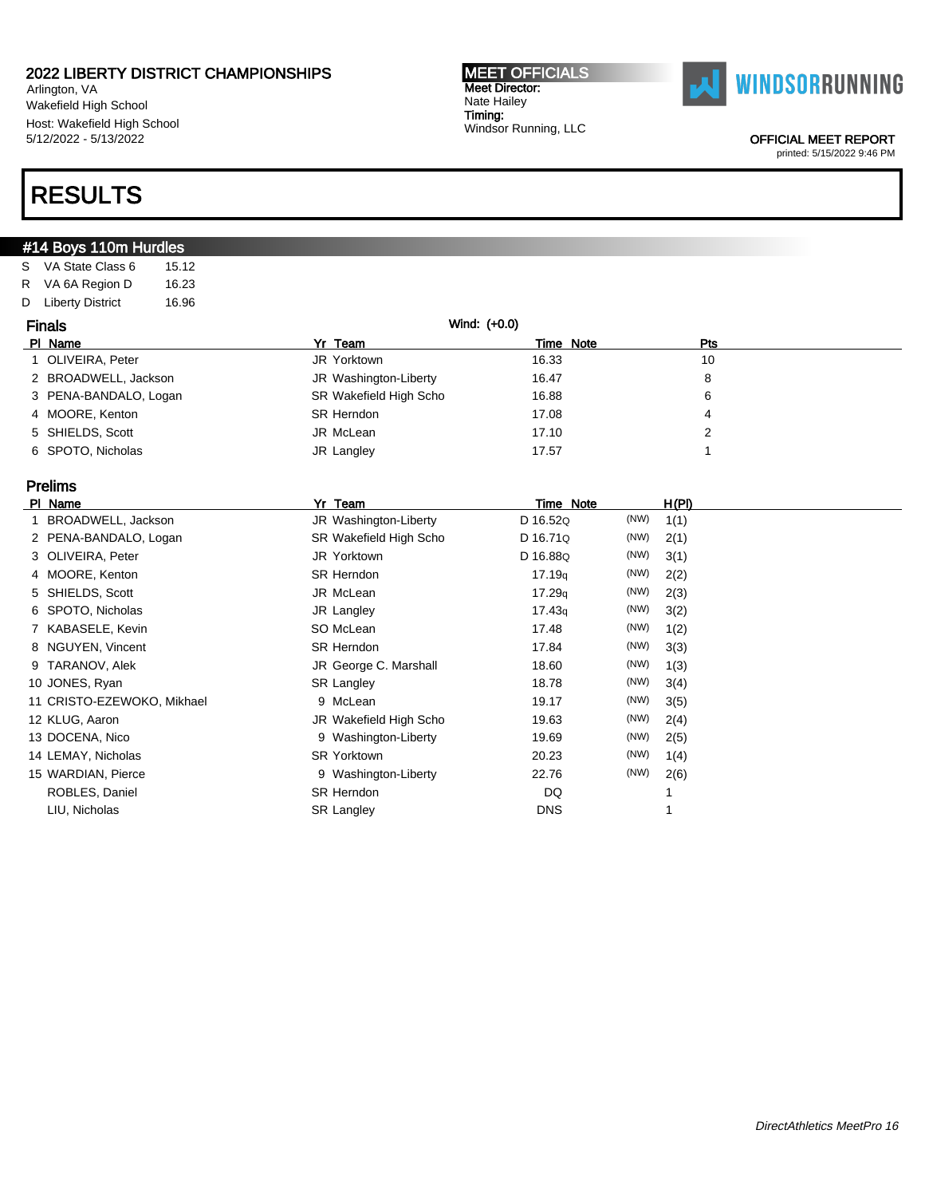# 2022 LIBERTY DISTRICT CHAMPIONSHIPS

Arlington, VA
Wakefield High School
Host: Wakefield High School
5/12/2022 - 5/13/2022

**MEET OFFICIALS**
Meet Director:
Nate Hailey
Timing:
Windsor Running, LLC

WINDSORRUNNING

OFFICIAL MEET REPORT
printed: 5/15/2022 9:46 PM

# RESULTS

## #14 Boys 110m Hurdles

| | | |
|---|---|---|
| S | VA State Class 6 | 15.12 |
| R | VA 6A Region D | 16.23 |
| D | Liberty District | 16.96 |

### Finals

Wind: (+0.0)

| Pl | Name | Yr | Team | Time | Note | Pts |
|---|---|---|---|---|---|---|
| 1 | OLIVEIRA, Peter | JR | Yorktown | 16.33 | | 10 |
| 2 | BROADWELL, Jackson | JR | Washington-Liberty | 16.47 | | 8 |
| 3 | PENA-BANDALO, Logan | SR | Wakefield High Scho | 16.88 | | 6 |
| 4 | MOORE, Kenton | SR | Herndon | 17.08 | | 4 |
| 5 | SHIELDS, Scott | JR | McLean | 17.10 | | 2 |
| 6 | SPOTO, Nicholas | JR | Langley | 17.57 | | 1 |

### Prelims

| Pl | Name | Yr | Team | Time | Note | | H(Pl) |
|---|---|---|---|---|---|---|---|
| 1 | BROADWELL, Jackson | JR | Washington-Liberty | D 16.52Q | | (NW) | 1(1) |
| 2 | PENA-BANDALO, Logan | SR | Wakefield High Scho | D 16.71Q | | (NW) | 2(1) |
| 3 | OLIVEIRA, Peter | JR | Yorktown | D 16.88Q | | (NW) | 3(1) |
| 4 | MOORE, Kenton | SR | Herndon | 17.19q | | (NW) | 2(2) |
| 5 | SHIELDS, Scott | JR | McLean | 17.29q | | (NW) | 2(3) |
| 6 | SPOTO, Nicholas | JR | Langley | 17.43q | | (NW) | 3(2) |
| 7 | KABASELE, Kevin | SO | McLean | 17.48 | | (NW) | 1(2) |
| 8 | NGUYEN, Vincent | SR | Herndon | 17.84 | | (NW) | 3(3) |
| 9 | TARANOV, Alek | JR | George C. Marshall | 18.60 | | (NW) | 1(3) |
| 10 | JONES, Ryan | SR | Langley | 18.78 | | (NW) | 3(4) |
| 11 | CRISTO-EZEWOKO, Mikhael | 9 | McLean | 19.17 | | (NW) | 3(5) |
| 12 | KLUG, Aaron | JR | Wakefield High Scho | 19.63 | | (NW) | 2(4) |
| 13 | DOCENA, Nico | 9 | Washington-Liberty | 19.69 | | (NW) | 2(5) |
| 14 | LEMAY, Nicholas | SR | Yorktown | 20.23 | | (NW) | 1(4) |
| 15 | WARDIAN, Pierce | 9 | Washington-Liberty | 22.76 | | (NW) | 2(6) |
| | ROBLES, Daniel | SR | Herndon | DQ | | | 1 |
| | LIU, Nicholas | SR | Langley | DNS | | | 1 |

*DirectAthletics MeetPro 16*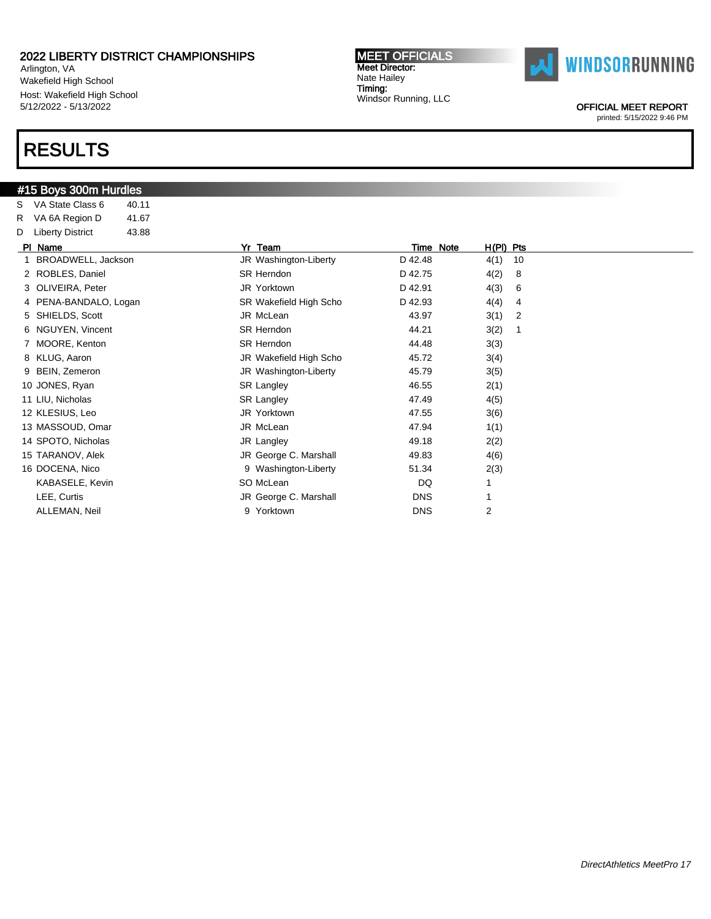2022 LIBERTY DISTRICT CHAMPIONSHIPS
Arlington, VA
Wakefield High School
Host: Wakefield High School
5/12/2022 - 5/13/2022

MEET OFFICIALS
Meet Director:
Nate Hailey
Timing:
Windsor Running, LLC

OFFICIAL MEET REPORT
printed: 5/15/2022 9:46 PM

# RESULTS

## #15 Boys 300m Hurdles

| | | |
|---|---|---|
| S | VA State Class 6 | 40.11 |
| R | VA 6A Region D | 41.67 |
| D | Liberty District | 43.88 |

| Pl | Name | Yr | Team | Time | Note | H(Pl) | Pts |
|---|---|---|---|---|---|---|---|
| 1 | BROADWELL, Jackson | JR | Washington-Liberty | D 42.48 | | 4(1) | 10 |
| 2 | ROBLES, Daniel | SR | Herndon | D 42.75 | | 4(2) | 8 |
| 3 | OLIVEIRA, Peter | JR | Yorktown | D 42.91 | | 4(3) | 6 |
| 4 | PENA-BANDALO, Logan | SR | Wakefield High Scho | D 42.93 | | 4(4) | 4 |
| 5 | SHIELDS, Scott | JR | McLean | 43.97 | | 3(1) | 2 |
| 6 | NGUYEN, Vincent | SR | Herndon | 44.21 | | 3(2) | 1 |
| 7 | MOORE, Kenton | SR | Herndon | 44.48 | | 3(3) | |
| 8 | KLUG, Aaron | JR | Wakefield High Scho | 45.72 | | 3(4) | |
| 9 | BEIN, Zemeron | JR | Washington-Liberty | 45.79 | | 3(5) | |
| 10 | JONES, Ryan | SR | Langley | 46.55 | | 2(1) | |
| 11 | LIU, Nicholas | SR | Langley | 47.49 | | 4(5) | |
| 12 | KLESIUS, Leo | JR | Yorktown | 47.55 | | 3(6) | |
| 13 | MASSOUD, Omar | JR | McLean | 47.94 | | 1(1) | |
| 14 | SPOTO, Nicholas | JR | Langley | 49.18 | | 2(2) | |
| 15 | TARANOV, Alek | JR | George C. Marshall | 49.83 | | 4(6) | |
| 16 | DOCENA, Nico | 9 | Washington-Liberty | 51.34 | | 2(3) | |
| | KABASELE, Kevin | SO | McLean | DQ | | 1 | |
| | LEE, Curtis | JR | George C. Marshall | DNS | | 1 | |
| | ALLEMAN, Neil | 9 | Yorktown | DNS | | 2 | |

*DirectAthletics MeetPro 17*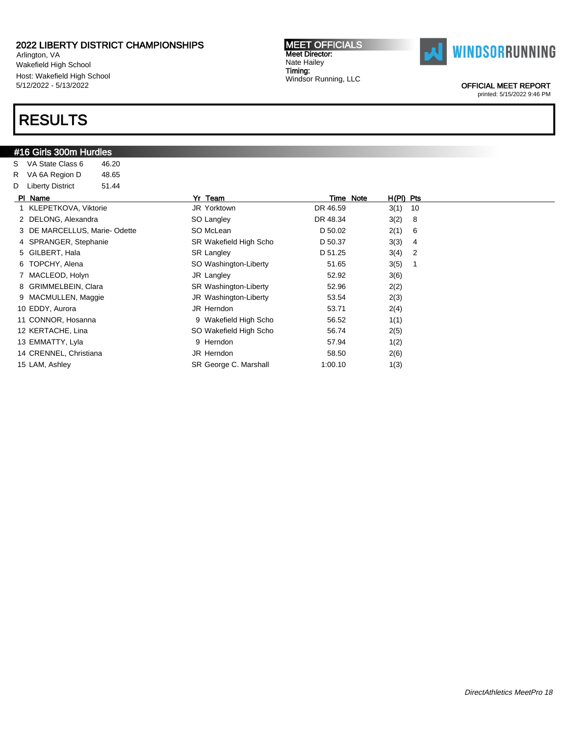2022 LIBERTY DISTRICT CHAMPIONSHIPS
Arlington, VA
Wakefield High School
Host: Wakefield High School
5/12/2022 - 5/13/2022

**MEET OFFICIALS**
Meet Director:
Nate Hailey
Timing:
Windsor Running, LLC

WINDSORRUNNING

OFFICIAL MEET REPORT
printed: 5/15/2022 9:46 PM

# RESULTS

## #16 Girls 300m Hurdles

| | | |
|---|---|---|
| S | VA State Class 6 | 46.20 |
| R | VA 6A Region D | 48.65 |
| D | Liberty District | 51.44 |

| Pl | Name | Yr | Team | Time | Note | H(Pl) | Pts |
|---|---|---|---|---|---|---|---|
| 1 | KLEPETKOVA, Viktorie | JR | Yorktown | DR 46.59 | | 3(1) | 10 |
| 2 | DELONG, Alexandra | SO | Langley | DR 48.34 | | 3(2) | 8 |
| 3 | DE MARCELLUS, Marie- Odette | SO | McLean | D 50.02 | | 2(1) | 6 |
| 4 | SPRANGER, Stephanie | SR | Wakefield High Scho | D 50.37 | | 3(3) | 4 |
| 5 | GILBERT, Hala | SR | Langley | D 51.25 | | 3(4) | 2 |
| 6 | TOPCHY, Alena | SO | Washington-Liberty | 51.65 | | 3(5) | 1 |
| 7 | MACLEOD, Holyn | JR | Langley | 52.92 | | 3(6) | |
| 8 | GRIMMELBEIN, Clara | SR | Washington-Liberty | 52.96 | | 2(2) | |
| 9 | MACMULLEN, Maggie | JR | Washington-Liberty | 53.54 | | 2(3) | |
| 10 | EDDY, Aurora | JR | Herndon | 53.71 | | 2(4) | |
| 11 | CONNOR, Hosanna | 9 | Wakefield High Scho | 56.52 | | 1(1) | |
| 12 | KERTACHE, Lina | SO | Wakefield High Scho | 56.74 | | 2(5) | |
| 13 | EMMATTY, Lyla | 9 | Herndon | 57.94 | | 1(2) | |
| 14 | CRENNEL, Christiana | JR | Herndon | 58.50 | | 2(6) | |
| 15 | LAM, Ashley | SR | George C. Marshall | 1:00.10 | | 1(3) | |

*DirectAthletics MeetPro 18*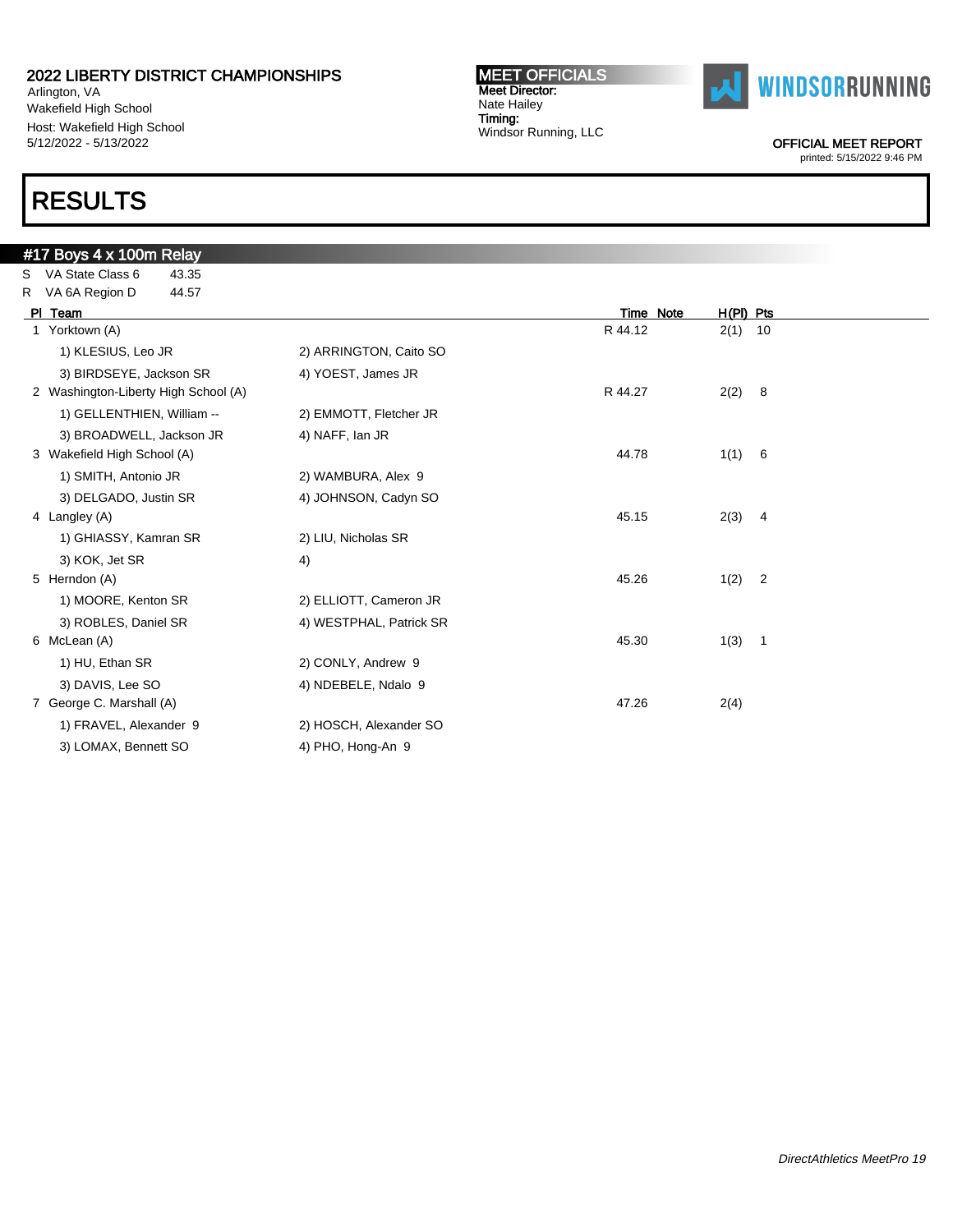2022 LIBERTY DISTRICT CHAMPIONSHIPS
Arlington, VA
Wakefield High School
Host: Wakefield High School
5/12/2022 - 5/13/2022

**MEET OFFICIALS**
Meet Director:
Nate Hailey
Timing:
Windsor Running, LLC

WINDSORRUNNING

OFFICIAL MEET REPORT
printed: 5/15/2022 9:46 PM

# RESULTS

## #17 Boys 4 x 100m Relay

S VA State Class 6 43.35
R VA 6A Region D 44.57

| Pl | Team | | Time | Note | H(Pl) | Pts |
|---|---|---|---|---|---|---|
| 1 | Yorktown (A) | | R 44.12 | | 2(1) | 10 |
| | 1) KLESIUS, Leo JR | 2) ARRINGTON, Caito SO | | | | |
| | 3) BIRDSEYE, Jackson SR | 4) YOEST, James JR | | | | |
| 2 | Washington-Liberty High School (A) | | R 44.27 | | 2(2) | 8 |
| | 1) GELLENTHIEN, William -- | 2) EMMOTT, Fletcher JR | | | | |
| | 3) BROADWELL, Jackson JR | 4) NAFF, Ian JR | | | | |
| 3 | Wakefield High School (A) | | 44.78 | | 1(1) | 6 |
| | 1) SMITH, Antonio JR | 2) WAMBURA, Alex 9 | | | | |
| | 3) DELGADO, Justin SR | 4) JOHNSON, Cadyn SO | | | | |
| 4 | Langley (A) | | 45.15 | | 2(3) | 4 |
| | 1) GHIASSY, Kamran SR | 2) LIU, Nicholas SR | | | | |
| | 3) KOK, Jet SR | 4) | | | | |
| 5 | Herndon (A) | | 45.26 | | 1(2) | 2 |
| | 1) MOORE, Kenton SR | 2) ELLIOTT, Cameron JR | | | | |
| | 3) ROBLES, Daniel SR | 4) WESTPHAL, Patrick SR | | | | |
| 6 | McLean (A) | | 45.30 | | 1(3) | 1 |
| | 1) HU, Ethan SR | 2) CONLY, Andrew 9 | | | | |
| | 3) DAVIS, Lee SO | 4) NDEBELE, Ndalo 9 | | | | |
| 7 | George C. Marshall (A) | | 47.26 | | 2(4) | |
| | 1) FRAVEL, Alexander 9 | 2) HOSCH, Alexander SO | | | | |
| | 3) LOMAX, Bennett SO | 4) PHO, Hong-An 9 | | | | |

*DirectAthletics MeetPro 19*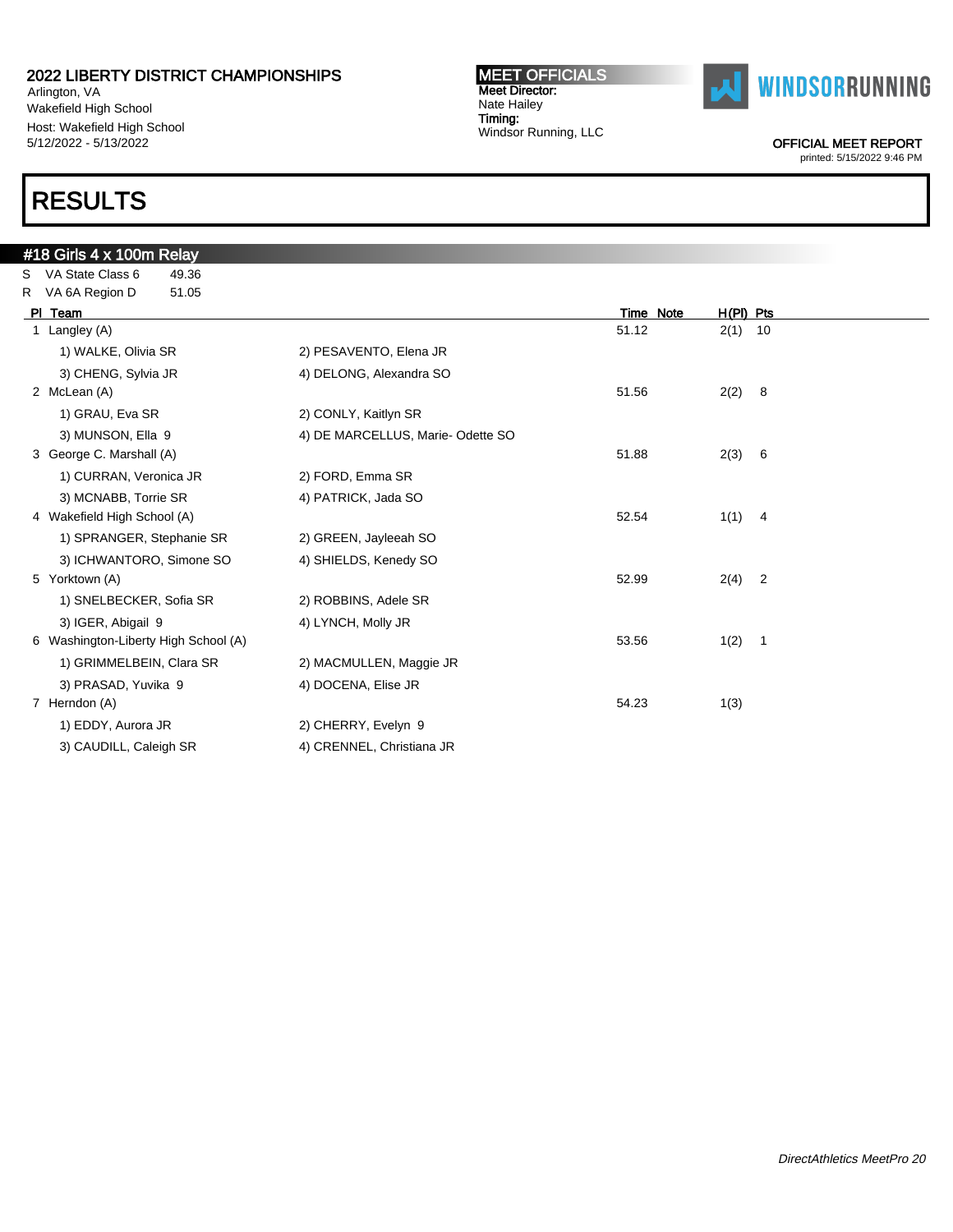**2022 LIBERTY DISTRICT CHAMPIONSHIPS**
Arlington, VA
Wakefield High School
Host: Wakefield High School
5/12/2022 - 5/13/2022

**MEET OFFICIALS**
**Meet Director:**
Nate Hailey
**Timing:**
Windsor Running, LLC

WINDSORRUNNING

OFFICIAL MEET REPORT
printed: 5/15/2022 9:46 PM

# RESULTS

## #18 Girls 4 x 100m Relay

S VA State Class 6 49.36
R VA 6A Region D 51.05

| Pl | Team | | Time | Note | H(Pl) | Pts |
|---|---|---|---|---|---|---|
| 1 | Langley (A) | | 51.12 | | 2(1) | 10 |
| | 1) WALKE, Olivia SR | 2) PESAVENTO, Elena JR | | | | |
| | 3) CHENG, Sylvia JR | 4) DELONG, Alexandra SO | | | | |
| 2 | McLean (A) | | 51.56 | | 2(2) | 8 |
| | 1) GRAU, Eva SR | 2) CONLY, Kaitlyn SR | | | | |
| | 3) MUNSON, Ella 9 | 4) DE MARCELLUS, Marie- Odette SO | | | | |
| 3 | George C. Marshall (A) | | 51.88 | | 2(3) | 6 |
| | 1) CURRAN, Veronica JR | 2) FORD, Emma SR | | | | |
| | 3) MCNABB, Torrie SR | 4) PATRICK, Jada SO | | | | |
| 4 | Wakefield High School (A) | | 52.54 | | 1(1) | 4 |
| | 1) SPRANGER, Stephanie SR | 2) GREEN, Jayleeah SO | | | | |
| | 3) ICHWANTORO, Simone SO | 4) SHIELDS, Kenedy SO | | | | |
| 5 | Yorktown (A) | | 52.99 | | 2(4) | 2 |
| | 1) SNELBECKER, Sofia SR | 2) ROBBINS, Adele SR | | | | |
| | 3) IGER, Abigail 9 | 4) LYNCH, Molly JR | | | | |
| 6 | Washington-Liberty High School (A) | | 53.56 | | 1(2) | 1 |
| | 1) GRIMMELBEIN, Clara SR | 2) MACMULLEN, Maggie JR | | | | |
| | 3) PRASAD, Yuvika 9 | 4) DOCENA, Elise JR | | | | |
| 7 | Herndon (A) | | 54.23 | | 1(3) | |
| | 1) EDDY, Aurora JR | 2) CHERRY, Evelyn 9 | | | | |
| | 3) CAUDILL, Caleigh SR | 4) CRENNEL, Christiana JR | | | | |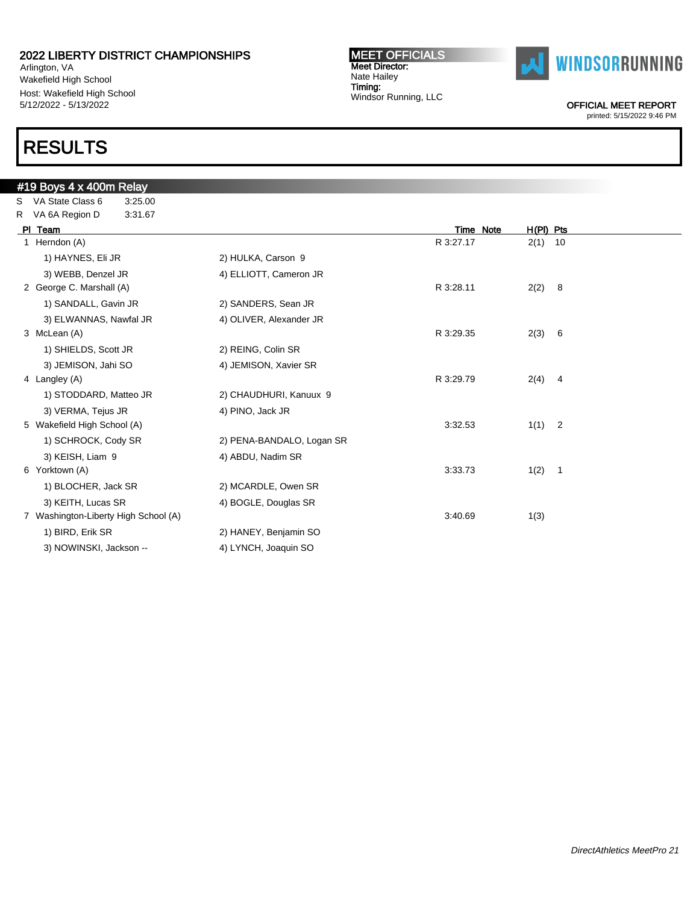# 2022 LIBERTY DISTRICT CHAMPIONSHIPS

Arlington, VA
Wakefield High School
Host: Wakefield High School
5/12/2022 - 5/13/2022

**MEET OFFICIALS**
Meet Director:
Nate Hailey
Timing:
Windsor Running, LLC

WINDSORRUNNING

OFFICIAL MEET REPORT
printed: 5/15/2022 9:46 PM

# RESULTS

## #19 Boys 4 x 400m Relay

S VA State Class 6 3:25.00
R VA 6A Region D 3:31.67

| Pl | Team | | Time | Note | H(Pl) | Pts |
|---|---|---|---|---|---|---|
| 1 | Herndon (A) | | R 3:27.17 | | 2(1) | 10 |
| | 1) HAYNES, Eli JR | 2) HULKA, Carson 9 | | | | |
| | 3) WEBB, Denzel JR | 4) ELLIOTT, Cameron JR | | | | |
| 2 | George C. Marshall (A) | | R 3:28.11 | | 2(2) | 8 |
| | 1) SANDALL, Gavin JR | 2) SANDERS, Sean JR | | | | |
| | 3) ELWANNAS, Nawfal JR | 4) OLIVER, Alexander JR | | | | |
| 3 | McLean (A) | | R 3:29.35 | | 2(3) | 6 |
| | 1) SHIELDS, Scott JR | 2) REING, Colin SR | | | | |
| | 3) JEMISON, Jahi SO | 4) JEMISON, Xavier SR | | | | |
| 4 | Langley (A) | | R 3:29.79 | | 2(4) | 4 |
| | 1) STODDARD, Matteo JR | 2) CHAUDHURI, Kanuux 9 | | | | |
| | 3) VERMA, Tejus JR | 4) PINO, Jack JR | | | | |
| 5 | Wakefield High School (A) | | 3:32.53 | | 1(1) | 2 |
| | 1) SCHROCK, Cody SR | 2) PENA-BANDALO, Logan SR | | | | |
| | 3) KEISH, Liam 9 | 4) ABDU, Nadim SR | | | | |
| 6 | Yorktown (A) | | 3:33.73 | | 1(2) | 1 |
| | 1) BLOCHER, Jack SR | 2) MCARDLE, Owen SR | | | | |
| | 3) KEITH, Lucas SR | 4) BOGLE, Douglas SR | | | | |
| 7 | Washington-Liberty High School (A) | | 3:40.69 | | 1(3) | |
| | 1) BIRD, Erik SR | 2) HANEY, Benjamin SO | | | | |
| | 3) NOWINSKI, Jackson -- | 4) LYNCH, Joaquin SO | | | | |

*DirectAthletics MeetPro 21*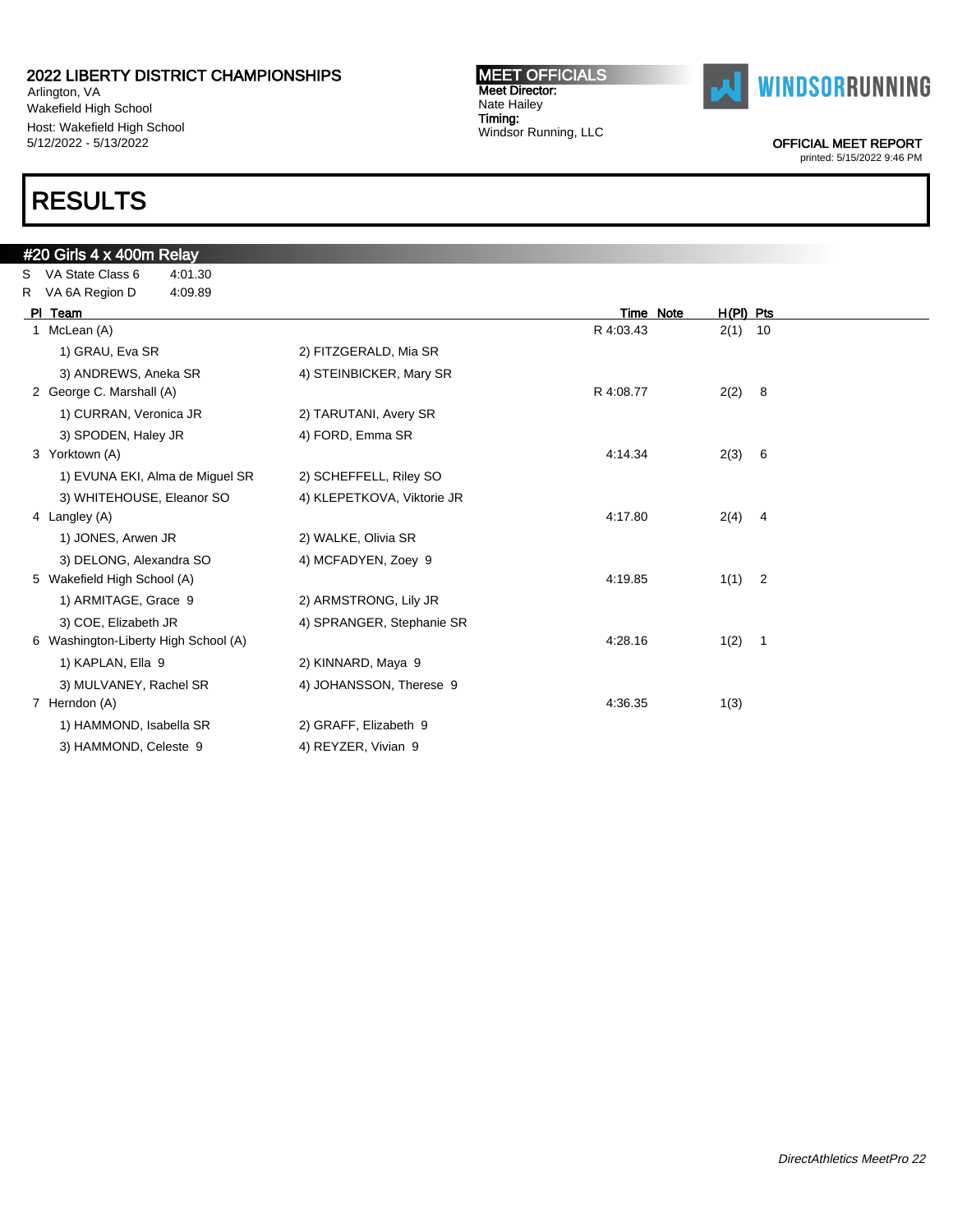**2022 LIBERTY DISTRICT CHAMPIONSHIPS**
Arlington, VA
Wakefield High School
Host: Wakefield High School
5/12/2022 - 5/13/2022

**MEET OFFICIALS**
**Meet Director:**
Nate Hailey
**Timing:**
Windsor Running, LLC

WINDSORRUNNING

OFFICIAL MEET REPORT
printed: 5/15/2022 9:46 PM

# RESULTS

## #20 Girls 4 x 400m Relay

| | | |
|---|---|---|
| S | VA State Class 6 | 4:01.30 |
| R | VA 6A Region D | 4:09.89 |

| Pl | Team | | Time | Note | H(Pl) | Pts |
|---|---|---|---|---|---|---|
| 1 | McLean (A) | | R 4:03.43 | | 2(1) | 10 |
| | 1) GRAU, Eva SR | 2) FITZGERALD, Mia SR | | | | |
| | 3) ANDREWS, Aneka SR | 4) STEINBICKER, Mary SR | | | | |
| 2 | George C. Marshall (A) | | R 4:08.77 | | 2(2) | 8 |
| | 1) CURRAN, Veronica JR | 2) TARUTANI, Avery SR | | | | |
| | 3) SPODEN, Haley JR | 4) FORD, Emma SR | | | | |
| 3 | Yorktown (A) | | 4:14.34 | | 2(3) | 6 |
| | 1) EVUNA EKI, Alma de Miguel SR | 2) SCHEFFELL, Riley SO | | | | |
| | 3) WHITEHOUSE, Eleanor SO | 4) KLEPETKOVA, Viktorie JR | | | | |
| 4 | Langley (A) | | 4:17.80 | | 2(4) | 4 |
| | 1) JONES, Arwen JR | 2) WALKE, Olivia SR | | | | |
| | 3) DELONG, Alexandra SO | 4) MCFADYEN, Zoey 9 | | | | |
| 5 | Wakefield High School (A) | | 4:19.85 | | 1(1) | 2 |
| | 1) ARMITAGE, Grace 9 | 2) ARMSTRONG, Lily JR | | | | |
| | 3) COE, Elizabeth JR | 4) SPRANGER, Stephanie SR | | | | |
| 6 | Washington-Liberty High School (A) | | 4:28.16 | | 1(2) | 1 |
| | 1) KAPLAN, Ella 9 | 2) KINNARD, Maya 9 | | | | |
| | 3) MULVANEY, Rachel SR | 4) JOHANSSON, Therese 9 | | | | |
| 7 | Herndon (A) | | 4:36.35 | | 1(3) | |
| | 1) HAMMOND, Isabella SR | 2) GRAFF, Elizabeth 9 | | | | |
| | 3) HAMMOND, Celeste 9 | 4) REYZER, Vivian 9 | | | | |

*DirectAthletics MeetPro 22*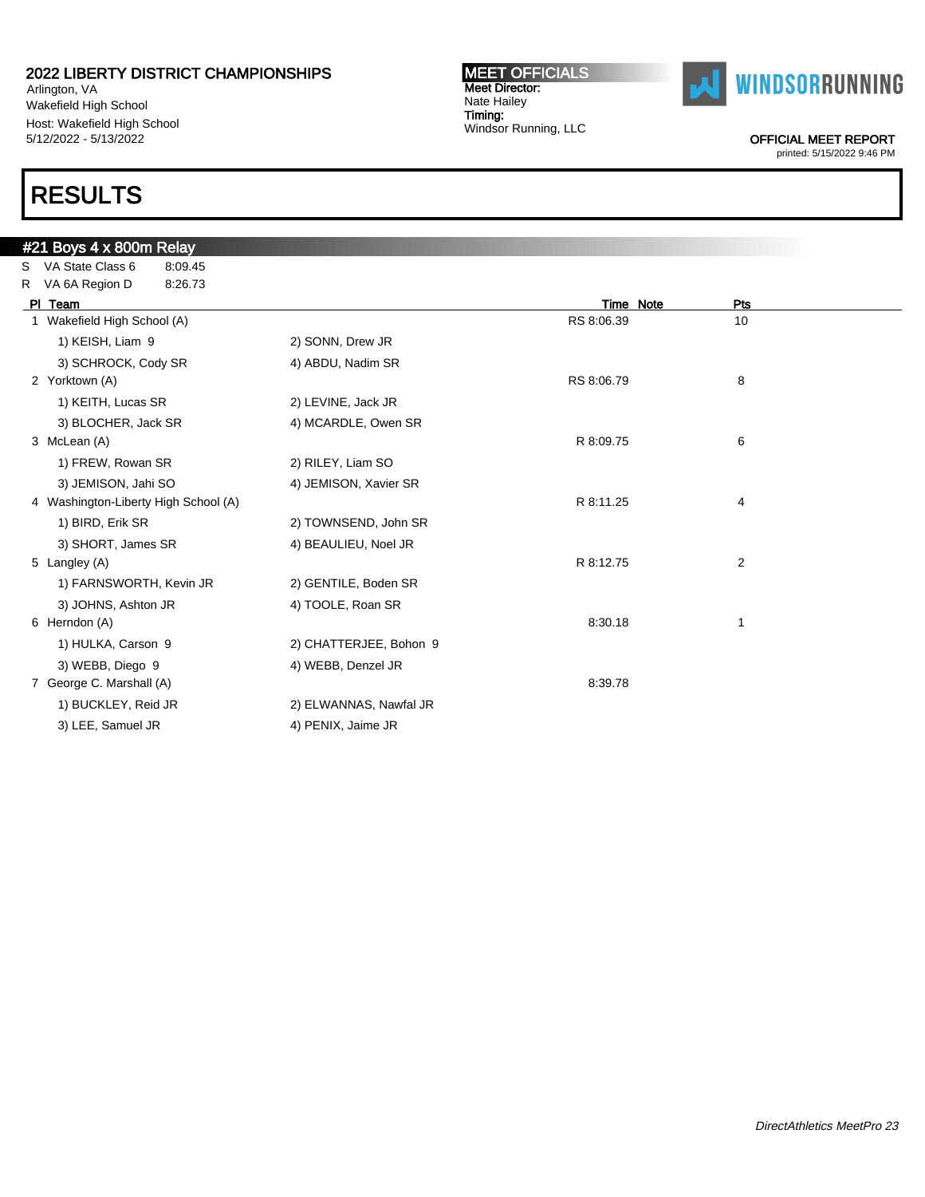# RESULTS

## #21 Boys 4 x 800m Relay

S VA State Class 6 8:09.45
R VA 6A Region D 8:26.73

| Pl | Team | | Time | Note | Pts |
|---|---|---|---|---|---|
| 1 | Wakefield High School (A) | | RS 8:06.39 | | 10 |
| | 1) KEISH, Liam 9 | 2) SONN, Drew JR | | | |
| | 3) SCHROCK, Cody SR | 4) ABDU, Nadim SR | | | |
| 2 | Yorktown (A) | | RS 8:06.79 | | 8 |
| | 1) KEITH, Lucas SR | 2) LEVINE, Jack JR | | | |
| | 3) BLOCHER, Jack SR | 4) MCARDLE, Owen SR | | | |
| 3 | McLean (A) | | R 8:09.75 | | 6 |
| | 1) FREW, Rowan SR | 2) RILEY, Liam SO | | | |
| | 3) JEMISON, Jahi SO | 4) JEMISON, Xavier SR | | | |
| 4 | Washington-Liberty High School (A) | | R 8:11.25 | | 4 |
| | 1) BIRD, Erik SR | 2) TOWNSEND, John SR | | | |
| | 3) SHORT, James SR | 4) BEAULIEU, Noel JR | | | |
| 5 | Langley (A) | | R 8:12.75 | | 2 |
| | 1) FARNSWORTH, Kevin JR | 2) GENTILE, Boden SR | | | |
| | 3) JOHNS, Ashton JR | 4) TOOLE, Roan SR | | | |
| 6 | Herndon (A) | | 8:30.18 | | 1 |
| | 1) HULKA, Carson 9 | 2) CHATTERJEE, Bohon 9 | | | |
| | 3) WEBB, Diego 9 | 4) WEBB, Denzel JR | | | |
| 7 | George C. Marshall (A) | | 8:39.78 | | |
| | 1) BUCKLEY, Reid JR | 2) ELWANNAS, Nawfal JR | | | |
| | 3) LEE, Samuel JR | 4) PENIX, Jaime JR | | | |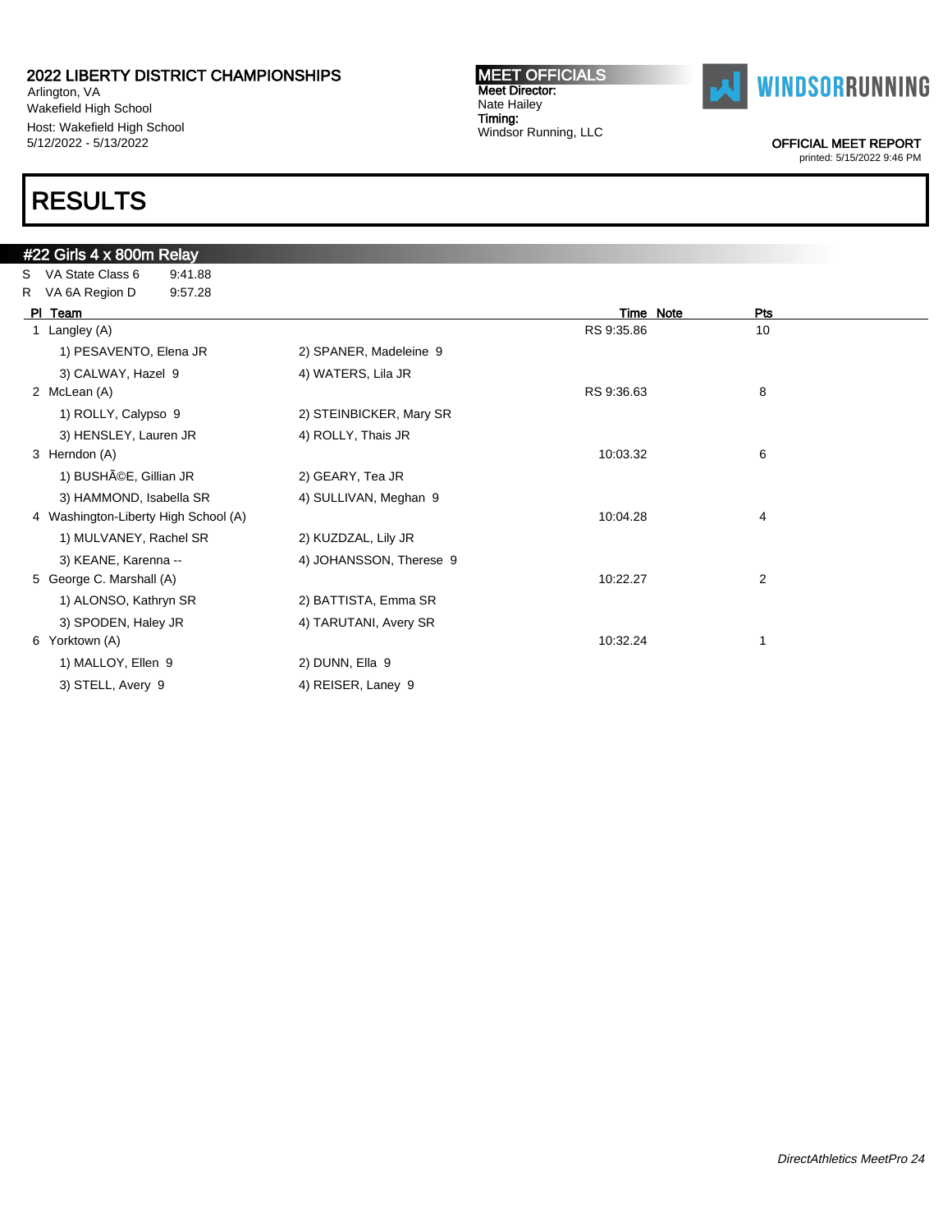2022 LIBERTY DISTRICT CHAMPIONSHIPS
Arlington, VA
Wakefield High School
Host: Wakefield High School
5/12/2022 - 5/13/2022

**MEET OFFICIALS**
Meet Director:
Nate Hailey
Timing:
Windsor Running, LLC

OFFICIAL MEET REPORT
printed: 5/15/2022 9:46 PM

# RESULTS

## #22 Girls 4 x 800m Relay

S VA State Class 6 9:41.88
R VA 6A Region D 9:57.28

| Pl | Team | | Time | Note | Pts |
|---|---|---|---|---|---|
| 1 | Langley (A) | | RS 9:35.86 | | 10 |
| | 1) PESAVENTO, Elena JR | 2) SPANER, Madeleine 9 | | | |
| | 3) CALWAY, Hazel 9 | 4) WATERS, Lila JR | | | |
| 2 | McLean (A) | | RS 9:36.63 | | 8 |
| | 1) ROLLY, Calypso 9 | 2) STEINBICKER, Mary SR | | | |
| | 3) HENSLEY, Lauren JR | 4) ROLLY, Thais JR | | | |
| 3 | Herndon (A) | | 10:03.32 | | 6 |
| | 1) BUSHÃ©E, Gillian JR | 2) GEARY, Tea JR | | | |
| | 3) HAMMOND, Isabella SR | 4) SULLIVAN, Meghan 9 | | | |
| 4 | Washington-Liberty High School (A) | | 10:04.28 | | 4 |
| | 1) MULVANEY, Rachel SR | 2) KUZDZAL, Lily JR | | | |
| | 3) KEANE, Karenna -- | 4) JOHANSSON, Therese 9 | | | |
| 5 | George C. Marshall (A) | | 10:22.27 | | 2 |
| | 1) ALONSO, Kathryn SR | 2) BATTISTA, Emma SR | | | |
| | 3) SPODEN, Haley JR | 4) TARUTANI, Avery SR | | | |
| 6 | Yorktown (A) | | 10:32.24 | | 1 |
| | 1) MALLOY, Ellen 9 | 2) DUNN, Ella 9 | | | |
| | 3) STELL, Avery 9 | 4) REISER, Laney 9 | | | |

*DirectAthletics MeetPro 24*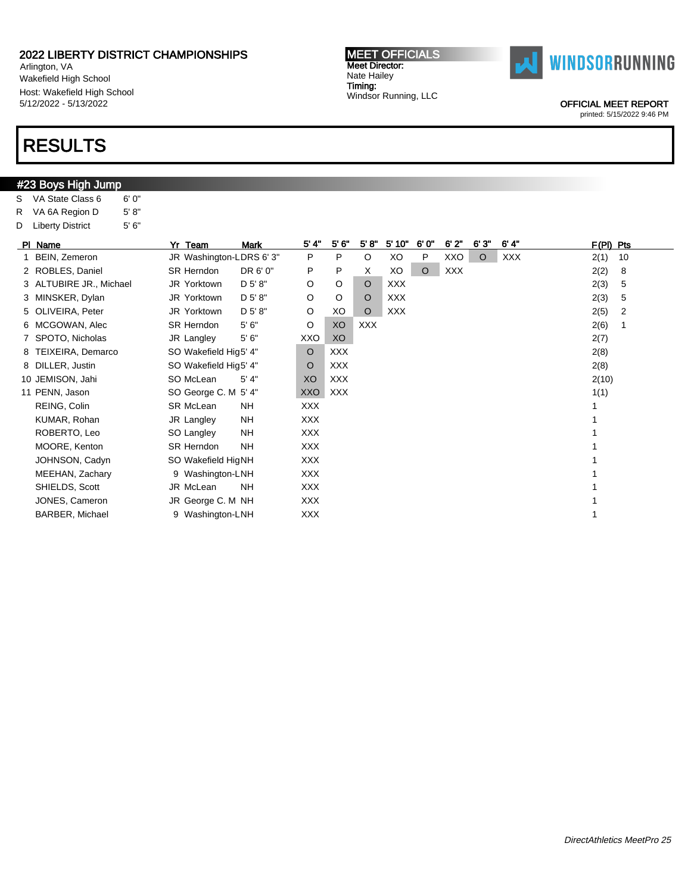2022 LIBERTY DISTRICT CHAMPIONSHIPS
Arlington, VA
Wakefield High School
Host: Wakefield High School
5/12/2022 - 5/13/2022

**MEET OFFICIALS**
Meet Director:
Nate Hailey
Timing:
Windsor Running, LLC

WINDSORRUNNING

OFFICIAL MEET REPORT
printed: 5/15/2022 9:46 PM

# RESULTS

## #23 Boys High Jump

| | | |
|---|---|---|
| S | VA State Class 6 | 6' 0" |
| R | VA 6A Region D | 5' 8" |
| D | Liberty District | 5' 6" |

| Pl | Name | Yr | Team | Mark | 5' 4" | 5' 6" | 5' 8" | 5' 10" | 6' 0" | 6' 2" | 6' 3" | 6' 4" | F(Pl) | Pts |
|---|---|---|---|---|---|---|---|---|---|---|---|---|---|---|
| 1 | BEIN, Zemeron | JR | Washington-L | DRS 6' 3" | P | P | O | XO | P | XXO | O | XXX | 2(1) | 10 |
| 2 | ROBLES, Daniel | SR | Herndon | DR 6' 0" | P | P | X | XO | O | XXX | | | 2(2) | 8 |
| 3 | ALTUBIRE JR., Michael | JR | Yorktown | D 5' 8" | O | O | O | XXX | | | | | 2(3) | 5 |
| 3 | MINSKER, Dylan | JR | Yorktown | D 5' 8" | O | O | O | XXX | | | | | 2(3) | 5 |
| 5 | OLIVEIRA, Peter | JR | Yorktown | D 5' 8" | O | XO | O | XXX | | | | | 2(5) | 2 |
| 6 | MCGOWAN, Alec | SR | Herndon | 5' 6" | O | XO | XXX | | | | | | 2(6) | 1 |
| 7 | SPOTO, Nicholas | JR | Langley | 5' 6" | XXO | XO | | | | | | | 2(7) | |
| 8 | TEIXEIRA, Demarco | SO | Wakefield Hig | 5' 4" | O | XXX | | | | | | | 2(8) | |
| 8 | DILLER, Justin | SO | Wakefield Hig | 5' 4" | O | XXX | | | | | | | 2(8) | |
| 10 | JEMISON, Jahi | SO | McLean | 5' 4" | XO | XXX | | | | | | | 2(10) | |
| 11 | PENN, Jason | SO | George C. M | 5' 4" | XXO | XXX | | | | | | | 1(1) | |
| | REING, Colin | SR | McLean | NH | XXX | | | | | | | | 1 | |
| | KUMAR, Rohan | JR | Langley | NH | XXX | | | | | | | | 1 | |
| | ROBERTO, Leo | SO | Langley | NH | XXX | | | | | | | | 1 | |
| | MOORE, Kenton | SR | Herndon | NH | XXX | | | | | | | | 1 | |
| | JOHNSON, Cadyn | SO | Wakefield Hig | NH | XXX | | | | | | | | 1 | |
| | MEEHAN, Zachary | 9 | Washington-L | NH | XXX | | | | | | | | 1 | |
| | SHIELDS, Scott | JR | McLean | NH | XXX | | | | | | | | 1 | |
| | JONES, Cameron | JR | George C. M | NH | XXX | | | | | | | | 1 | |
| | BARBER, Michael | 9 | Washington-L | NH | XXX | | | | | | | | 1 | |

*DirectAthletics MeetPro 25*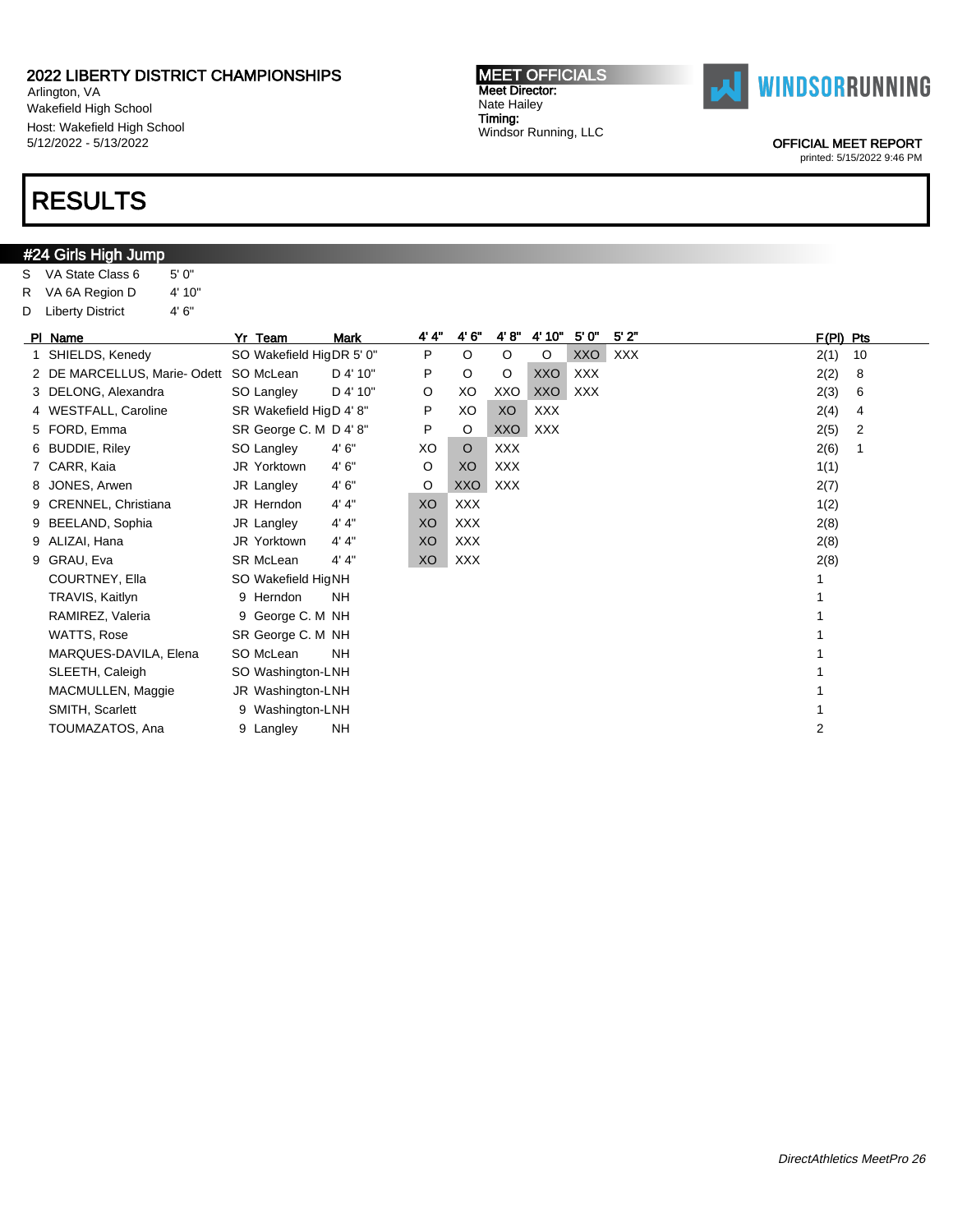2022 LIBERTY DISTRICT CHAMPIONSHIPS
Arlington, VA
Wakefield High School
Host: Wakefield High School
5/12/2022 - 5/13/2022

**MEET OFFICIALS**
Meet Director:
Nate Hailey
Timing:
Windsor Running, LLC

OFFICIAL MEET REPORT
printed: 5/15/2022 9:46 PM

# RESULTS

## #24 Girls High Jump

| | | |
|---|---|---|
| S | VA State Class 6 | 5' 0" |
| R | VA 6A Region D | 4' 10" |
| D | Liberty District | 4' 6" |

| Pl | Name | Yr | Team | Mark | 4' 4" | 4' 6" | 4' 8" | 4' 10" | 5' 0" | 5' 2" | F(Pl) | Pts |
|---|---|---|---|---|---|---|---|---|---|---|---|---|
| 1 | SHIELDS, Kenedy | SO | Wakefield Hig | DR 5' 0" | P | O | O | O | XXO | XXX | 2(1) | 10 |
| 2 | DE MARCELLUS, Marie- Odett | SO | McLean | D 4' 10" | P | O | O | XXO | XXX | | 2(2) | 8 |
| 3 | DELONG, Alexandra | SO | Langley | D 4' 10" | O | XO | XXO | XXO | XXX | | 2(3) | 6 |
| 4 | WESTFALL, Caroline | SR | Wakefield Hig | D 4' 8" | P | XO | XO | XXX | | | 2(4) | 4 |
| 5 | FORD, Emma | SR | George C. M | D 4' 8" | P | O | XXO | XXX | | | 2(5) | 2 |
| 6 | BUDDIE, Riley | SO | Langley | 4' 6" | XO | O | XXX | | | | 2(6) | 1 |
| 7 | CARR, Kaia | JR | Yorktown | 4' 6" | O | XO | XXX | | | | 1(1) | |
| 8 | JONES, Arwen | JR | Langley | 4' 6" | O | XXO | XXX | | | | 2(7) | |
| 9 | CRENNEL, Christiana | JR | Herndon | 4' 4" | XO | XXX | | | | | 1(2) | |
| 9 | BEELAND, Sophia | JR | Langley | 4' 4" | XO | XXX | | | | | 2(8) | |
| 9 | ALIZAI, Hana | JR | Yorktown | 4' 4" | XO | XXX | | | | | 2(8) | |
| 9 | GRAU, Eva | SR | McLean | 4' 4" | XO | XXX | | | | | 2(8) | |
| | COURTNEY, Ella | SO | Wakefield Hig | NH | | | | | | | 1 | |
| | TRAVIS, Kaitlyn | 9 | Herndon | NH | | | | | | | 1 | |
| | RAMIREZ, Valeria | 9 | George C. M | NH | | | | | | | 1 | |
| | WATTS, Rose | SR | George C. M | NH | | | | | | | 1 | |
| | MARQUES-DAVILA, Elena | SO | McLean | NH | | | | | | | 1 | |
| | SLEETH, Caleigh | SO | Washington-L | NH | | | | | | | 1 | |
| | MACMULLEN, Maggie | JR | Washington-L | NH | | | | | | | 1 | |
| | SMITH, Scarlett | 9 | Washington-L | NH | | | | | | | 1 | |
| | TOUMAZATOS, Ana | 9 | Langley | NH | | | | | | | 2 | |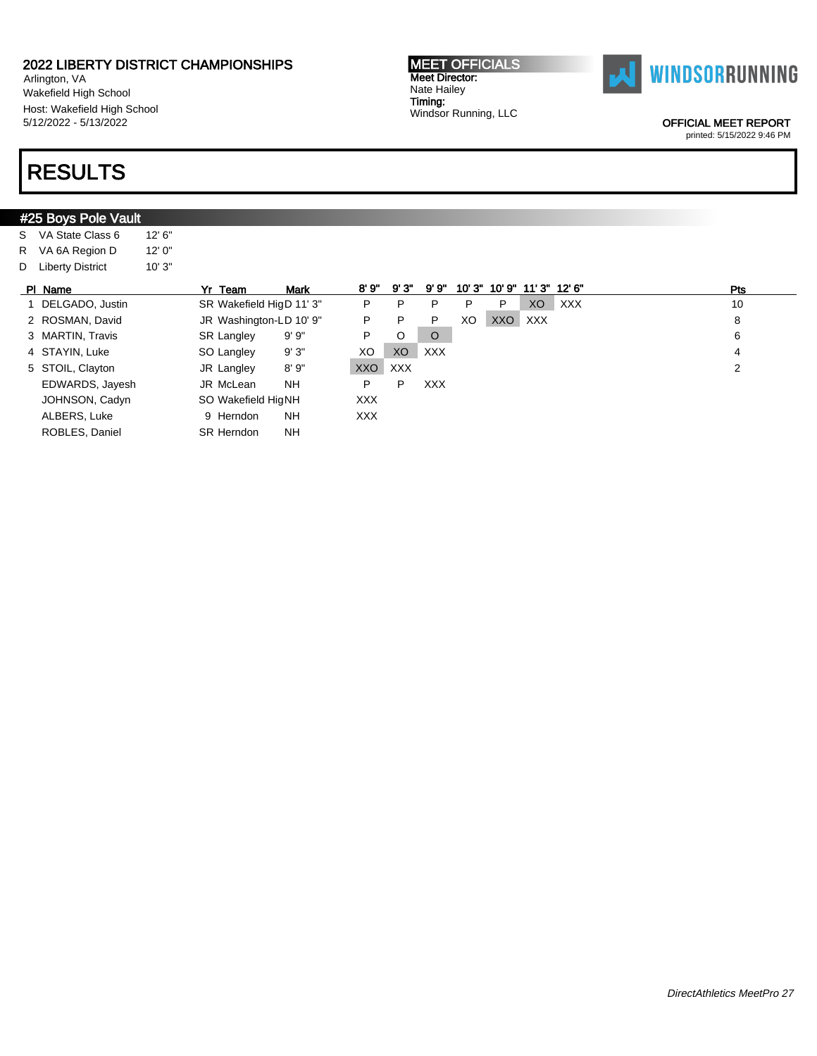## 2022 LIBERTY DISTRICT CHAMPIONSHIPS

Arlington, VA
Wakefield High School
Host: Wakefield High School
5/12/2022 - 5/13/2022

**MEET OFFICIALS**
Meet Director:
Nate Hailey
Timing:
Windsor Running, LLC

WINDSORRUNNING

OFFICIAL MEET REPORT
printed: 5/15/2022 9:46 PM

# RESULTS

## #25 Boys Pole Vault

| | | |
|---|---|---|
| S | VA State Class 6 | 12' 6" |
| R | VA 6A Region D | 12' 0" |
| D | Liberty District | 10' 3" |

| Pl | Name | Yr | Team | Mark | 8' 9" | 9' 3" | 9' 9" | 10' 3" | 10' 9" | 11' 3" | 12' 6" | Pts |
|---|---|---|---|---|---|---|---|---|---|---|---|---|
| 1 | DELGADO, Justin | SR | Wakefield Hig | D 11' 3" | P | P | P | P | P | XO | XXX | 10 |
| 2 | ROSMAN, David | JR | Washington-L | D 10' 9" | P | P | P | XO | XXO | XXX | | 8 |
| 3 | MARTIN, Travis | SR | Langley | 9' 9" | P | O | O | | | | | 6 |
| 4 | STAYIN, Luke | SO | Langley | 9' 3" | XO | XO | XXX | | | | | 4 |
| 5 | STOIL, Clayton | JR | Langley | 8' 9" | XXO | XXX | | | | | | 2 |
| | EDWARDS, Jayesh | JR | McLean | NH | P | P | XXX | | | | | |
| | JOHNSON, Cadyn | SO | Wakefield Hig | NH | XXX | | | | | | | |
| | ALBERS, Luke | 9 | Herndon | NH | XXX | | | | | | | |
| | ROBLES, Daniel | SR | Herndon | NH | | | | | | | | |

*DirectAthletics MeetPro 27*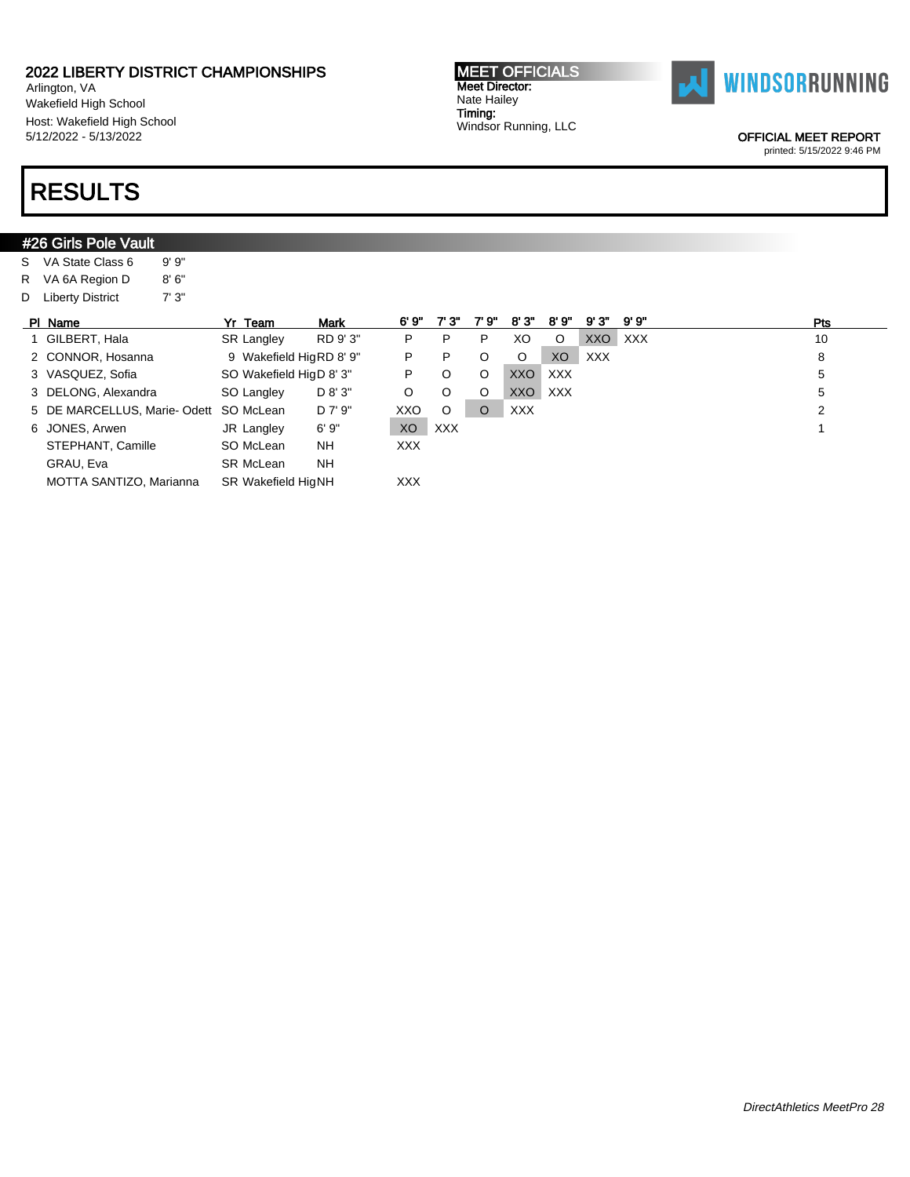# 2022 LIBERTY DISTRICT CHAMPIONSHIPS

Arlington, VA
Wakefield High School
Host: Wakefield High School
5/12/2022 - 5/13/2022

**MEET OFFICIALS**
**Meet Director:**
Nate Hailey
**Timing:**
Windsor Running, LLC

WINDSORRUNNING

OFFICIAL MEET REPORT
printed: 5/15/2022 9:46 PM

# RESULTS

## #26 Girls Pole Vault

| | | |
|---|---|---|
| S | VA State Class 6 | 9' 9" |
| R | VA 6A Region D | 8' 6" |
| D | Liberty District | 7' 3" |

| Pl | Name | Yr | Team | Mark | 6' 9" | 7' 3" | 7' 9" | 8' 3" | 8' 9" | 9' 3" | 9' 9" | Pts |
|---|---|---|---|---|---|---|---|---|---|---|---|---|
| 1 | GILBERT, Hala | SR | Langley | RD 9' 3" | P | P | P | XO | O | XXO | XXX | 10 |
| 2 | CONNOR, Hosanna | 9 | Wakefield Hig | RD 8' 9" | P | P | O | O | XO | XXX | | 8 |
| 3 | VASQUEZ, Sofia | SO | Wakefield Hig | D 8' 3" | P | O | O | XXO | XXX | | | 5 |
| 3 | DELONG, Alexandra | SO | Langley | D 8' 3" | O | O | O | XXO | XXX | | | 5 |
| 5 | DE MARCELLUS, Marie- Odett | SO | McLean | D 7' 9" | XXO | O | O | XXX | | | | 2 |
| 6 | JONES, Arwen | JR | Langley | 6' 9" | XO | XXX | | | | | | 1 |
| | STEPHANT, Camille | SO | McLean | NH | XXX | | | | | | | |
| | GRAU, Eva | SR | McLean | NH | | | | | | | | |
| | MOTTA SANTIZO, Marianna | SR | Wakefield Hig | NH | XXX | | | | | | | |

*DirectAthletics MeetPro 28*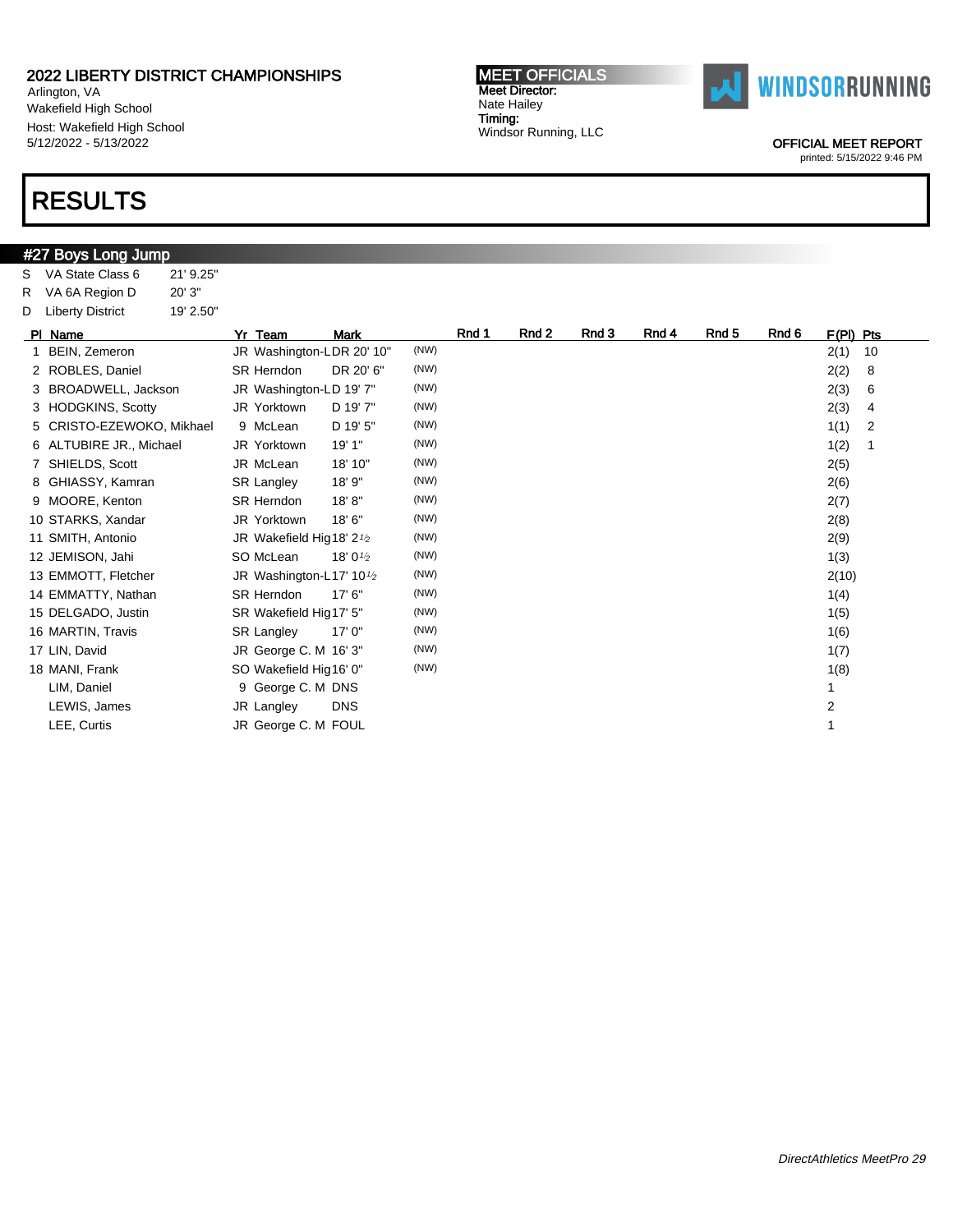## 2022 LIBERTY DISTRICT CHAMPIONSHIPS

Arlington, VA
Wakefield High School
Host: Wakefield High School
5/12/2022 - 5/13/2022

**MEET OFFICIALS**
**Meet Director:**
Nate Hailey
**Timing:**
Windsor Running, LLC

WINDSORRUNNING

OFFICIAL MEET REPORT
printed: 5/15/2022 9:46 PM

# RESULTS

## #27 Boys Long Jump

| | | |
|---|---|---|
| S | VA State Class 6 | 21' 9.25" |
| R | VA 6A Region D | 20' 3" |
| D | Liberty District | 19' 2.50" |

| Pl | Name | Yr | Team | Mark | | Rnd 1 | Rnd 2 | Rnd 3 | Rnd 4 | Rnd 5 | Rnd 6 | F(Pl) | Pts |
|---|---|---|---|---|---|---|---|---|---|---|---|---|---|
| 1 | BEIN, Zemeron | JR | Washington-L | DR 20' 10" | (NW) | | | | | | | 2(1) | 10 |
| 2 | ROBLES, Daniel | SR | Herndon | DR 20' 6" | (NW) | | | | | | | 2(2) | 8 |
| 3 | BROADWELL, Jackson | JR | Washington-L | D 19' 7" | (NW) | | | | | | | 2(3) | 6 |
| 3 | HODGKINS, Scotty | JR | Yorktown | D 19' 7" | (NW) | | | | | | | 2(3) | 4 |
| 5 | CRISTO-EZEWOKO, Mikhael | 9 | McLean | D 19' 5" | (NW) | | | | | | | 1(1) | 2 |
| 6 | ALTUBIRE JR., Michael | JR | Yorktown | 19' 1" | (NW) | | | | | | | 1(2) | 1 |
| 7 | SHIELDS, Scott | JR | McLean | 18' 10" | (NW) | | | | | | | 2(5) | |
| 8 | GHIASSY, Kamran | SR | Langley | 18' 9" | (NW) | | | | | | | 2(6) | |
| 9 | MOORE, Kenton | SR | Herndon | 18' 8" | (NW) | | | | | | | 2(7) | |
| 10 | STARKS, Xandar | JR | Yorktown | 18' 6" | (NW) | | | | | | | 2(8) | |
| 11 | SMITH, Antonio | JR | Wakefield Hig | 18' 2½ | (NW) | | | | | | | 2(9) | |
| 12 | JEMISON, Jahi | SO | McLean | 18' 0½ | (NW) | | | | | | | 1(3) | |
| 13 | EMMOTT, Fletcher | JR | Washington-L | 17' 10½ | (NW) | | | | | | | 2(10) | |
| 14 | EMMATTY, Nathan | SR | Herndon | 17' 6" | (NW) | | | | | | | 1(4) | |
| 15 | DELGADO, Justin | SR | Wakefield Hig | 17' 5" | (NW) | | | | | | | 1(5) | |
| 16 | MARTIN, Travis | SR | Langley | 17' 0" | (NW) | | | | | | | 1(6) | |
| 17 | LIN, David | JR | George C. M | 16' 3" | (NW) | | | | | | | 1(7) | |
| 18 | MANI, Frank | SO | Wakefield Hig | 16' 0" | (NW) | | | | | | | 1(8) | |
| | LIM, Daniel | 9 | George C. M | DNS | | | | | | | | 1 | |
| | LEWIS, James | JR | Langley | DNS | | | | | | | | 2 | |
| | LEE, Curtis | JR | George C. M | FOUL | | | | | | | | 1 | |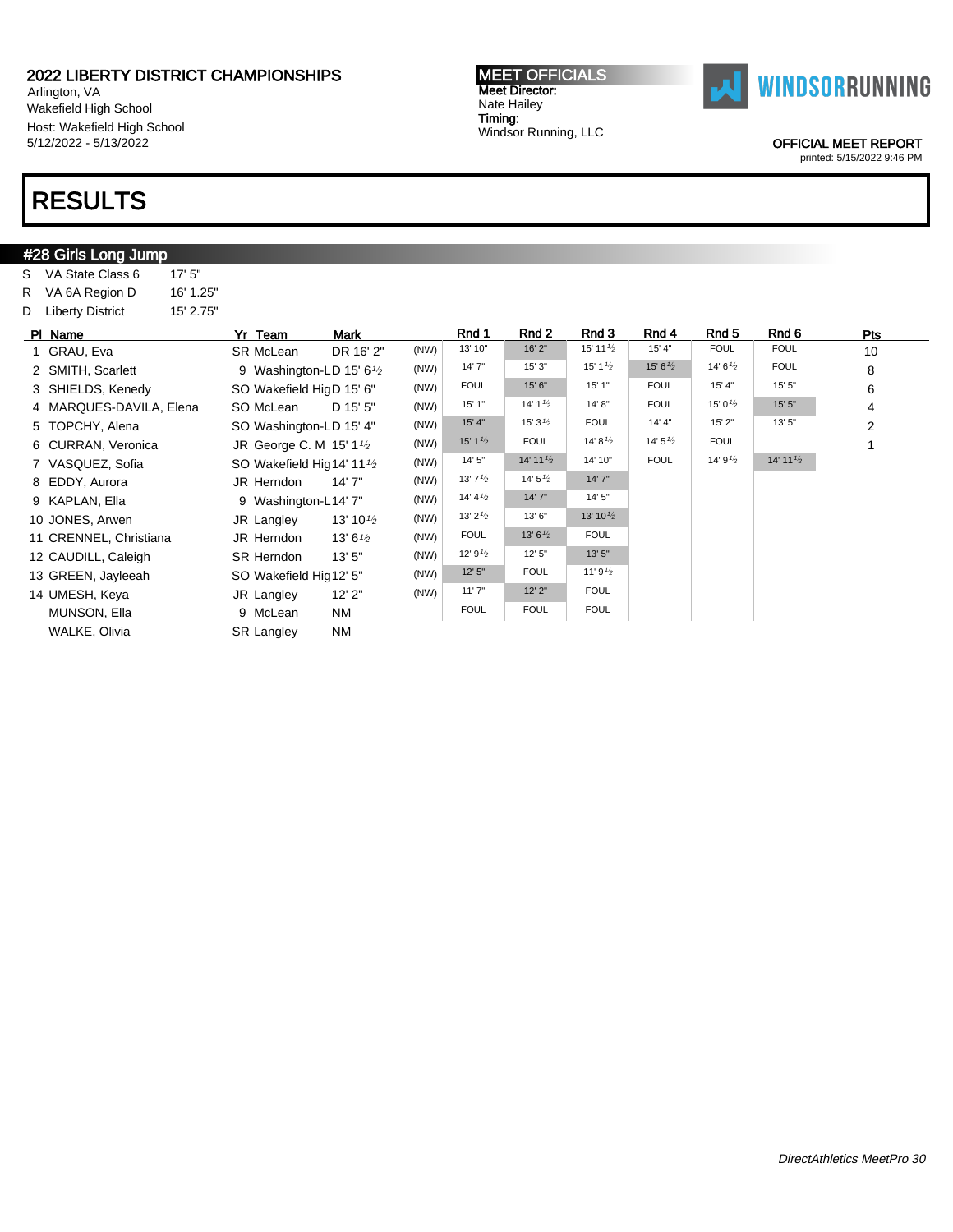**2022 LIBERTY DISTRICT CHAMPIONSHIPS**
Arlington, VA
Wakefield High School
Host: Wakefield High School
5/12/2022 - 5/13/2022

**MEET OFFICIALS**
Meet Director:
Nate Hailey
Timing:
Windsor Running, LLC

WINDSORRUNNING

OFFICIAL MEET REPORT
printed: 5/15/2022 9:46 PM

# RESULTS

## #28 Girls Long Jump

| | | |
|---|---|---|
| S | VA State Class 6 | 17' 5" |
| R | VA 6A Region D | 16' 1.25" |
| D | Liberty District | 15' 2.75" |

| Pl | Name | Yr | Team | Mark | | Rnd 1 | Rnd 2 | Rnd 3 | Rnd 4 | Rnd 5 | Rnd 6 | Pts |
|---|---|---|---|---|---|---|---|---|---|---|---|---|
| 1 | GRAU, Eva | SR | McLean | DR 16' 2" | (NW) | 13' 10" | 16' 2" | 15' 11½ | 15' 4" | FOUL | FOUL | 10 |
| 2 | SMITH, Scarlett | 9 | Washington-L | D 15' 6½ | (NW) | 14' 7" | 15' 3" | 15' 1½ | 15' 6½ | 14' 6½ | FOUL | 8 |
| 3 | SHIELDS, Kenedy | SO | Wakefield Hig | D 15' 6" | (NW) | FOUL | 15' 6" | 15' 1" | FOUL | 15' 4" | 15' 5" | 6 |
| 4 | MARQUES-DAVILA, Elena | SO | McLean | D 15' 5" | (NW) | 15' 1" | 14' 1½ | 14' 8" | FOUL | 15' 0½ | 15' 5" | 4 |
| 5 | TOPCHY, Alena | SO | Washington-L | D 15' 4" | (NW) | 15' 4" | 15' 3½ | FOUL | 14' 4" | 15' 2" | 13' 5" | 2 |
| 6 | CURRAN, Veronica | JR | George C. M | 15' 1½ | (NW) | 15' 1½ | FOUL | 14' 8½ | 14' 5½ | FOUL | | 1 |
| 7 | VASQUEZ, Sofia | SO | Wakefield Hig | 14' 11½ | (NW) | 14' 5" | 14' 11½ | 14' 10" | FOUL | 14' 9½ | 14' 11½ | |
| 8 | EDDY, Aurora | JR | Herndon | 14' 7" | (NW) | 13' 7½ | 14' 5½ | 14' 7" | | | | |
| 9 | KAPLAN, Ella | 9 | Washington-L | 14' 7" | (NW) | 14' 4½ | 14' 7" | 14' 5" | | | | |
| 10 | JONES, Arwen | JR | Langley | 13' 10½ | (NW) | 13' 2½ | 13' 6" | 13' 10½ | | | | |
| 11 | CRENNEL, Christiana | JR | Herndon | 13' 6½ | (NW) | FOUL | 13' 6½ | FOUL | | | | |
| 12 | CAUDILL, Caleigh | SR | Herndon | 13' 5" | (NW) | 12' 9½ | 12' 5" | 13' 5" | | | | |
| 13 | GREEN, Jayleeah | SO | Wakefield Hig | 12' 5" | (NW) | 12' 5" | FOUL | 11' 9½ | | | | |
| 14 | UMESH, Keya | JR | Langley | 12' 2" | (NW) | 11' 7" | 12' 2" | FOUL | | | | |
| | MUNSON, Ella | 9 | McLean | NM | | FOUL | FOUL | FOUL | | | | |
| | WALKE, Olivia | SR | Langley | NM | | | | | | | | |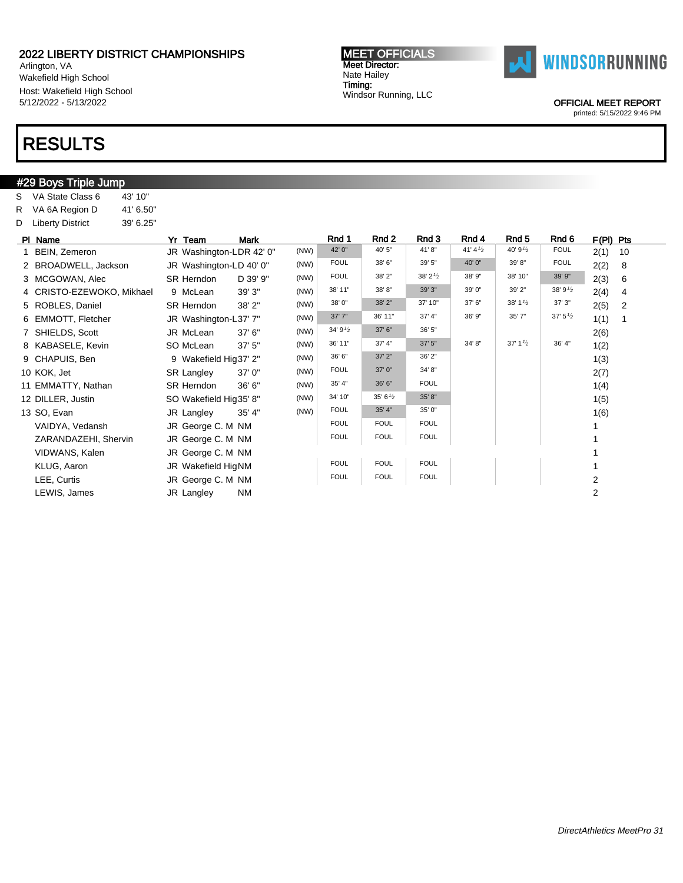## 2022 LIBERTY DISTRICT CHAMPIONSHIPS

Arlington, VA
Wakefield High School
Host: Wakefield High School
5/12/2022 - 5/13/2022

**MEET OFFICIALS**
Meet Director:
Nate Hailey
Timing:
Windsor Running, LLC

WINDSORRUNNING

OFFICIAL MEET REPORT
printed: 5/15/2022 9:46 PM

# RESULTS

## #29 Boys Triple Jump

| | | |
|---|---|---|
| S | VA State Class 6 | 43' 10" |
| R | VA 6A Region D | 41' 6.50" |
| D | Liberty District | 39' 6.25" |

| Pl | Name | Yr | Team | Mark | | Rnd 1 | Rnd 2 | Rnd 3 | Rnd 4 | Rnd 5 | Rnd 6 | F(Pl) | Pts |
|---|---|---|---|---|---|---|---|---|---|---|---|---|---|
| 1 | BEIN, Zemeron | JR | Washington-L | DR 42' 0" | (NW) | 42' 0" | 40' 5" | 41' 8" | 41' 4½ | 40' 9½ | FOUL | 2(1) | 10 |
| 2 | BROADWELL, Jackson | JR | Washington-L | D 40' 0" | (NW) | FOUL | 38' 6" | 39' 5" | 40' 0" | 39' 8" | FOUL | 2(2) | 8 |
| 3 | MCGOWAN, Alec | SR | Herndon | D 39' 9" | (NW) | FOUL | 38' 2" | 38' 2½ | 38' 9" | 38' 10" | 39' 9" | 2(3) | 6 |
| 4 | CRISTO-EZEWOKO, Mikhael | 9 | McLean | 39' 3" | (NW) | 38' 11" | 38' 8" | 39' 3" | 39' 0" | 39' 2" | 38' 9½ | 2(4) | 4 |
| 5 | ROBLES, Daniel | SR | Herndon | 38' 2" | (NW) | 38' 0" | 38' 2" | 37' 10" | 37' 6" | 38' 1½ | 37' 3" | 2(5) | 2 |
| 6 | EMMOTT, Fletcher | JR | Washington-L | 37' 7" | (NW) | 37' 7" | 36' 11" | 37' 4" | 36' 9" | 35' 7" | 37' 5½ | 1(1) | 1 |
| 7 | SHIELDS, Scott | JR | McLean | 37' 6" | (NW) | 34' 9½ | 37' 6" | 36' 5" | | | | 2(6) | |
| 8 | KABASELE, Kevin | SO | McLean | 37' 5" | (NW) | 36' 11" | 37' 4" | 37' 5" | 34' 8" | 37' 1½ | 36' 4" | 1(2) | |
| 9 | CHAPUIS, Ben | 9 | Wakefield Hig | 37' 2" | (NW) | 36' 6" | 37' 2" | 36' 2" | | | | 1(3) | |
| 10 | KOK, Jet | SR | Langley | 37' 0" | (NW) | FOUL | 37' 0" | 34' 8" | | | | 2(7) | |
| 11 | EMMATTY, Nathan | SR | Herndon | 36' 6" | (NW) | 35' 4" | 36' 6" | FOUL | | | | 1(4) | |
| 12 | DILLER, Justin | SO | Wakefield Hig | 35' 8" | (NW) | 34' 10" | 35' 6½ | 35' 8" | | | | 1(5) | |
| 13 | SO, Evan | JR | Langley | 35' 4" | (NW) | FOUL | 35' 4" | 35' 0" | | | | 1(6) | |
| | VAIDYA, Vedansh | JR | George C. M | NM | | FOUL | FOUL | FOUL | | | | 1 | |
| | ZARANDAZEHI, Shervin | JR | George C. M | NM | | FOUL | FOUL | FOUL | | | | 1 | |
| | VIDWANS, Kalen | JR | George C. M | NM | | | | | | | | 1 | |
| | KLUG, Aaron | JR | Wakefield Hig | NM | | FOUL | FOUL | FOUL | | | | 1 | |
| | LEE, Curtis | JR | George C. M | NM | | FOUL | FOUL | FOUL | | | | 2 | |
| | LEWIS, James | JR | Langley | NM | | | | | | | | 2 | |

*DirectAthletics MeetPro 31*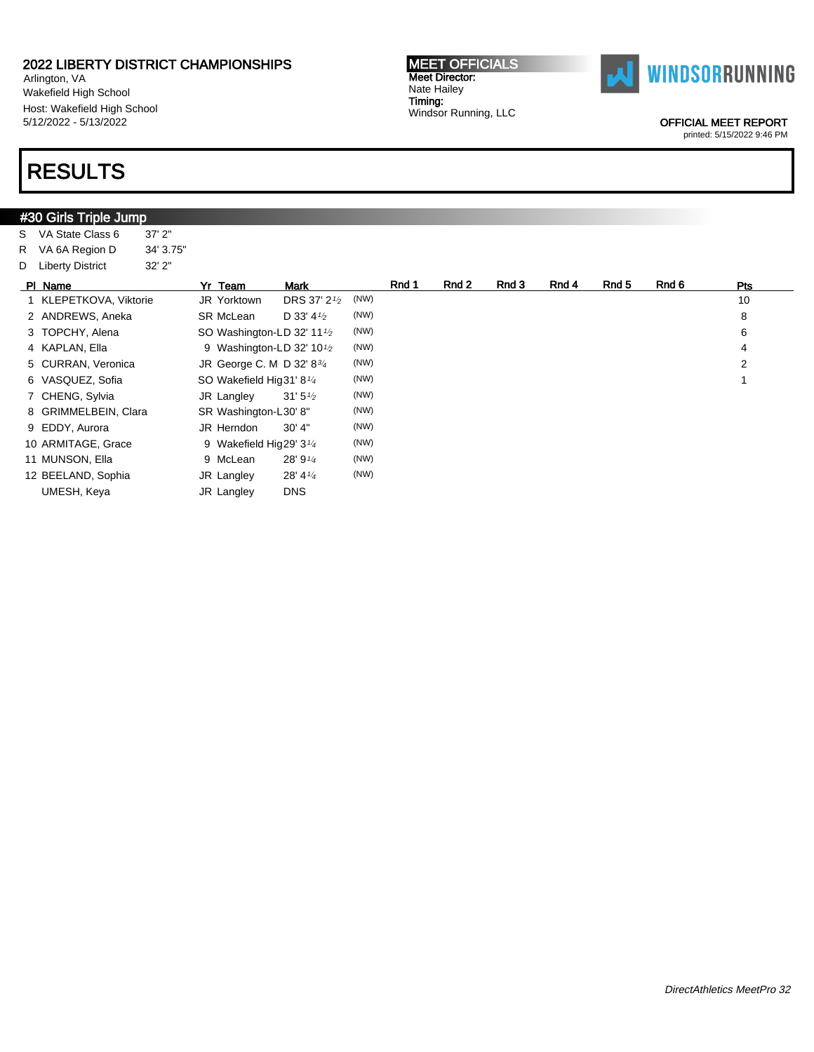**2022 LIBERTY DISTRICT CHAMPIONSHIPS**
Arlington, VA
Wakefield High School
Host: Wakefield High School
5/12/2022 - 5/13/2022

**MEET OFFICIALS**
**Meet Director:**
Nate Hailey
**Timing:**
Windsor Running, LLC

WINDSORRUNNING

**OFFICIAL MEET REPORT**
printed: 5/15/2022 9:46 PM

# RESULTS

## #30 Girls Triple Jump

| | | |
|---|---|---|
| S | VA State Class 6 | 37' 2" |
| R | VA 6A Region D | 34' 3.75" |
| D | Liberty District | 32' 2" |

| Pl | Name | Yr | Team | Mark | | Rnd 1 | Rnd 2 | Rnd 3 | Rnd 4 | Rnd 5 | Rnd 6 | Pts |
|---|---|---|---|---|---|---|---|---|---|---|---|---|
| 1 | KLEPETKOVA, Viktorie | JR | Yorktown | DRS 37' 2½ | (NW) | | | | | | | 10 |
| 2 | ANDREWS, Aneka | SR | McLean | D 33' 4½ | (NW) | | | | | | | 8 |
| 3 | TOPCHY, Alena | SO | Washington-LD | 32' 11½ | (NW) | | | | | | | 6 |
| 4 | KAPLAN, Ella | 9 | Washington-LD | 32' 10½ | (NW) | | | | | | | 4 |
| 5 | CURRAN, Veronica | JR | George C. M | D 32' 8¾ | (NW) | | | | | | | 2 |
| 6 | VASQUEZ, Sofia | SO | Wakefield Hig | 31' 8¼ | (NW) | | | | | | | 1 |
| 7 | CHENG, Sylvia | JR | Langley | 31' 5½ | (NW) | | | | | | | |
| 8 | GRIMMELBEIN, Clara | SR | Washington-L | 30' 8" | (NW) | | | | | | | |
| 9 | EDDY, Aurora | JR | Herndon | 30' 4" | (NW) | | | | | | | |
| 10 | ARMITAGE, Grace | 9 | Wakefield Hig | 29' 3¼ | (NW) | | | | | | | |
| 11 | MUNSON, Ella | 9 | McLean | 28' 9¼ | (NW) | | | | | | | |
| 12 | BEELAND, Sophia | JR | Langley | 28' 4¼ | (NW) | | | | | | | |
| | UMESH, Keya | JR | Langley | DNS | | | | | | | | |

*DirectAthletics MeetPro 32*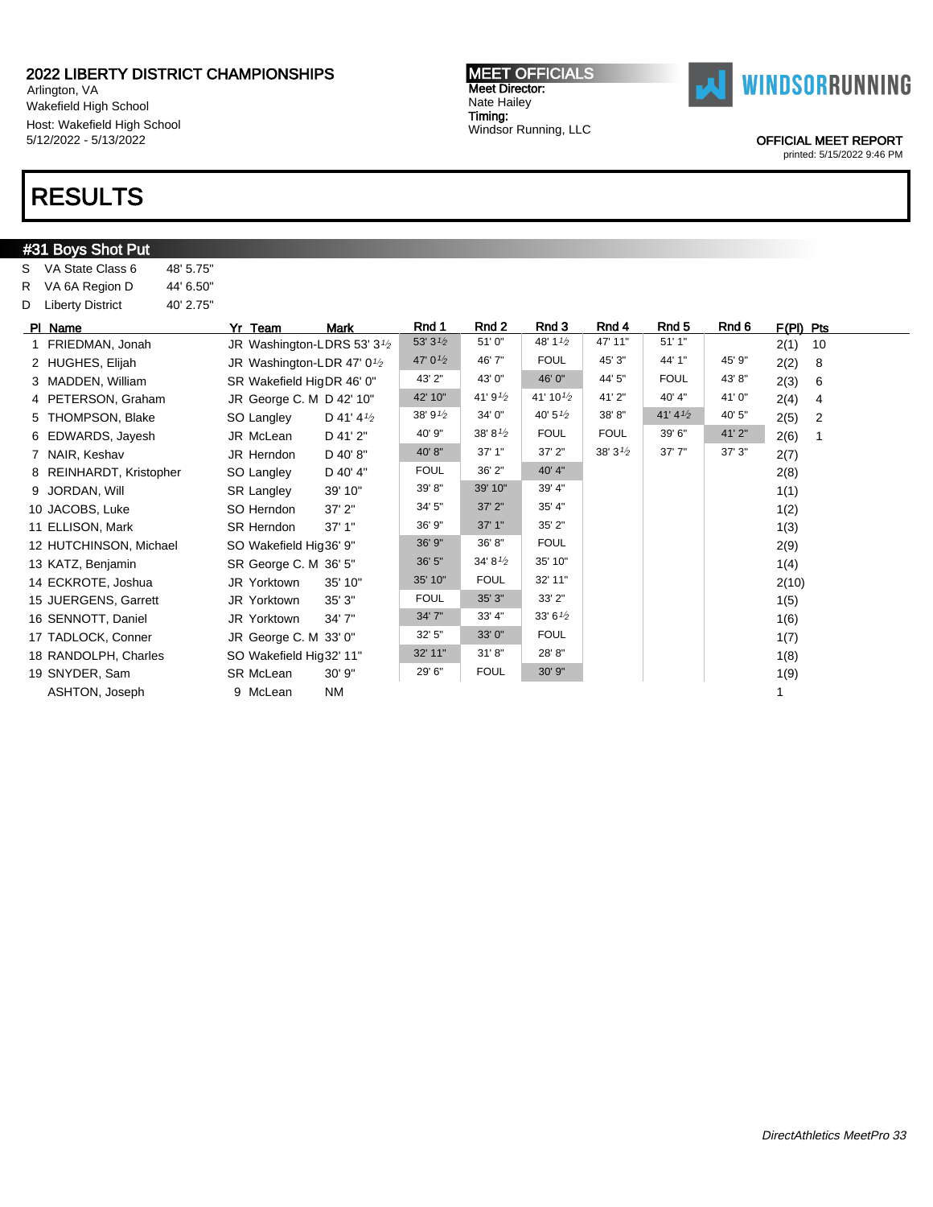2022 LIBERTY DISTRICT CHAMPIONSHIPS
Arlington, VA
Wakefield High School
Host: Wakefield High School
5/12/2022 - 5/13/2022

MEET OFFICIALS
Meet Director:
Nate Hailey
Timing:
Windsor Running, LLC

OFFICIAL MEET REPORT
printed: 5/15/2022 9:46 PM

# RESULTS

## #31 Boys Shot Put

| | | |
|---|---|---|
| S | VA State Class 6 | 48' 5.75" |
| R | VA 6A Region D | 44' 6.50" |
| D | Liberty District | 40' 2.75" |

| Pl | Name | Yr | Team | Mark | Rnd 1 | Rnd 2 | Rnd 3 | Rnd 4 | Rnd 5 | Rnd 6 | F(Pl) | Pts |
|---|---|---|---|---|---|---|---|---|---|---|---|---|
| 1 | FRIEDMAN, Jonah | JR | Washington-L | DRS 53' 3½ | 53' 3½ | 51' 0" | 48' 1½ | 47' 11" | 51' 1" | | 2(1) | 10 |
| 2 | HUGHES, Elijah | JR | Washington-L | DR 47' 0½ | 47' 0½ | 46' 7" | FOUL | 45' 3" | 44' 1" | 45' 9" | 2(2) | 8 |
| 3 | MADDEN, William | SR | Wakefield Hig | DR 46' 0" | 43' 2" | 43' 0" | 46' 0" | 44' 5" | FOUL | 43' 8" | 2(3) | 6 |
| 4 | PETERSON, Graham | JR | George C. M | D 42' 10" | 42' 10" | 41' 9½ | 41' 10½ | 41' 2" | 40' 4" | 41' 0" | 2(4) | 4 |
| 5 | THOMPSON, Blake | SO | Langley | D 41' 4½ | 38' 9½ | 34' 0" | 40' 5½ | 38' 8" | 41' 4½ | 40' 5" | 2(5) | 2 |
| 6 | EDWARDS, Jayesh | JR | McLean | D 41' 2" | 40' 9" | 38' 8½ | FOUL | FOUL | 39' 6" | 41' 2" | 2(6) | 1 |
| 7 | NAIR, Keshav | JR | Herndon | D 40' 8" | 40' 8" | 37' 1" | 37' 2" | 38' 3½ | 37' 7" | 37' 3" | 2(7) | |
| 8 | REINHARDT, Kristopher | SO | Langley | D 40' 4" | FOUL | 36' 2" | 40' 4" | | | | 2(8) | |
| 9 | JORDAN, Will | SR | Langley | 39' 10" | 39' 8" | 39' 10" | 39' 4" | | | | 1(1) | |
| 10 | JACOBS, Luke | SO | Herndon | 37' 2" | 34' 5" | 37' 2" | 35' 4" | | | | 1(2) | |
| 11 | ELLISON, Mark | SR | Herndon | 37' 1" | 36' 9" | 37' 1" | 35' 2" | | | | 1(3) | |
| 12 | HUTCHINSON, Michael | SO | Wakefield Hig | 36' 9" | 36' 9" | 36' 8" | FOUL | | | | 2(9) | |
| 13 | KATZ, Benjamin | SR | George C. M | 36' 5" | 36' 5" | 34' 8½ | 35' 10" | | | | 1(4) | |
| 14 | ECKROTE, Joshua | JR | Yorktown | 35' 10" | 35' 10" | FOUL | 32' 11" | | | | 2(10) | |
| 15 | JUERGENS, Garrett | JR | Yorktown | 35' 3" | FOUL | 35' 3" | 33' 2" | | | | 1(5) | |
| 16 | SENNOTT, Daniel | JR | Yorktown | 34' 7" | 34' 7" | 33' 4" | 33' 6½ | | | | 1(6) | |
| 17 | TADLOCK, Conner | JR | George C. M | 33' 0" | 32' 5" | 33' 0" | FOUL | | | | 1(7) | |
| 18 | RANDOLPH, Charles | SO | Wakefield Hig | 32' 11" | 32' 11" | 31' 8" | 28' 8" | | | | 1(8) | |
| 19 | SNYDER, Sam | SR | McLean | 30' 9" | 29' 6" | FOUL | 30' 9" | | | | 1(9) | |
| | ASHTON, Joseph | 9 | McLean | NM | | | | | | | 1 | |

DirectAthletics MeetPro 33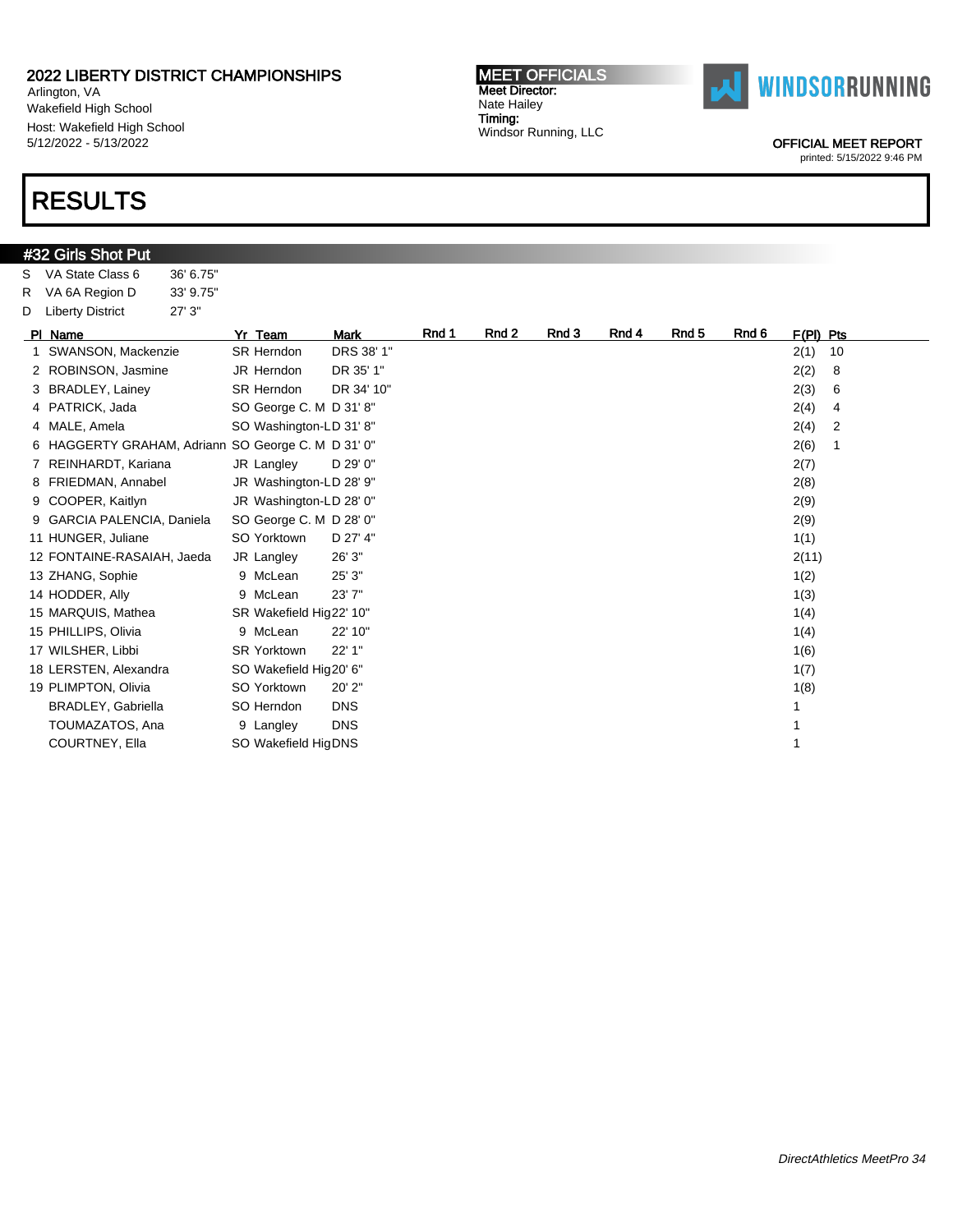2022 LIBERTY DISTRICT CHAMPIONSHIPS
Arlington, VA
Wakefield High School
Host: Wakefield High School
5/12/2022 - 5/13/2022

**MEET OFFICIALS**
Meet Director:
Nate Hailey
Timing:
Windsor Running, LLC

WINDSORRUNNING

OFFICIAL MEET REPORT
printed: 5/15/2022 9:46 PM

# RESULTS

## #32 Girls Shot Put

| | | |
|---|---|---|
| S | VA State Class 6 | 36' 6.75" |
| R | VA 6A Region D | 33' 9.75" |
| D | Liberty District | 27' 3" |

| Pl | Name | Yr | Team | Mark | Rnd 1 | Rnd 2 | Rnd 3 | Rnd 4 | Rnd 5 | Rnd 6 | F(Pl) | Pts |
|---|---|---|---|---|---|---|---|---|---|---|---|---|
| 1 | SWANSON, Mackenzie | SR | Herndon | DRS 38' 1" | | | | | | | 2(1) | 10 |
| 2 | ROBINSON, Jasmine | JR | Herndon | DR 35' 1" | | | | | | | 2(2) | 8 |
| 3 | BRADLEY, Lainey | SR | Herndon | DR 34' 10" | | | | | | | 2(3) | 6 |
| 4 | PATRICK, Jada | SO | George C. M | D 31' 8" | | | | | | | 2(4) | 4 |
| 4 | MALE, Amela | SO | Washington-L | D 31' 8" | | | | | | | 2(4) | 2 |
| 6 | HAGGERTY GRAHAM, Adriann | SO | George C. M | D 31' 0" | | | | | | | 2(6) | 1 |
| 7 | REINHARDT, Kariana | JR | Langley | D 29' 0" | | | | | | | 2(7) | |
| 8 | FRIEDMAN, Annabel | JR | Washington-L | D 28' 9" | | | | | | | 2(8) | |
| 9 | COOPER, Kaitlyn | JR | Washington-L | D 28' 0" | | | | | | | 2(9) | |
| 9 | GARCIA PALENCIA, Daniela | SO | George C. M | D 28' 0" | | | | | | | 2(9) | |
| 11 | HUNGER, Juliane | SO | Yorktown | D 27' 4" | | | | | | | 1(1) | |
| 12 | FONTAINE-RASAIAH, Jaeda | JR | Langley | 26' 3" | | | | | | | 2(11) | |
| 13 | ZHANG, Sophie | 9 | McLean | 25' 3" | | | | | | | 1(2) | |
| 14 | HODDER, Ally | 9 | McLean | 23' 7" | | | | | | | 1(3) | |
| 15 | MARQUIS, Mathea | SR | Wakefield Hig | 22' 10" | | | | | | | 1(4) | |
| 15 | PHILLIPS, Olivia | 9 | McLean | 22' 10" | | | | | | | 1(4) | |
| 17 | WILSHER, Libbi | SR | Yorktown | 22' 1" | | | | | | | 1(6) | |
| 18 | LERSTEN, Alexandra | SO | Wakefield Hig | 20' 6" | | | | | | | 1(7) | |
| 19 | PLIMPTON, Olivia | SO | Yorktown | 20' 2" | | | | | | | 1(8) | |
| | BRADLEY, Gabriella | SO | Herndon | DNS | | | | | | | 1 | |
| | TOUMAZATOS, Ana | 9 | Langley | DNS | | | | | | | 1 | |
| | COURTNEY, Ella | SO | Wakefield Hig | DNS | | | | | | | 1 | |

*DirectAthletics MeetPro 34*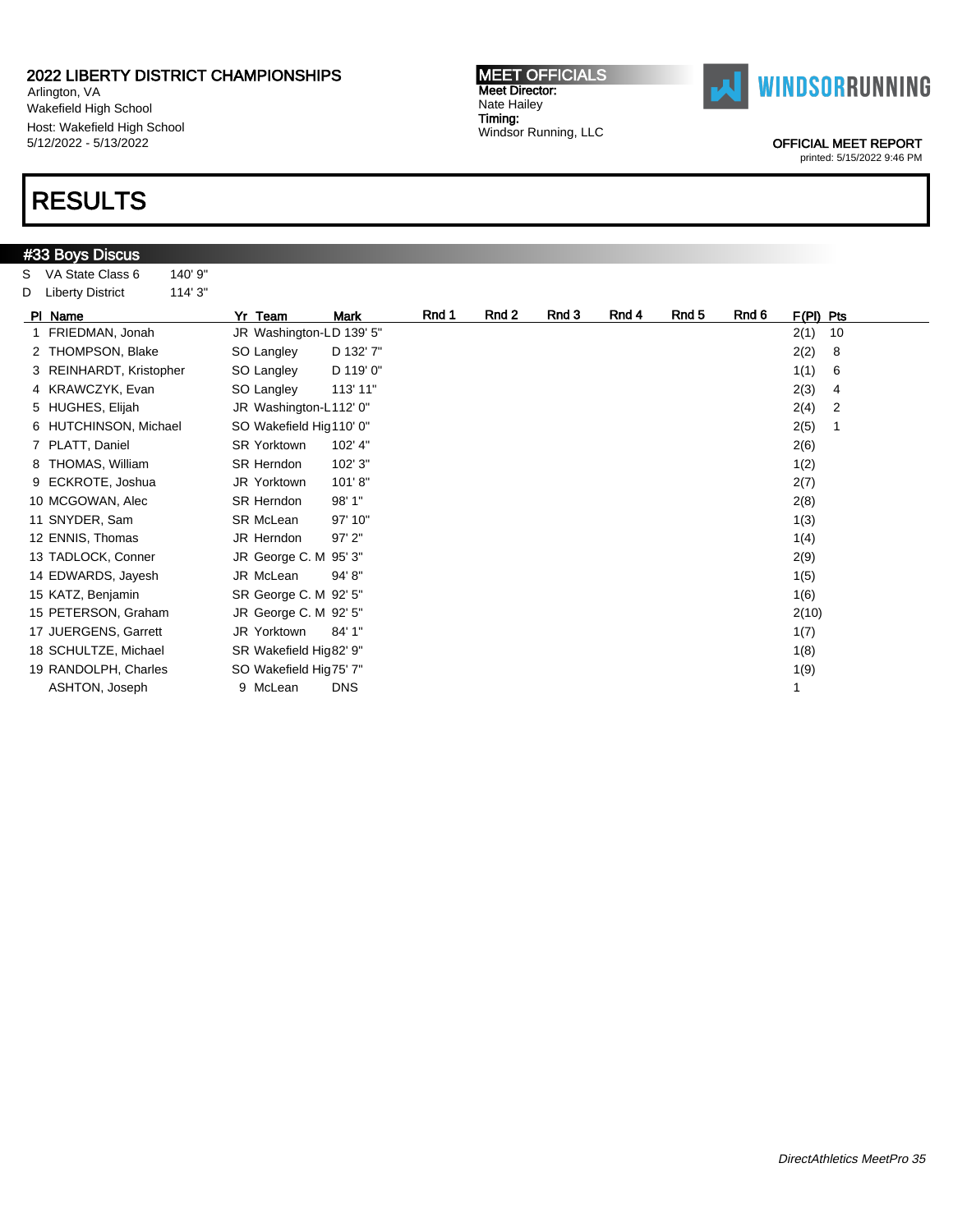2022 LIBERTY DISTRICT CHAMPIONSHIPS
Arlington, VA
Wakefield High School
Host: Wakefield High School
5/12/2022 - 5/13/2022

**MEET OFFICIALS**
Meet Director:
Nate Hailey
Timing:
Windsor Running, LLC

OFFICIAL MEET REPORT
printed: 5/15/2022 9:46 PM

# RESULTS

## #33 Boys Discus

| | | |
|---|---|---|
| S | VA State Class 6 | 140' 9" |
| D | Liberty District | 114' 3" |

| Pl | Name | Yr | Team | Mark | Rnd 1 | Rnd 2 | Rnd 3 | Rnd 4 | Rnd 5 | Rnd 6 | F(Pl) | Pts |
|---|---|---|---|---|---|---|---|---|---|---|---|---|
| 1 | FRIEDMAN, Jonah | JR | Washington-L | D 139' 5" | | | | | | | 2(1) | 10 |
| 2 | THOMPSON, Blake | SO | Langley | D 132' 7" | | | | | | | 2(2) | 8 |
| 3 | REINHARDT, Kristopher | SO | Langley | D 119' 0" | | | | | | | 1(1) | 6 |
| 4 | KRAWCZYK, Evan | SO | Langley | 113' 11" | | | | | | | 2(3) | 4 |
| 5 | HUGHES, Elijah | JR | Washington-L | 112' 0" | | | | | | | 2(4) | 2 |
| 6 | HUTCHINSON, Michael | SO | Wakefield Hig | 110' 0" | | | | | | | 2(5) | 1 |
| 7 | PLATT, Daniel | SR | Yorktown | 102' 4" | | | | | | | 2(6) | |
| 8 | THOMAS, William | SR | Herndon | 102' 3" | | | | | | | 1(2) | |
| 9 | ECKROTE, Joshua | JR | Yorktown | 101' 8" | | | | | | | 2(7) | |
| 10 | MCGOWAN, Alec | SR | Herndon | 98' 1" | | | | | | | 2(8) | |
| 11 | SNYDER, Sam | SR | McLean | 97' 10" | | | | | | | 1(3) | |
| 12 | ENNIS, Thomas | JR | Herndon | 97' 2" | | | | | | | 1(4) | |
| 13 | TADLOCK, Conner | JR | George C. M | 95' 3" | | | | | | | 2(9) | |
| 14 | EDWARDS, Jayesh | JR | McLean | 94' 8" | | | | | | | 1(5) | |
| 15 | KATZ, Benjamin | SR | George C. M | 92' 5" | | | | | | | 1(6) | |
| 15 | PETERSON, Graham | JR | George C. M | 92' 5" | | | | | | | 2(10) | |
| 17 | JUERGENS, Garrett | JR | Yorktown | 84' 1" | | | | | | | 1(7) | |
| 18 | SCHULTZE, Michael | SR | Wakefield Hig | 82' 9" | | | | | | | 1(8) | |
| 19 | RANDOLPH, Charles | SO | Wakefield Hig | 75' 7" | | | | | | | 1(9) | |
| | ASHTON, Joseph | 9 | McLean | DNS | | | | | | | 1 | |

*DirectAthletics MeetPro 35*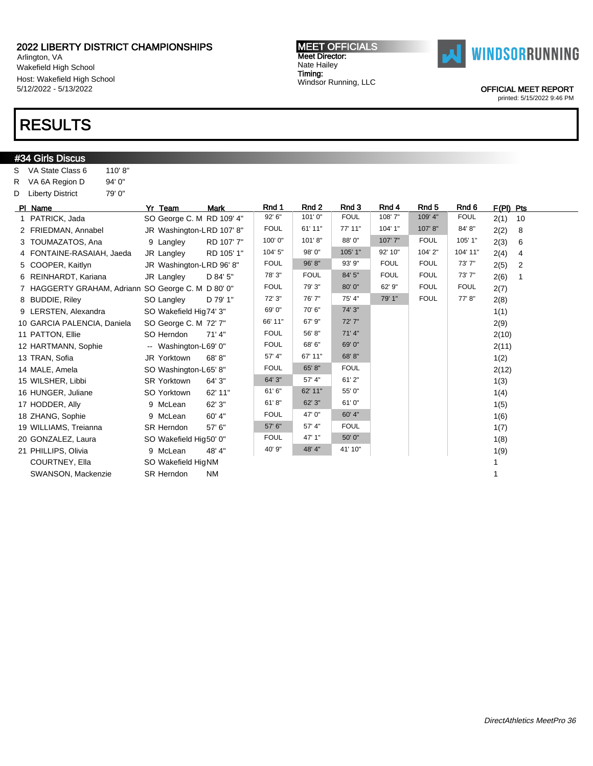## 2022 LIBERTY DISTRICT CHAMPIONSHIPS

Arlington, VA
Wakefield High School
Host: Wakefield High School
5/12/2022 - 5/13/2022

**MEET OFFICIALS**
Meet Director:
Nate Hailey
Timing:
Windsor Running, LLC

WINDSORRUNNING

OFFICIAL MEET REPORT
printed: 5/15/2022 9:46 PM

# RESULTS

## #34 Girls Discus

| | | |
|---|---|---|
| S | VA State Class 6 | 110' 8" |
| R | VA 6A Region D | 94' 0" |
| D | Liberty District | 79' 0" |

| Pl | Name | Yr | Team | Mark | Rnd 1 | Rnd 2 | Rnd 3 | Rnd 4 | Rnd 5 | Rnd 6 | F(Pl) | Pts |
|---|---|---|---|---|---|---|---|---|---|---|---|---|
| 1 | PATRICK, Jada | SO | George C. M | RD 109' 4" | 92' 6" | 101' 0" | FOUL | 108' 7" | 109' 4" | FOUL | 2(1) | 10 |
| 2 | FRIEDMAN, Annabel | JR | Washington-L | RD 107' 8" | FOUL | 61' 11" | 77' 11" | 104' 1" | 107' 8" | 84' 8" | 2(2) | 8 |
| 3 | TOUMAZATOS, Ana | 9 | Langley | RD 107' 7" | 100' 0" | 101' 8" | 88' 0" | 107' 7" | FOUL | 105' 1" | 2(3) | 6 |
| 4 | FONTAINE-RASAIAH, Jaeda | JR | Langley | RD 105' 1" | 104' 5" | 98' 0" | 105' 1" | 92' 10" | 104' 2" | 104' 11" | 2(4) | 4 |
| 5 | COOPER, Kaitlyn | JR | Washington-L | RD 96' 8" | FOUL | 96' 8" | 93' 9" | FOUL | FOUL | 73' 7" | 2(5) | 2 |
| 6 | REINHARDT, Kariana | JR | Langley | D 84' 5" | 78' 3" | FOUL | 84' 5" | FOUL | FOUL | 73' 7" | 2(6) | 1 |
| 7 | HAGGERTY GRAHAM, Adriann | SO | George C. M | D 80' 0" | FOUL | 79' 3" | 80' 0" | 62' 9" | FOUL | FOUL | 2(7) | |
| 8 | BUDDIE, Riley | SO | Langley | D 79' 1" | 72' 3" | 76' 7" | 75' 4" | 79' 1" | FOUL | 77' 8" | 2(8) | |
| 9 | LERSTEN, Alexandra | SO | Wakefield Hig | 74' 3" | 69' 0" | 70' 6" | 74' 3" | | | | 1(1) | |
| 10 | GARCIA PALENCIA, Daniela | SO | George C. M | 72' 7" | 66' 11" | 67' 9" | 72' 7" | | | | 2(9) | |
| 11 | PATTON, Ellie | SO | Herndon | 71' 4" | FOUL | 56' 8" | 71' 4" | | | | 2(10) | |
| 12 | HARTMANN, Sophie | -- | Washington-L | 69' 0" | FOUL | 68' 6" | 69' 0" | | | | 2(11) | |
| 13 | TRAN, Sofia | JR | Yorktown | 68' 8" | 57' 4" | 67' 11" | 68' 8" | | | | 1(2) | |
| 14 | MALE, Amela | SO | Washington-L | 65' 8" | FOUL | 65' 8" | FOUL | | | | 2(12) | |
| 15 | WILSHER, Libbi | SR | Yorktown | 64' 3" | 64' 3" | 57' 4" | 61' 2" | | | | 1(3) | |
| 16 | HUNGER, Juliane | SO | Yorktown | 62' 11" | 61' 6" | 62' 11" | 55' 0" | | | | 1(4) | |
| 17 | HODDER, Ally | 9 | McLean | 62' 3" | 61' 8" | 62' 3" | 61' 0" | | | | 1(5) | |
| 18 | ZHANG, Sophie | 9 | McLean | 60' 4" | FOUL | 47' 0" | 60' 4" | | | | 1(6) | |
| 19 | WILLIAMS, Treianna | SR | Herndon | 57' 6" | 57' 6" | 57' 4" | FOUL | | | | 1(7) | |
| 20 | GONZALEZ, Laura | SO | Wakefield Hig | 50' 0" | FOUL | 47' 1" | 50' 0" | | | | 1(8) | |
| 21 | PHILLIPS, Olivia | 9 | McLean | 48' 4" | 40' 9" | 48' 4" | 41' 10" | | | | 1(9) | |
| | COURTNEY, Ella | SO | Wakefield Hig | NM | | | | | | | 1 | |
| | SWANSON, Mackenzie | SR | Herndon | NM | | | | | | | 1 | |

*DirectAthletics MeetPro 36*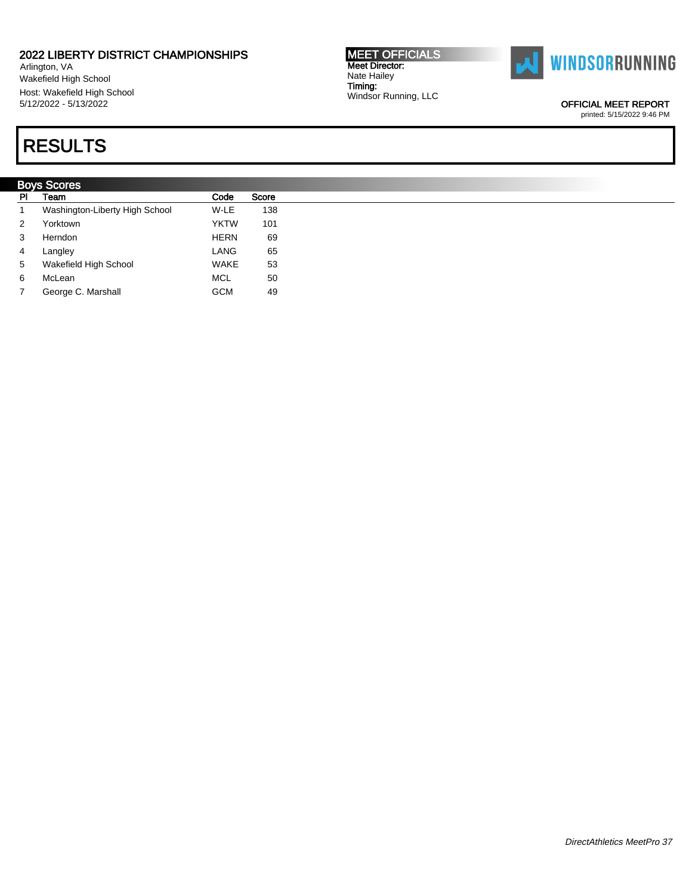2022 LIBERTY DISTRICT CHAMPIONSHIPS
Arlington, VA
Wakefield High School
Host: Wakefield High School
5/12/2022 - 5/13/2022

**MEET OFFICIALS**
**Meet Director:**
Nate Hailey
**Timing:**
Windsor Running, LLC

OFFICIAL MEET REPORT
printed: 5/15/2022 9:46 PM

# RESULTS

## Boys Scores

| Pl | Team | Code | Score |
|---|---|---|---|
| 1 | Washington-Liberty High School | W-LE | 138 |
| 2 | Yorktown | YKTW | 101 |
| 3 | Herndon | HERN | 69 |
| 4 | Langley | LANG | 65 |
| 5 | Wakefield High School | WAKE | 53 |
| 6 | McLean | MCL | 50 |
| 7 | George C. Marshall | GCM | 49 |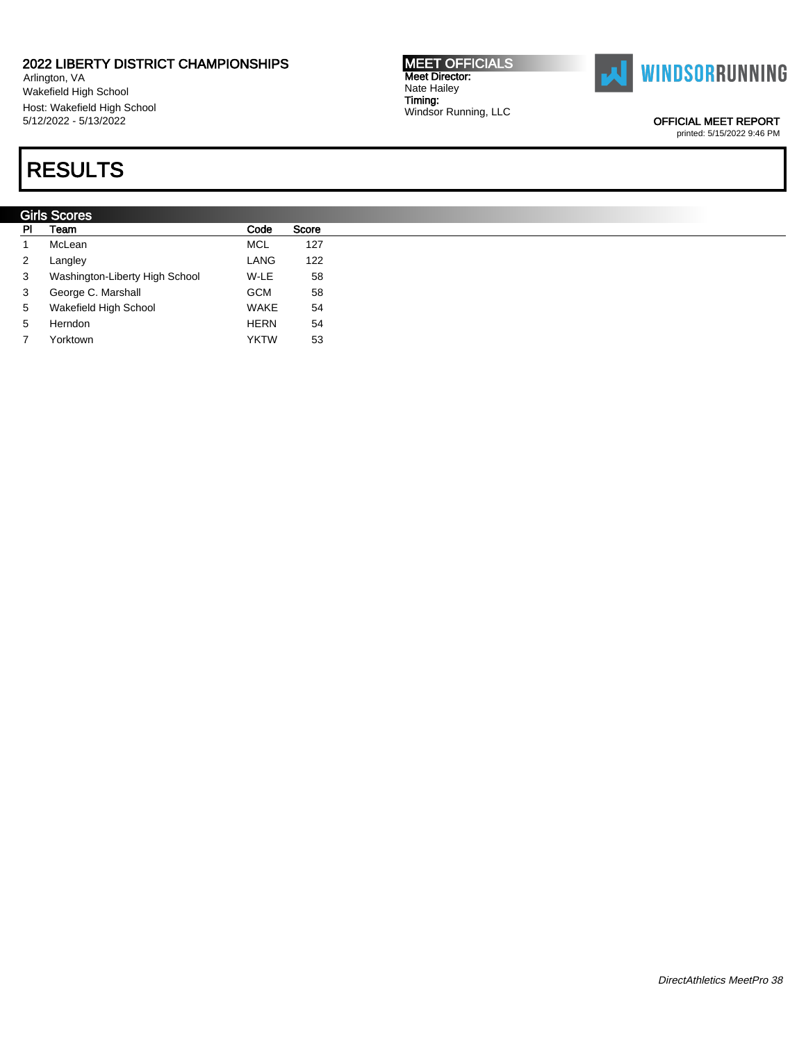2022 LIBERTY DISTRICT CHAMPIONSHIPS
Arlington, VA
Wakefield High School
Host: Wakefield High School
5/12/2022 - 5/13/2022

**MEET OFFICIALS**
**Meet Director:**
Nate Hailey
**Timing:**
Windsor Running, LLC

WINDSORRUNNING

OFFICIAL MEET REPORT
printed: 5/15/2022 9:46 PM

# RESULTS

## Girls Scores

| Pl | Team | Code | Score |
|---|---|---|---|
| 1 | McLean | MCL | 127 |
| 2 | Langley | LANG | 122 |
| 3 | Washington-Liberty High School | W-LE | 58 |
| 3 | George C. Marshall | GCM | 58 |
| 5 | Wakefield High School | WAKE | 54 |
| 5 | Herndon | HERN | 54 |
| 7 | Yorktown | YKTW | 53 |

*DirectAthletics MeetPro*